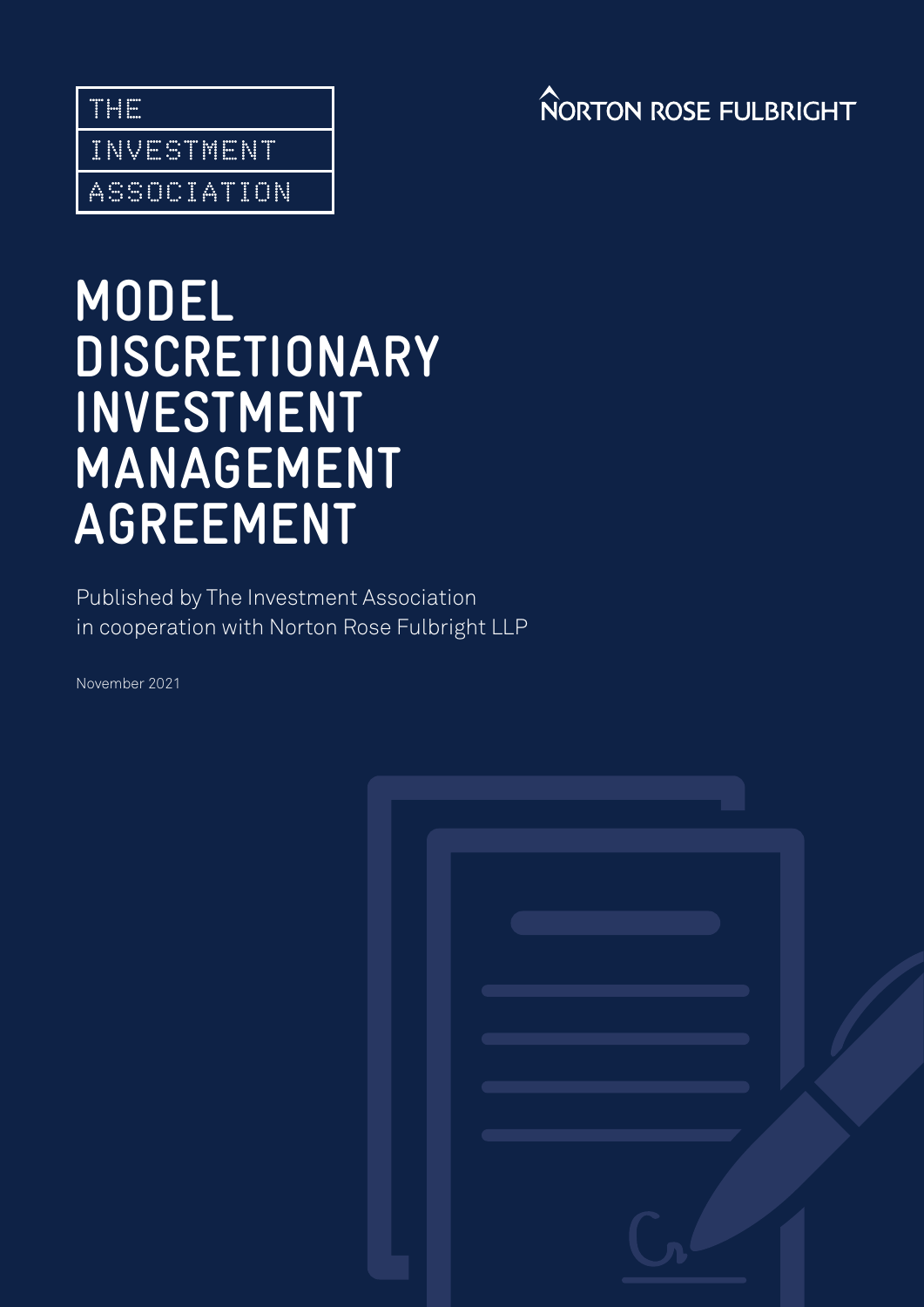THE INVESTMENT ASSOCIATION

NORTON ROSE FULBRIGHT

# MODEL DISCRETIONARY INVESTMENT MANAGEMENT AGREEMENT

Published by The Investment Association in cooperation with Norton Rose Fulbright LLP

November 2021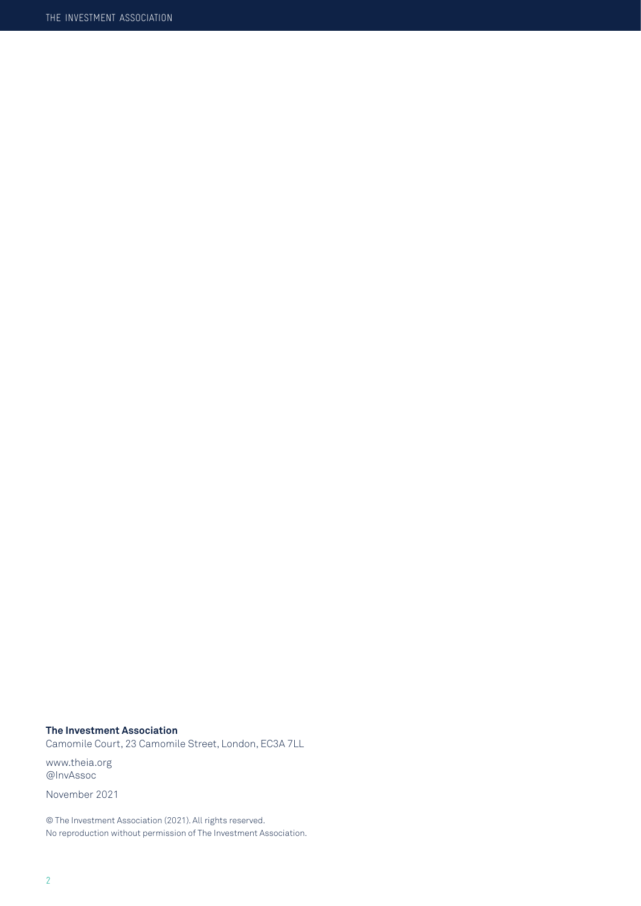**The Investment Association**
Camomile Court, 23 Camomile Street, London, EC3A 7LL

www.theia.org
@InvAssoc

November 2021

© The Investment Association (2021). All rights reserved.
No reproduction without permission of The Investment Association.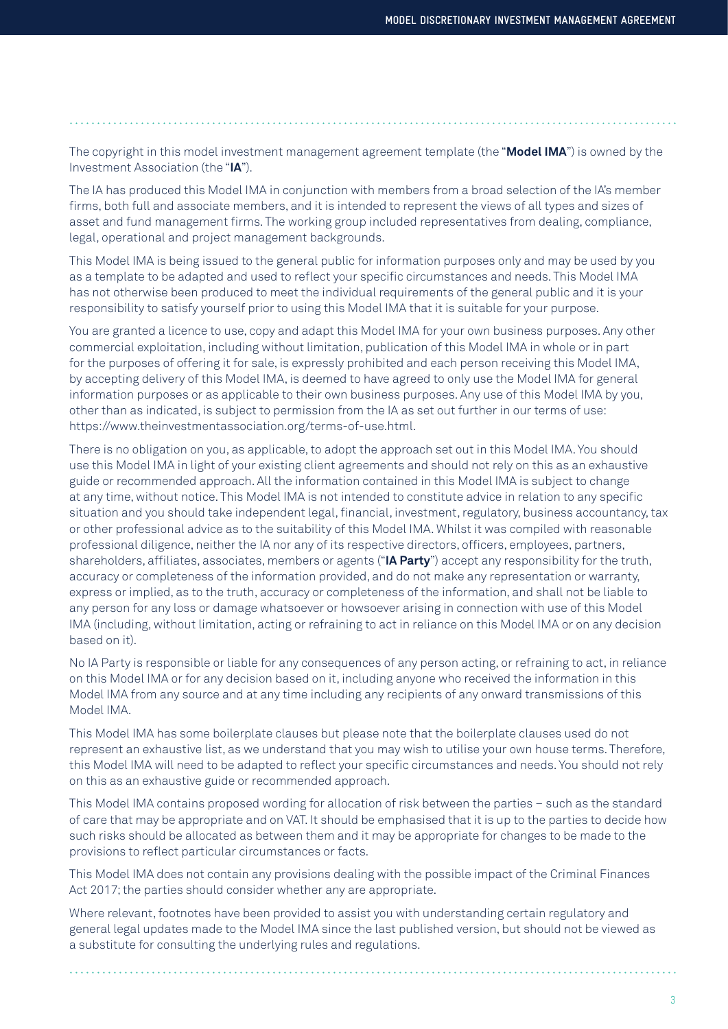The copyright in this model investment management agreement template (the "**Model IMA**") is owned by the Investment Association (the "**IA**").

The IA has produced this Model IMA in conjunction with members from a broad selection of the IA's member firms, both full and associate members, and it is intended to represent the views of all types and sizes of asset and fund management firms. The working group included representatives from dealing, compliance, legal, operational and project management backgrounds.

This Model IMA is being issued to the general public for information purposes only and may be used by you as a template to be adapted and used to reflect your specific circumstances and needs. This Model IMA has not otherwise been produced to meet the individual requirements of the general public and it is your responsibility to satisfy yourself prior to using this Model IMA that it is suitable for your purpose.

You are granted a licence to use, copy and adapt this Model IMA for your own business purposes. Any other commercial exploitation, including without limitation, publication of this Model IMA in whole or in part for the purposes of offering it for sale, is expressly prohibited and each person receiving this Model IMA, by accepting delivery of this Model IMA, is deemed to have agreed to only use the Model IMA for general information purposes or as applicable to their own business purposes. Any use of this Model IMA by you, other than as indicated, is subject to permission from the IA as set out further in our terms of use: https://www.theinvestmentassociation.org/terms-of-use.html.

There is no obligation on you, as applicable, to adopt the approach set out in this Model IMA. You should use this Model IMA in light of your existing client agreements and should not rely on this as an exhaustive guide or recommended approach. All the information contained in this Model IMA is subject to change at any time, without notice. This Model IMA is not intended to constitute advice in relation to any specific situation and you should take independent legal, financial, investment, regulatory, business accountancy, tax or other professional advice as to the suitability of this Model IMA. Whilst it was compiled with reasonable professional diligence, neither the IA nor any of its respective directors, officers, employees, partners, shareholders, affiliates, associates, members or agents ("**IA Party**") accept any responsibility for the truth, accuracy or completeness of the information provided, and do not make any representation or warranty, express or implied, as to the truth, accuracy or completeness of the information, and shall not be liable to any person for any loss or damage whatsoever or howsoever arising in connection with use of this Model IMA (including, without limitation, acting or refraining to act in reliance on this Model IMA or on any decision based on it).

No IA Party is responsible or liable for any consequences of any person acting, or refraining to act, in reliance on this Model IMA or for any decision based on it, including anyone who received the information in this Model IMA from any source and at any time including any recipients of any onward transmissions of this Model IMA.

This Model IMA has some boilerplate clauses but please note that the boilerplate clauses used do not represent an exhaustive list, as we understand that you may wish to utilise your own house terms. Therefore, this Model IMA will need to be adapted to reflect your specific circumstances and needs. You should not rely on this as an exhaustive guide or recommended approach.

This Model IMA contains proposed wording for allocation of risk between the parties – such as the standard of care that may be appropriate and on VAT. It should be emphasised that it is up to the parties to decide how such risks should be allocated as between them and it may be appropriate for changes to be made to the provisions to reflect particular circumstances or facts.

This Model IMA does not contain any provisions dealing with the possible impact of the Criminal Finances Act 2017; the parties should consider whether any are appropriate.

Where relevant, footnotes have been provided to assist you with understanding certain regulatory and general legal updates made to the Model IMA since the last published version, but should not be viewed as a substitute for consulting the underlying rules and regulations.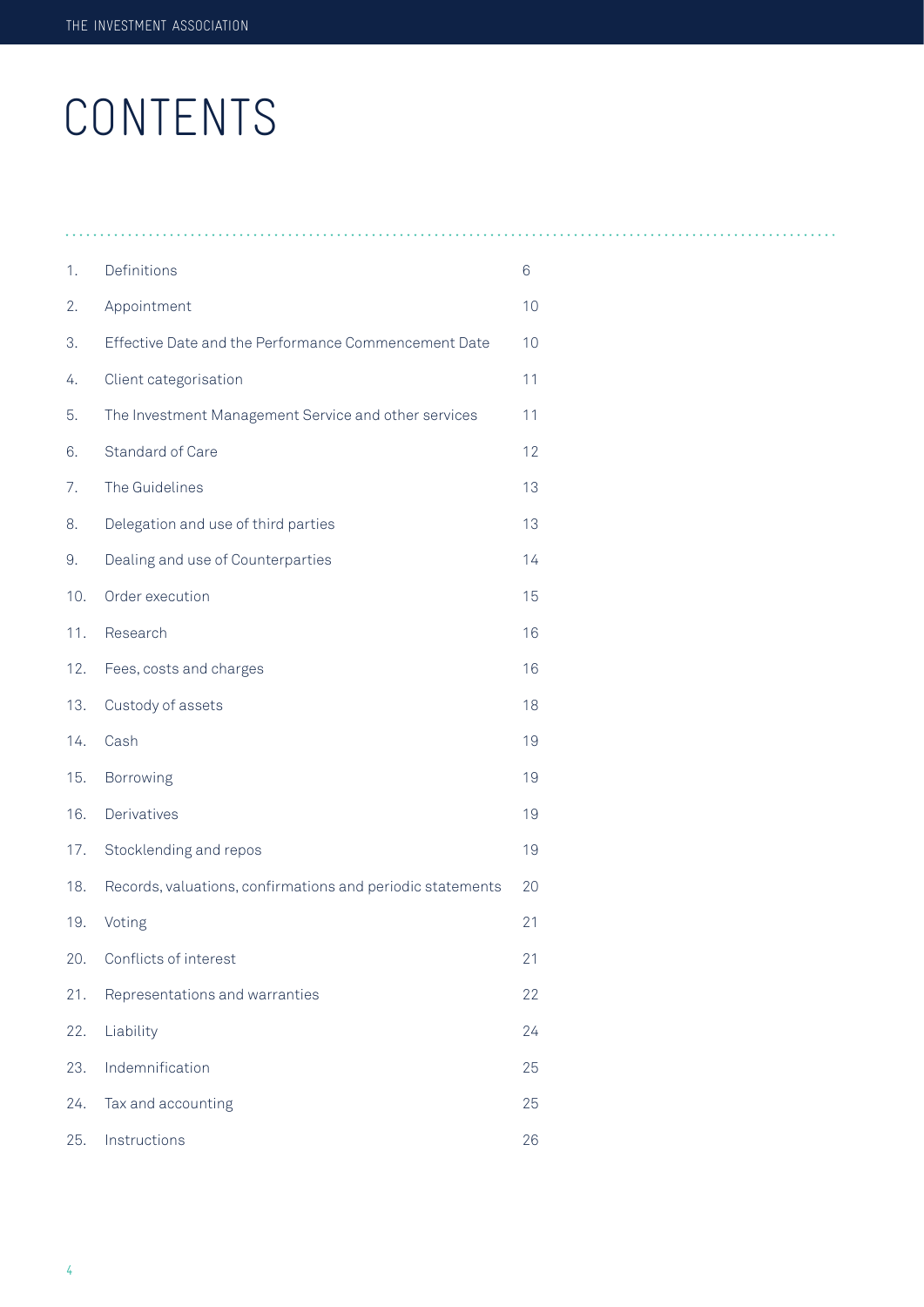# CONTENTS

| | | |
|---|---|---|
| 1. | Definitions | 6 |
| 2. | Appointment | 10 |
| 3. | Effective Date and the Performance Commencement Date | 10 |
| 4. | Client categorisation | 11 |
| 5. | The Investment Management Service and other services | 11 |
| 6. | Standard of Care | 12 |
| 7. | The Guidelines | 13 |
| 8. | Delegation and use of third parties | 13 |
| 9. | Dealing and use of Counterparties | 14 |
| 10. | Order execution | 15 |
| 11. | Research | 16 |
| 12. | Fees, costs and charges | 16 |
| 13. | Custody of assets | 18 |
| 14. | Cash | 19 |
| 15. | Borrowing | 19 |
| 16. | Derivatives | 19 |
| 17. | Stocklending and repos | 19 |
| 18. | Records, valuations, confirmations and periodic statements | 20 |
| 19. | Voting | 21 |
| 20. | Conflicts of interest | 21 |
| 21. | Representations and warranties | 22 |
| 22. | Liability | 24 |
| 23. | Indemnification | 25 |
| 24. | Tax and accounting | 25 |
| 25. | Instructions | 26 |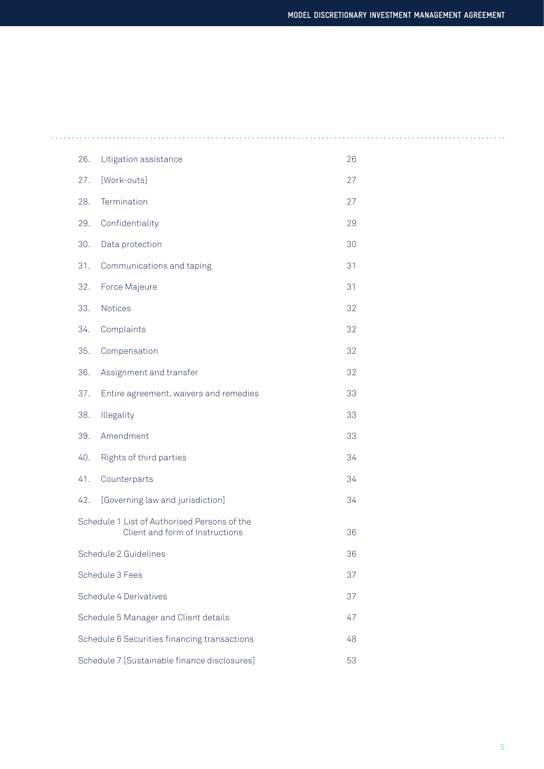| | | |
|---|---|---|
| 26. | Litigation assistance | 26 |
| 27. | [Work-outs] | 27 |
| 28. | Termination | 27 |
| 29. | Confidentiality | 29 |
| 30. | Data protection | 30 |
| 31. | Communications and taping | 31 |
| 32. | Force Majeure | 31 |
| 33. | Notices | 32 |
| 34. | Complaints | 32 |
| 35. | Compensation | 32 |
| 36. | Assignment and transfer | 32 |
| 37. | Entire agreement, waivers and remedies | 33 |
| 38. | Illegality | 33 |
| 39. | Amendment | 33 |
| 40. | Rights of third parties | 34 |
| 41. | Counterparts | 34 |
| 42. | [Governing law and jurisdiction] | 34 |
| Schedule 1 | List of Authorised Persons of the Client and form of Instructions | 36 |
| Schedule 2 | Guidelines | 36 |
| Schedule 3 | Fees | 37 |
| Schedule 4 | Derivatives | 37 |
| Schedule 5 | Manager and Client details | 47 |
| Schedule 6 | Securities financing transactions | 48 |
| Schedule 7 | [Sustainable finance disclosures] | 53 |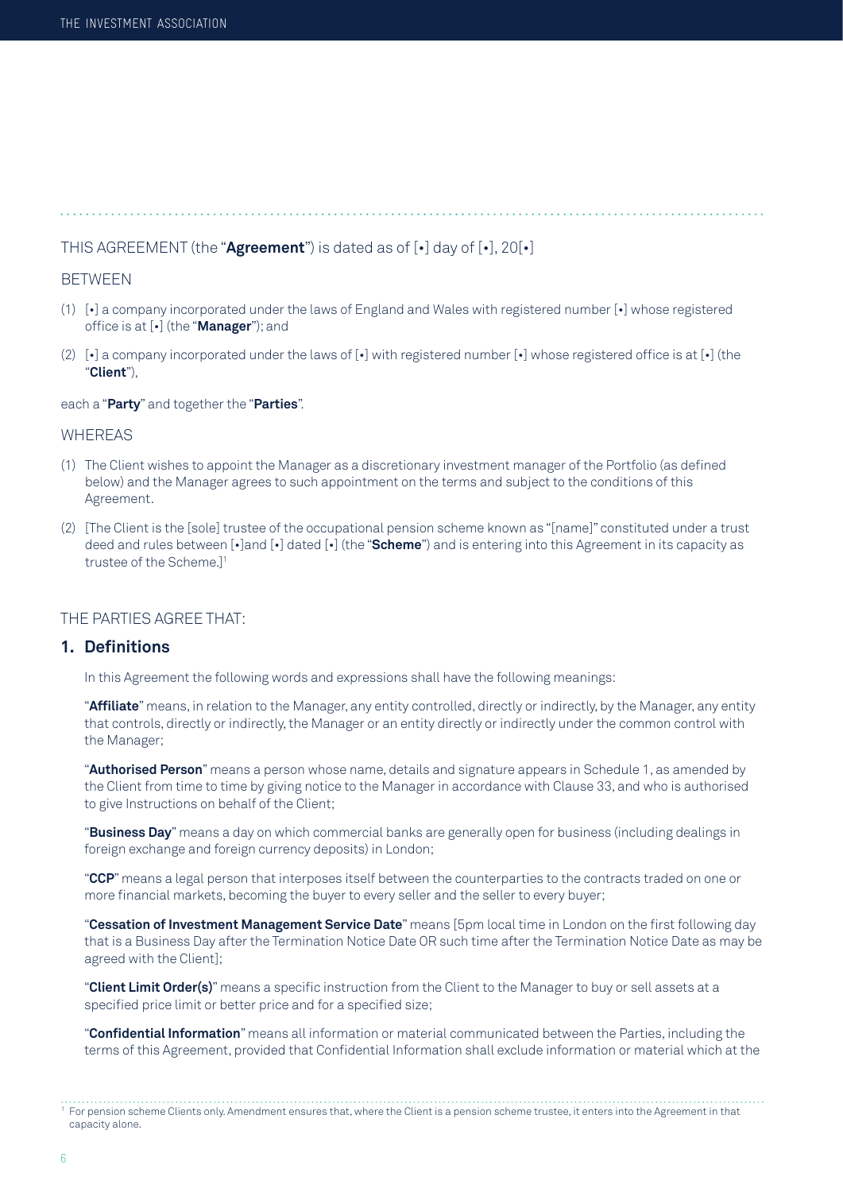THIS AGREEMENT (the "**Agreement**") is dated as of [•] day of [•], 20[•]

BETWEEN

(1) [•] a company incorporated under the laws of England and Wales with registered number [•] whose registered office is at [•] (the "**Manager**"); and

(2) [•] a company incorporated under the laws of [•] with registered number [•] whose registered office is at [•] (the "**Client**"),

each a "**Party**" and together the "**Parties**".

WHEREAS

(1) The Client wishes to appoint the Manager as a discretionary investment manager of the Portfolio (as defined below) and the Manager agrees to such appointment on the terms and subject to the conditions of this Agreement.

(2) [The Client is the [sole] trustee of the occupational pension scheme known as "[name]" constituted under a trust deed and rules between [•]and [•] dated [•] (the "**Scheme**") and is entering into this Agreement in its capacity as trustee of the Scheme.][1]

THE PARTIES AGREE THAT:

## 1. Definitions

In this Agreement the following words and expressions shall have the following meanings:

"**Affiliate**" means, in relation to the Manager, any entity controlled, directly or indirectly, by the Manager, any entity that controls, directly or indirectly, the Manager or an entity directly or indirectly under the common control with the Manager;

"**Authorised Person**" means a person whose name, details and signature appears in Schedule 1, as amended by the Client from time to time by giving notice to the Manager in accordance with Clause 33, and who is authorised to give Instructions on behalf of the Client;

"**Business Day**" means a day on which commercial banks are generally open for business (including dealings in foreign exchange and foreign currency deposits) in London;

"**CCP**" means a legal person that interposes itself between the counterparties to the contracts traded on one or more financial markets, becoming the buyer to every seller and the seller to every buyer;

"**Cessation of Investment Management Service Date**" means [5pm local time in London on the first following day that is a Business Day after the Termination Notice Date OR such time after the Termination Notice Date as may be agreed with the Client];

"**Client Limit Order(s)**" means a specific instruction from the Client to the Manager to buy or sell assets at a specified price limit or better price and for a specified size;

"**Confidential Information**" means all information or material communicated between the Parties, including the terms of this Agreement, provided that Confidential Information shall exclude information or material which at the

[1] For pension scheme Clients only. Amendment ensures that, where the Client is a pension scheme trustee, it enters into the Agreement in that capacity alone.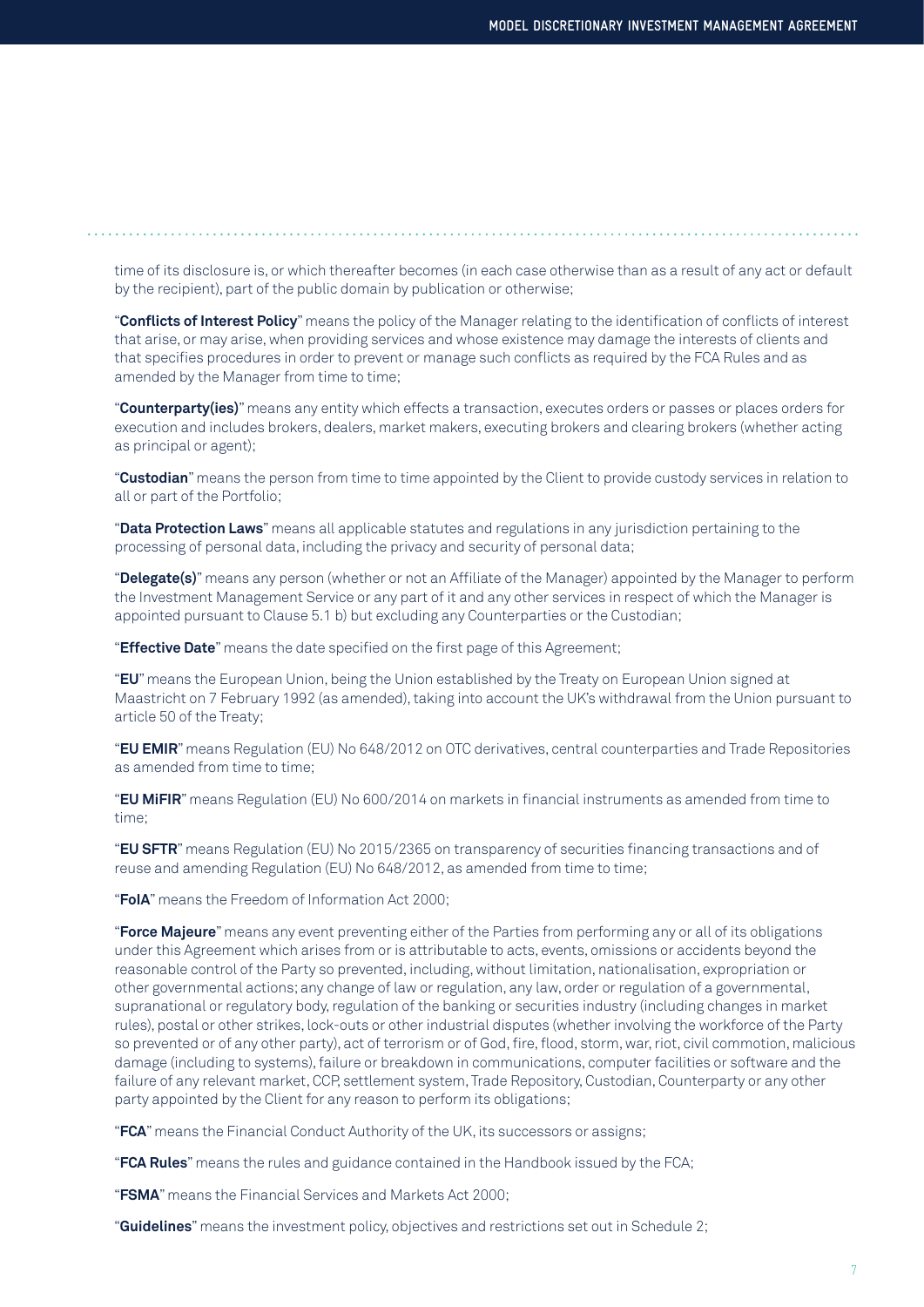time of its disclosure is, or which thereafter becomes (in each case otherwise than as a result of any act or default by the recipient), part of the public domain by publication or otherwise;

"**Conflicts of Interest Policy**" means the policy of the Manager relating to the identification of conflicts of interest that arise, or may arise, when providing services and whose existence may damage the interests of clients and that specifies procedures in order to prevent or manage such conflicts as required by the FCA Rules and as amended by the Manager from time to time;

"**Counterparty(ies)**" means any entity which effects a transaction, executes orders or passes or places orders for execution and includes brokers, dealers, market makers, executing brokers and clearing brokers (whether acting as principal or agent);

"**Custodian**" means the person from time to time appointed by the Client to provide custody services in relation to all or part of the Portfolio;

"**Data Protection Laws**" means all applicable statutes and regulations in any jurisdiction pertaining to the processing of personal data, including the privacy and security of personal data;

"**Delegate(s)**" means any person (whether or not an Affiliate of the Manager) appointed by the Manager to perform the Investment Management Service or any part of it and any other services in respect of which the Manager is appointed pursuant to Clause 5.1 b) but excluding any Counterparties or the Custodian;

"**Effective Date**" means the date specified on the first page of this Agreement;

"**EU**" means the European Union, being the Union established by the Treaty on European Union signed at Maastricht on 7 February 1992 (as amended), taking into account the UK's withdrawal from the Union pursuant to article 50 of the Treaty;

"**EU EMIR**" means Regulation (EU) No 648/2012 on OTC derivatives, central counterparties and Trade Repositories as amended from time to time;

"**EU MiFIR**" means Regulation (EU) No 600/2014 on markets in financial instruments as amended from time to time;

"**EU SFTR**" means Regulation (EU) No 2015/2365 on transparency of securities financing transactions and of reuse and amending Regulation (EU) No 648/2012, as amended from time to time;

"**FoIA**" means the Freedom of Information Act 2000;

"**Force Majeure**" means any event preventing either of the Parties from performing any or all of its obligations under this Agreement which arises from or is attributable to acts, events, omissions or accidents beyond the reasonable control of the Party so prevented, including, without limitation, nationalisation, expropriation or other governmental actions; any change of law or regulation, any law, order or regulation of a governmental, supranational or regulatory body, regulation of the banking or securities industry (including changes in market rules), postal or other strikes, lock-outs or other industrial disputes (whether involving the workforce of the Party so prevented or of any other party), act of terrorism or of God, fire, flood, storm, war, riot, civil commotion, malicious damage (including to systems), failure or breakdown in communications, computer facilities or software and the failure of any relevant market, CCP, settlement system, Trade Repository, Custodian, Counterparty or any other party appointed by the Client for any reason to perform its obligations;

"**FCA**" means the Financial Conduct Authority of the UK, its successors or assigns;

"**FCA Rules**" means the rules and guidance contained in the Handbook issued by the FCA;

"**FSMA**" means the Financial Services and Markets Act 2000;

"**Guidelines**" means the investment policy, objectives and restrictions set out in Schedule 2;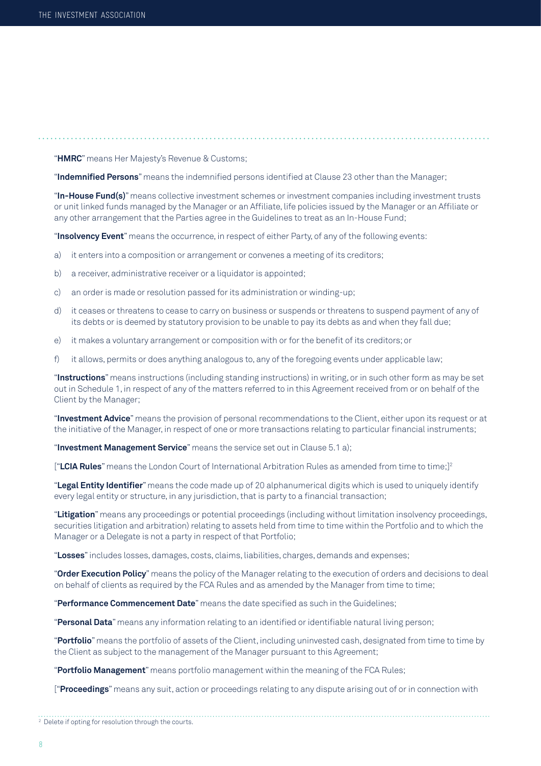"**HMRC**" means Her Majesty's Revenue & Customs;

"**Indemnified Persons**" means the indemnified persons identified at Clause 23 other than the Manager;

"**In-House Fund(s)**" means collective investment schemes or investment companies including investment trusts or unit linked funds managed by the Manager or an Affiliate, life policies issued by the Manager or an Affiliate or any other arrangement that the Parties agree in the Guidelines to treat as an In-House Fund;

"**Insolvency Event**" means the occurrence, in respect of either Party, of any of the following events:

a) it enters into a composition or arrangement or convenes a meeting of its creditors;

b) a receiver, administrative receiver or a liquidator is appointed;

c) an order is made or resolution passed for its administration or winding-up;

d) it ceases or threatens to cease to carry on business or suspends or threatens to suspend payment of any of its debts or is deemed by statutory provision to be unable to pay its debts as and when they fall due;

e) it makes a voluntary arrangement or composition with or for the benefit of its creditors; or

f) it allows, permits or does anything analogous to, any of the foregoing events under applicable law;

"**Instructions**" means instructions (including standing instructions) in writing, or in such other form as may be set out in Schedule 1, in respect of any of the matters referred to in this Agreement received from or on behalf of the Client by the Manager;

"**Investment Advice**" means the provision of personal recommendations to the Client, either upon its request or at the initiative of the Manager, in respect of one or more transactions relating to particular financial instruments;

"**Investment Management Service**" means the service set out in Clause 5.1 a);

["**LCIA Rules**" means the London Court of International Arbitration Rules as amended from time to time;][2]

"**Legal Entity Identifier**" means the code made up of 20 alphanumerical digits which is used to uniquely identify every legal entity or structure, in any jurisdiction, that is party to a financial transaction;

"**Litigation**" means any proceedings or potential proceedings (including without limitation insolvency proceedings, securities litigation and arbitration) relating to assets held from time to time within the Portfolio and to which the Manager or a Delegate is not a party in respect of that Portfolio;

"**Losses**" includes losses, damages, costs, claims, liabilities, charges, demands and expenses;

"**Order Execution Policy**" means the policy of the Manager relating to the execution of orders and decisions to deal on behalf of clients as required by the FCA Rules and as amended by the Manager from time to time;

"**Performance Commencement Date**" means the date specified as such in the Guidelines;

"**Personal Data**" means any information relating to an identified or identifiable natural living person;

"**Portfolio**" means the portfolio of assets of the Client, including uninvested cash, designated from time to time by the Client as subject to the management of the Manager pursuant to this Agreement;

"**Portfolio Management**" means portfolio management within the meaning of the FCA Rules;

["**Proceedings**" means any suit, action or proceedings relating to any dispute arising out of or in connection with

[2] Delete if opting for resolution through the courts.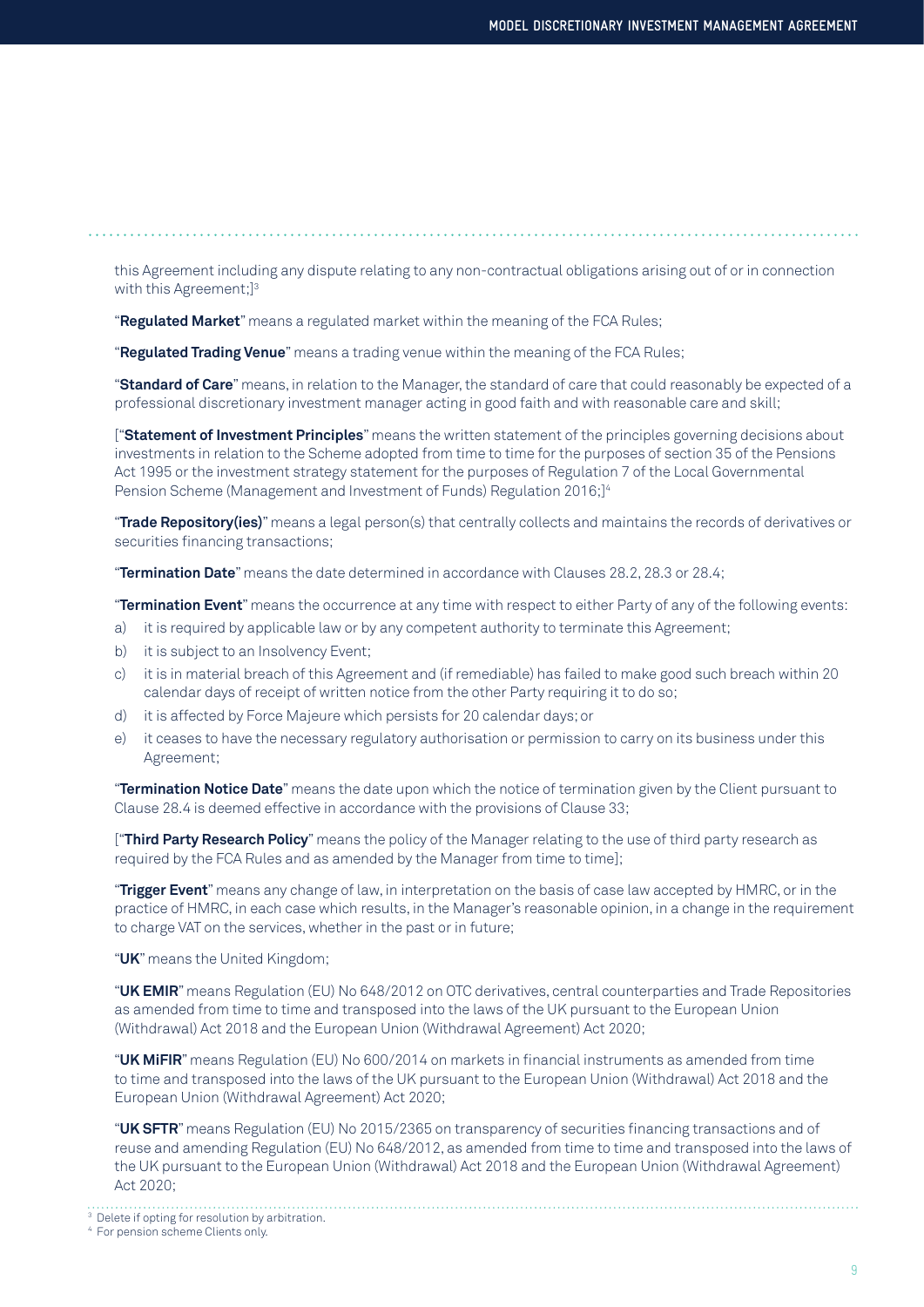this Agreement including any dispute relating to any non-contractual obligations arising out of or in connection with this Agreement;][3]

"**Regulated Market**" means a regulated market within the meaning of the FCA Rules;

"**Regulated Trading Venue**" means a trading venue within the meaning of the FCA Rules;

"**Standard of Care**" means, in relation to the Manager, the standard of care that could reasonably be expected of a professional discretionary investment manager acting in good faith and with reasonable care and skill;

["**Statement of Investment Principles**" means the written statement of the principles governing decisions about investments in relation to the Scheme adopted from time to time for the purposes of section 35 of the Pensions Act 1995 or the investment strategy statement for the purposes of Regulation 7 of the Local Governmental Pension Scheme (Management and Investment of Funds) Regulation 2016;][4]

"**Trade Repository(ies)**" means a legal person(s) that centrally collects and maintains the records of derivatives or securities financing transactions;

"**Termination Date**" means the date determined in accordance with Clauses 28.2, 28.3 or 28.4;

"**Termination Event**" means the occurrence at any time with respect to either Party of any of the following events:

a) it is required by applicable law or by any competent authority to terminate this Agreement;
b) it is subject to an Insolvency Event;
c) it is in material breach of this Agreement and (if remediable) has failed to make good such breach within 20 calendar days of receipt of written notice from the other Party requiring it to do so;
d) it is affected by Force Majeure which persists for 20 calendar days; or
e) it ceases to have the necessary regulatory authorisation or permission to carry on its business under this Agreement;

"**Termination Notice Date**" means the date upon which the notice of termination given by the Client pursuant to Clause 28.4 is deemed effective in accordance with the provisions of Clause 33;

["**Third Party Research Policy**" means the policy of the Manager relating to the use of third party research as required by the FCA Rules and as amended by the Manager from time to time];

"**Trigger Event**" means any change of law, in interpretation on the basis of case law accepted by HMRC, or in the practice of HMRC, in each case which results, in the Manager's reasonable opinion, in a change in the requirement to charge VAT on the services, whether in the past or in future;

"**UK**" means the United Kingdom;

"**UK EMIR**" means Regulation (EU) No 648/2012 on OTC derivatives, central counterparties and Trade Repositories as amended from time to time and transposed into the laws of the UK pursuant to the European Union (Withdrawal) Act 2018 and the European Union (Withdrawal Agreement) Act 2020;

"**UK MiFIR**" means Regulation (EU) No 600/2014 on markets in financial instruments as amended from time to time and transposed into the laws of the UK pursuant to the European Union (Withdrawal) Act 2018 and the European Union (Withdrawal Agreement) Act 2020;

"**UK SFTR**" means Regulation (EU) No 2015/2365 on transparency of securities financing transactions and of reuse and amending Regulation (EU) No 648/2012, as amended from time to time and transposed into the laws of the UK pursuant to the European Union (Withdrawal) Act 2018 and the European Union (Withdrawal Agreement) Act 2020;

[3] Delete if opting for resolution by arbitration.
[4] For pension scheme Clients only.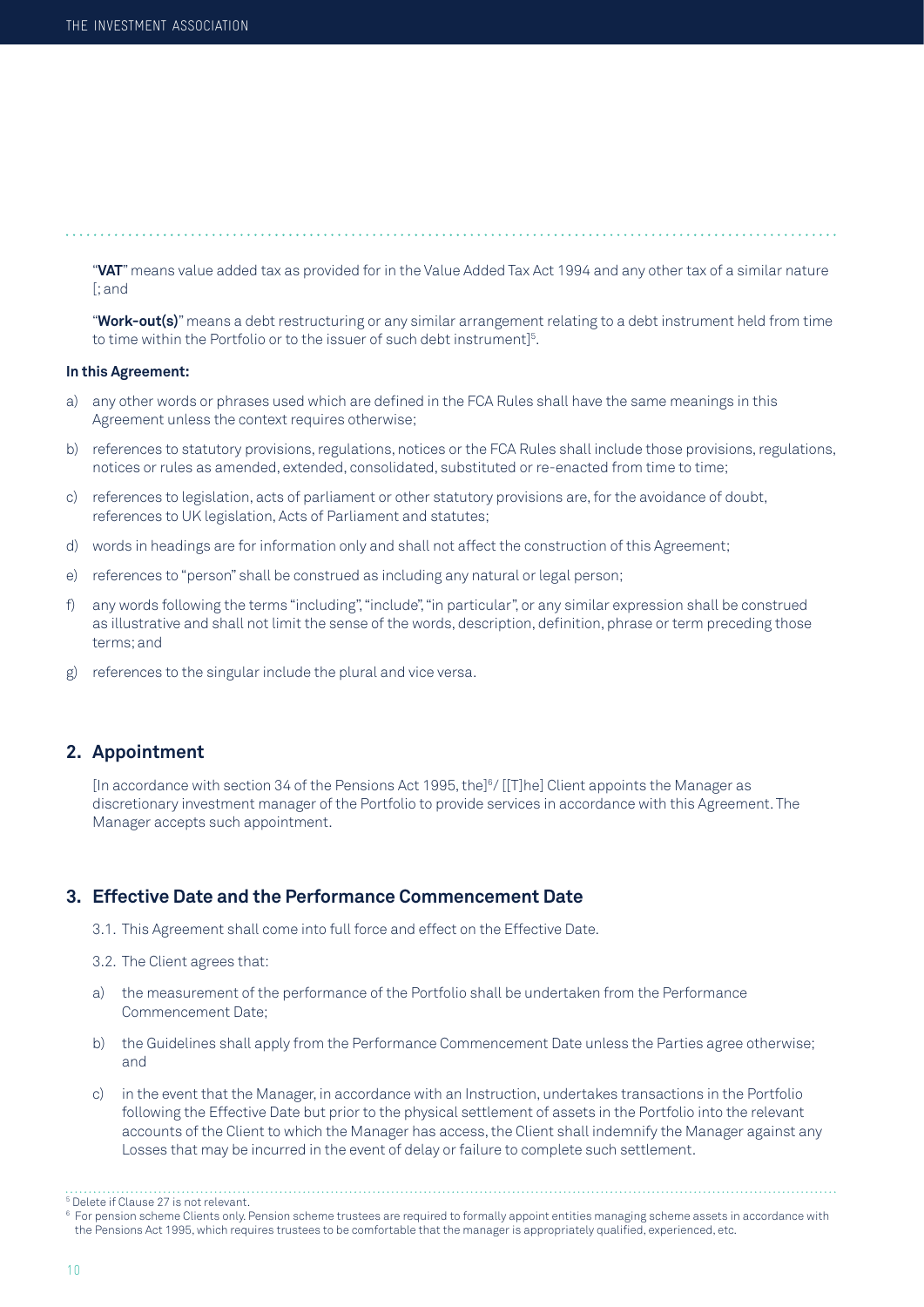"**VAT**" means value added tax as provided for in the Value Added Tax Act 1994 and any other tax of a similar nature [; and

"**Work-out(s)**" means a debt restructuring or any similar arrangement relating to a debt instrument held from time to time within the Portfolio or to the issuer of such debt instrument][5].

**In this Agreement:**

a) any other words or phrases used which are defined in the FCA Rules shall have the same meanings in this Agreement unless the context requires otherwise;

b) references to statutory provisions, regulations, notices or the FCA Rules shall include those provisions, regulations, notices or rules as amended, extended, consolidated, substituted or re-enacted from time to time;

c) references to legislation, acts of parliament or other statutory provisions are, for the avoidance of doubt, references to UK legislation, Acts of Parliament and statutes;

d) words in headings are for information only and shall not affect the construction of this Agreement;

e) references to "person" shall be construed as including any natural or legal person;

f) any words following the terms "including", "include", "in particular", or any similar expression shall be construed as illustrative and shall not limit the sense of the words, description, definition, phrase or term preceding those terms; and

g) references to the singular include the plural and vice versa.

## 2. Appointment

[In accordance with section 34 of the Pensions Act 1995, the][6]/ [[T]he] Client appoints the Manager as discretionary investment manager of the Portfolio to provide services in accordance with this Agreement. The Manager accepts such appointment.

## 3. Effective Date and the Performance Commencement Date

3.1. This Agreement shall come into full force and effect on the Effective Date.

3.2. The Client agrees that:

a) the measurement of the performance of the Portfolio shall be undertaken from the Performance Commencement Date;

b) the Guidelines shall apply from the Performance Commencement Date unless the Parties agree otherwise; and

c) in the event that the Manager, in accordance with an Instruction, undertakes transactions in the Portfolio following the Effective Date but prior to the physical settlement of assets in the Portfolio into the relevant accounts of the Client to which the Manager has access, the Client shall indemnify the Manager against any Losses that may be incurred in the event of delay or failure to complete such settlement.

---

[5] Delete if Clause 27 is not relevant.

[6] For pension scheme Clients only. Pension scheme trustees are required to formally appoint entities managing scheme assets in accordance with the Pensions Act 1995, which requires trustees to be comfortable that the manager is appropriately qualified, experienced, etc.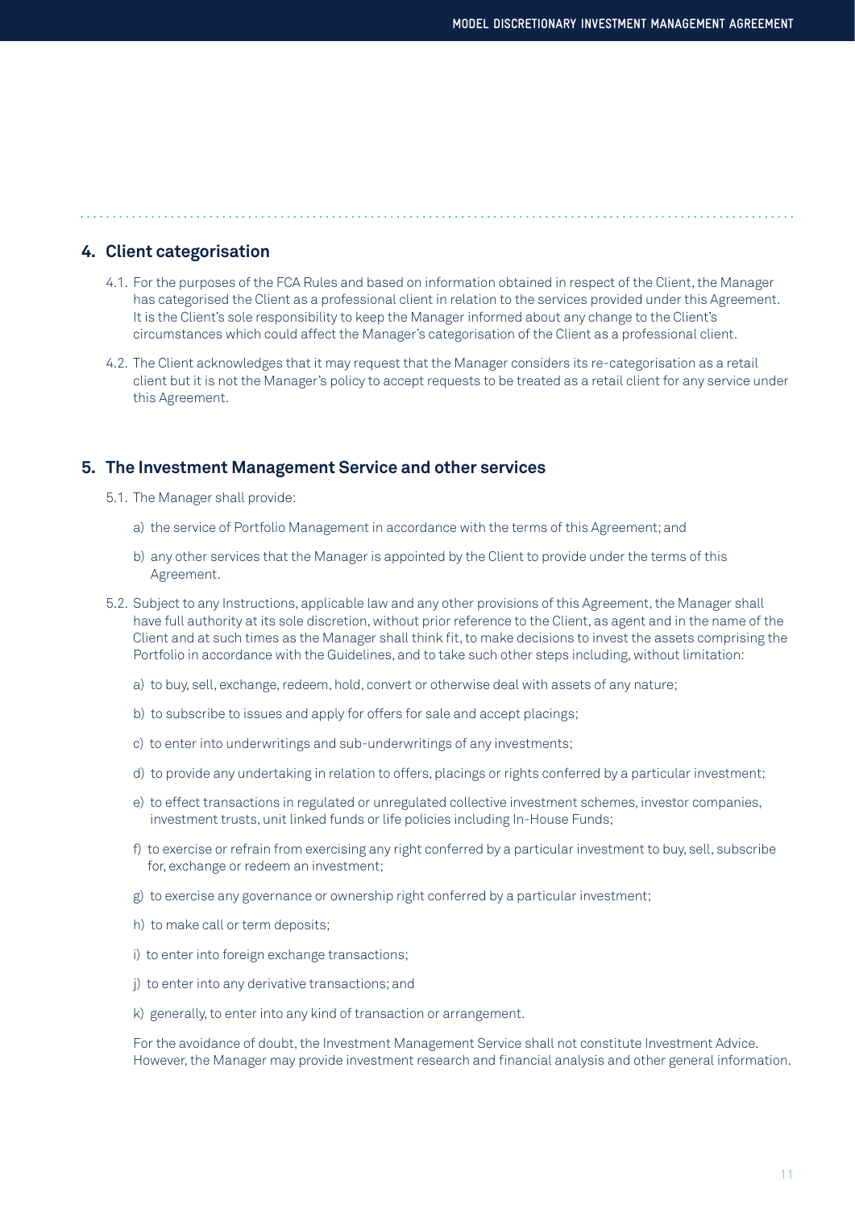## 4. Client categorisation

4.1. For the purposes of the FCA Rules and based on information obtained in respect of the Client, the Manager has categorised the Client as a professional client in relation to the services provided under this Agreement. It is the Client's sole responsibility to keep the Manager informed about any change to the Client's circumstances which could affect the Manager's categorisation of the Client as a professional client.

4.2. The Client acknowledges that it may request that the Manager considers its re-categorisation as a retail client but it is not the Manager's policy to accept requests to be treated as a retail client for any service under this Agreement.

## 5. The Investment Management Service and other services

5.1. The Manager shall provide:

a) the service of Portfolio Management in accordance with the terms of this Agreement; and

b) any other services that the Manager is appointed by the Client to provide under the terms of this Agreement.

5.2. Subject to any Instructions, applicable law and any other provisions of this Agreement, the Manager shall have full authority at its sole discretion, without prior reference to the Client, as agent and in the name of the Client and at such times as the Manager shall think fit, to make decisions to invest the assets comprising the Portfolio in accordance with the Guidelines, and to take such other steps including, without limitation:

a) to buy, sell, exchange, redeem, hold, convert or otherwise deal with assets of any nature;

b) to subscribe to issues and apply for offers for sale and accept placings;

c) to enter into underwritings and sub-underwritings of any investments;

d) to provide any undertaking in relation to offers, placings or rights conferred by a particular investment;

e) to effect transactions in regulated or unregulated collective investment schemes, investor companies, investment trusts, unit linked funds or life policies including In-House Funds;

f) to exercise or refrain from exercising any right conferred by a particular investment to buy, sell, subscribe for, exchange or redeem an investment;

g) to exercise any governance or ownership right conferred by a particular investment;

h) to make call or term deposits;

i) to enter into foreign exchange transactions;

j) to enter into any derivative transactions; and

k) generally, to enter into any kind of transaction or arrangement.

For the avoidance of doubt, the Investment Management Service shall not constitute Investment Advice. However, the Manager may provide investment research and financial analysis and other general information.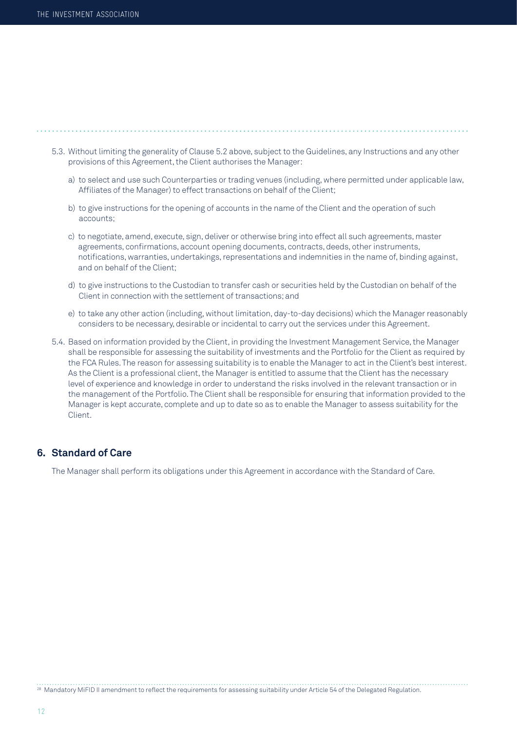5.3. Without limiting the generality of Clause 5.2 above, subject to the Guidelines, any Instructions and any other provisions of this Agreement, the Client authorises the Manager:

a) to select and use such Counterparties or trading venues (including, where permitted under applicable law, Affiliates of the Manager) to effect transactions on behalf of the Client;

b) to give instructions for the opening of accounts in the name of the Client and the operation of such accounts;

c) to negotiate, amend, execute, sign, deliver or otherwise bring into effect all such agreements, master agreements, confirmations, account opening documents, contracts, deeds, other instruments, notifications, warranties, undertakings, representations and indemnities in the name of, binding against, and on behalf of the Client;

d) to give instructions to the Custodian to transfer cash or securities held by the Custodian on behalf of the Client in connection with the settlement of transactions; and

e) to take any other action (including, without limitation, day-to-day decisions) which the Manager reasonably considers to be necessary, desirable or incidental to carry out the services under this Agreement.

5.4. Based on information provided by the Client, in providing the Investment Management Service, the Manager shall be responsible for assessing the suitability of investments and the Portfolio for the Client as required by the FCA Rules. The reason for assessing suitability is to enable the Manager to act in the Client's best interest. As the Client is a professional client, the Manager is entitled to assume that the Client has the necessary level of experience and knowledge in order to understand the risks involved in the relevant transaction or in the management of the Portfolio. The Client shall be responsible for ensuring that information provided to the Manager is kept accurate, complete and up to date so as to enable the Manager to assess suitability for the Client.

## 6. Standard of Care

The Manager shall perform its obligations under this Agreement in accordance with the Standard of Care.

[28] Mandatory MiFID II amendment to reflect the requirements for assessing suitability under Article 54 of the Delegated Regulation.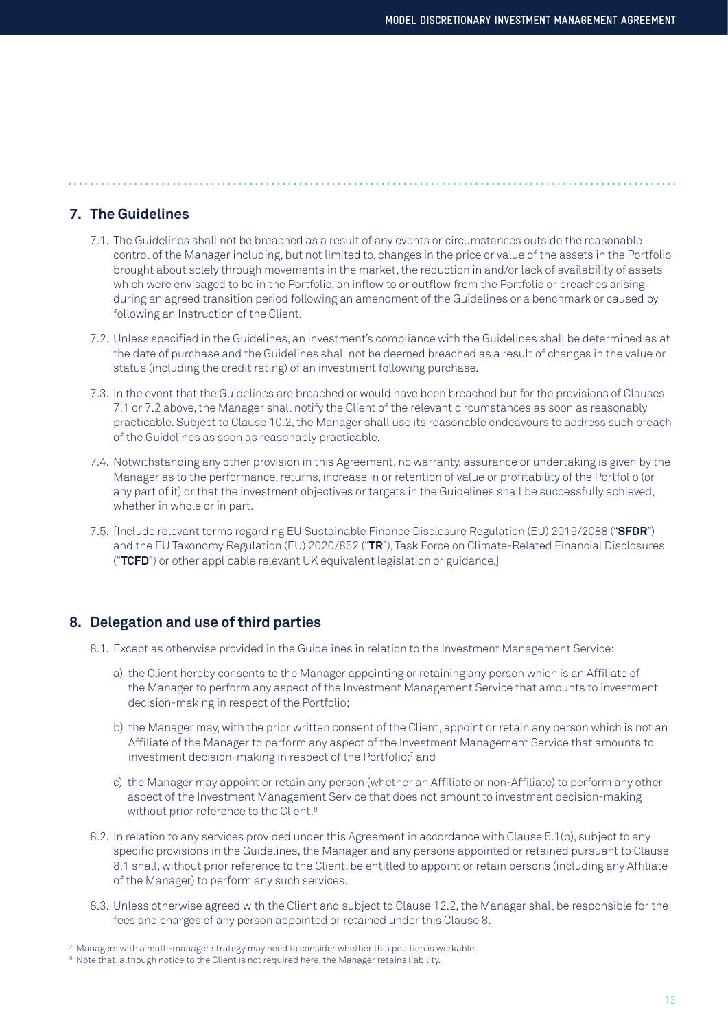## 7. The Guidelines

7.1. The Guidelines shall not be breached as a result of any events or circumstances outside the reasonable control of the Manager including, but not limited to, changes in the price or value of the assets in the Portfolio brought about solely through movements in the market, the reduction in and/or lack of availability of assets which were envisaged to be in the Portfolio, an inflow to or outflow from the Portfolio or breaches arising during an agreed transition period following an amendment of the Guidelines or a benchmark or caused by following an Instruction of the Client.

7.2. Unless specified in the Guidelines, an investment's compliance with the Guidelines shall be determined as at the date of purchase and the Guidelines shall not be deemed breached as a result of changes in the value or status (including the credit rating) of an investment following purchase.

7.3. In the event that the Guidelines are breached or would have been breached but for the provisions of Clauses 7.1 or 7.2 above, the Manager shall notify the Client of the relevant circumstances as soon as reasonably practicable. Subject to Clause 10.2, the Manager shall use its reasonable endeavours to address such breach of the Guidelines as soon as reasonably practicable.

7.4. Notwithstanding any other provision in this Agreement, no warranty, assurance or undertaking is given by the Manager as to the performance, returns, increase in or retention of value or profitability of the Portfolio (or any part of it) or that the investment objectives or targets in the Guidelines shall be successfully achieved, whether in whole or in part.

7.5. [Include relevant terms regarding EU Sustainable Finance Disclosure Regulation (EU) 2019/2088 ("**SFDR**") and the EU Taxonomy Regulation (EU) 2020/852 ("**TR**"), Task Force on Climate-Related Financial Disclosures ("**TCFD**") or other applicable relevant UK equivalent legislation or guidance.]

## 8. Delegation and use of third parties

8.1. Except as otherwise provided in the Guidelines in relation to the Investment Management Service:

a) the Client hereby consents to the Manager appointing or retaining any person which is an Affiliate of the Manager to perform any aspect of the Investment Management Service that amounts to investment decision-making in respect of the Portfolio;

b) the Manager may, with the prior written consent of the Client, appoint or retain any person which is not an Affiliate of the Manager to perform any aspect of the Investment Management Service that amounts to investment decision-making in respect of the Portfolio;[7] and

c) the Manager may appoint or retain any person (whether an Affiliate or non-Affiliate) to perform any other aspect of the Investment Management Service that does not amount to investment decision-making without prior reference to the Client.[8]

8.2. In relation to any services provided under this Agreement in accordance with Clause 5.1(b), subject to any specific provisions in the Guidelines, the Manager and any persons appointed or retained pursuant to Clause 8.1 shall, without prior reference to the Client, be entitled to appoint or retain persons (including any Affiliate of the Manager) to perform any such services.

8.3. Unless otherwise agreed with the Client and subject to Clause 12.2, the Manager shall be responsible for the fees and charges of any person appointed or retained under this Clause 8.

[7] Managers with a multi-manager strategy may need to consider whether this position is workable.

[8] Note that, although notice to the Client is not required here, the Manager retains liability.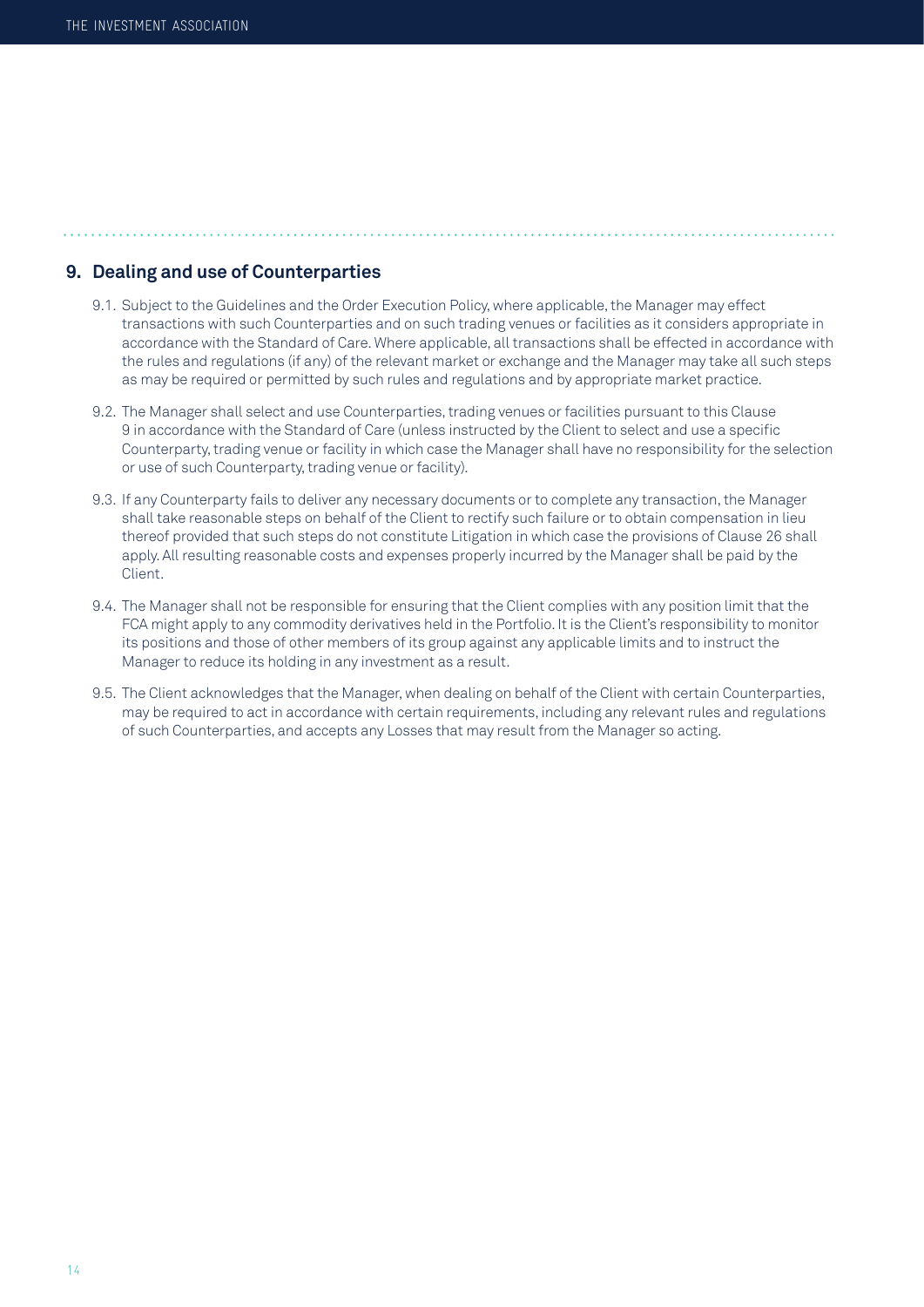## 9. Dealing and use of Counterparties

9.1. Subject to the Guidelines and the Order Execution Policy, where applicable, the Manager may effect transactions with such Counterparties and on such trading venues or facilities as it considers appropriate in accordance with the Standard of Care. Where applicable, all transactions shall be effected in accordance with the rules and regulations (if any) of the relevant market or exchange and the Manager may take all such steps as may be required or permitted by such rules and regulations and by appropriate market practice.

9.2. The Manager shall select and use Counterparties, trading venues or facilities pursuant to this Clause 9 in accordance with the Standard of Care (unless instructed by the Client to select and use a specific Counterparty, trading venue or facility in which case the Manager shall have no responsibility for the selection or use of such Counterparty, trading venue or facility).

9.3. If any Counterparty fails to deliver any necessary documents or to complete any transaction, the Manager shall take reasonable steps on behalf of the Client to rectify such failure or to obtain compensation in lieu thereof provided that such steps do not constitute Litigation in which case the provisions of Clause 26 shall apply. All resulting reasonable costs and expenses properly incurred by the Manager shall be paid by the Client.

9.4. The Manager shall not be responsible for ensuring that the Client complies with any position limit that the FCA might apply to any commodity derivatives held in the Portfolio. It is the Client's responsibility to monitor its positions and those of other members of its group against any applicable limits and to instruct the Manager to reduce its holding in any investment as a result.

9.5. The Client acknowledges that the Manager, when dealing on behalf of the Client with certain Counterparties, may be required to act in accordance with certain requirements, including any relevant rules and regulations of such Counterparties, and accepts any Losses that may result from the Manager so acting.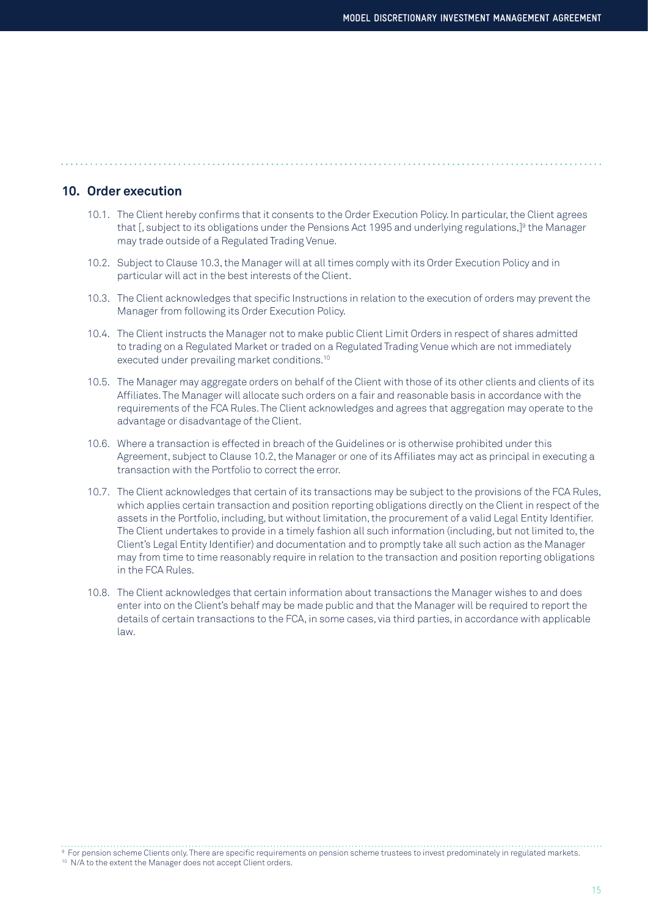## 10. Order execution

10.1. The Client hereby confirms that it consents to the Order Execution Policy. In particular, the Client agrees that [, subject to its obligations under the Pensions Act 1995 and underlying regulations,][9] the Manager may trade outside of a Regulated Trading Venue.

10.2. Subject to Clause 10.3, the Manager will at all times comply with its Order Execution Policy and in particular will act in the best interests of the Client.

10.3. The Client acknowledges that specific Instructions in relation to the execution of orders may prevent the Manager from following its Order Execution Policy.

10.4. The Client instructs the Manager not to make public Client Limit Orders in respect of shares admitted to trading on a Regulated Market or traded on a Regulated Trading Venue which are not immediately executed under prevailing market conditions.[10]

10.5. The Manager may aggregate orders on behalf of the Client with those of its other clients and clients of its Affiliates. The Manager will allocate such orders on a fair and reasonable basis in accordance with the requirements of the FCA Rules. The Client acknowledges and agrees that aggregation may operate to the advantage or disadvantage of the Client.

10.6. Where a transaction is effected in breach of the Guidelines or is otherwise prohibited under this Agreement, subject to Clause 10.2, the Manager or one of its Affiliates may act as principal in executing a transaction with the Portfolio to correct the error.

10.7. The Client acknowledges that certain of its transactions may be subject to the provisions of the FCA Rules, which applies certain transaction and position reporting obligations directly on the Client in respect of the assets in the Portfolio, including, but without limitation, the procurement of a valid Legal Entity Identifier. The Client undertakes to provide in a timely fashion all such information (including, but not limited to, the Client's Legal Entity Identifier) and documentation and to promptly take all such action as the Manager may from time to time reasonably require in relation to the transaction and position reporting obligations in the FCA Rules.

10.8. The Client acknowledges that certain information about transactions the Manager wishes to and does enter into on the Client's behalf may be made public and that the Manager will be required to report the details of certain transactions to the FCA, in some cases, via third parties, in accordance with applicable law.

---

[9] For pension scheme Clients only. There are specific requirements on pension scheme trustees to invest predominately in regulated markets.

[10] N/A to the extent the Manager does not accept Client orders.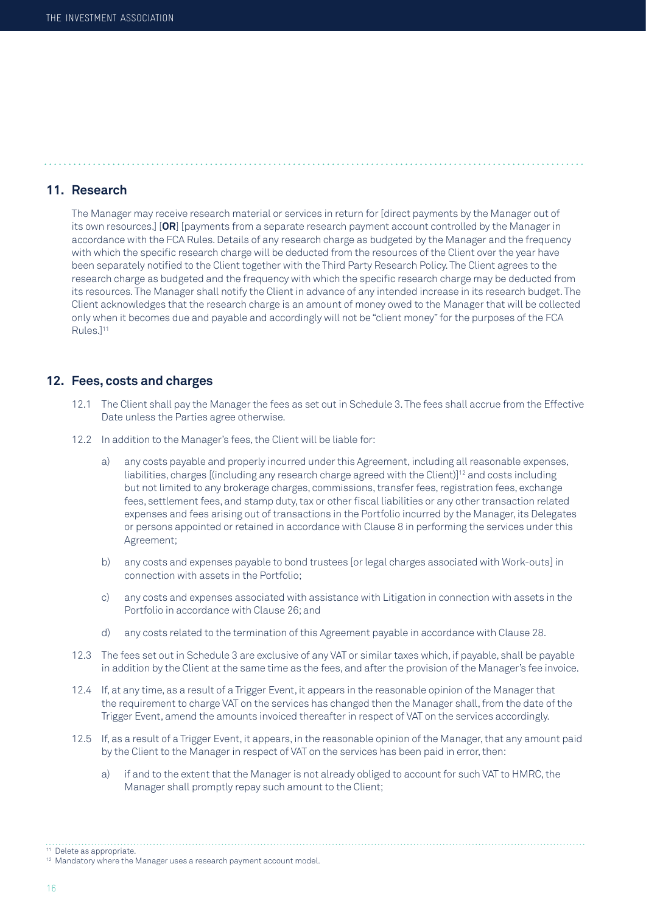## 11. Research

The Manager may receive research material or services in return for [direct payments by the Manager out of its own resources.] [**OR**] [payments from a separate research payment account controlled by the Manager in accordance with the FCA Rules. Details of any research charge as budgeted by the Manager and the frequency with which the specific research charge will be deducted from the resources of the Client over the year have been separately notified to the Client together with the Third Party Research Policy. The Client agrees to the research charge as budgeted and the frequency with which the specific research charge may be deducted from its resources. The Manager shall notify the Client in advance of any intended increase in its research budget. The Client acknowledges that the research charge is an amount of money owed to the Manager that will be collected only when it becomes due and payable and accordingly will not be "client money" for the purposes of the FCA Rules.][11]

## 12. Fees, costs and charges

12.1 The Client shall pay the Manager the fees as set out in Schedule 3. The fees shall accrue from the Effective Date unless the Parties agree otherwise.

12.2 In addition to the Manager's fees, the Client will be liable for:

a) any costs payable and properly incurred under this Agreement, including all reasonable expenses, liabilities, charges [(including any research charge agreed with the Client)][12] and costs including but not limited to any brokerage charges, commissions, transfer fees, registration fees, exchange fees, settlement fees, and stamp duty, tax or other fiscal liabilities or any other transaction related expenses and fees arising out of transactions in the Portfolio incurred by the Manager, its Delegates or persons appointed or retained in accordance with Clause 8 in performing the services under this Agreement;

b) any costs and expenses payable to bond trustees [or legal charges associated with Work-outs] in connection with assets in the Portfolio;

c) any costs and expenses associated with assistance with Litigation in connection with assets in the Portfolio in accordance with Clause 26; and

d) any costs related to the termination of this Agreement payable in accordance with Clause 28.

12.3 The fees set out in Schedule 3 are exclusive of any VAT or similar taxes which, if payable, shall be payable in addition by the Client at the same time as the fees, and after the provision of the Manager's fee invoice.

12.4 If, at any time, as a result of a Trigger Event, it appears in the reasonable opinion of the Manager that the requirement to charge VAT on the services has changed then the Manager shall, from the date of the Trigger Event, amend the amounts invoiced thereafter in respect of VAT on the services accordingly.

12.5 If, as a result of a Trigger Event, it appears, in the reasonable opinion of the Manager, that any amount paid by the Client to the Manager in respect of VAT on the services has been paid in error, then:

a) if and to the extent that the Manager is not already obliged to account for such VAT to HMRC, the Manager shall promptly repay such amount to the Client;

---

[11] Delete as appropriate.

[12] Mandatory where the Manager uses a research payment account model.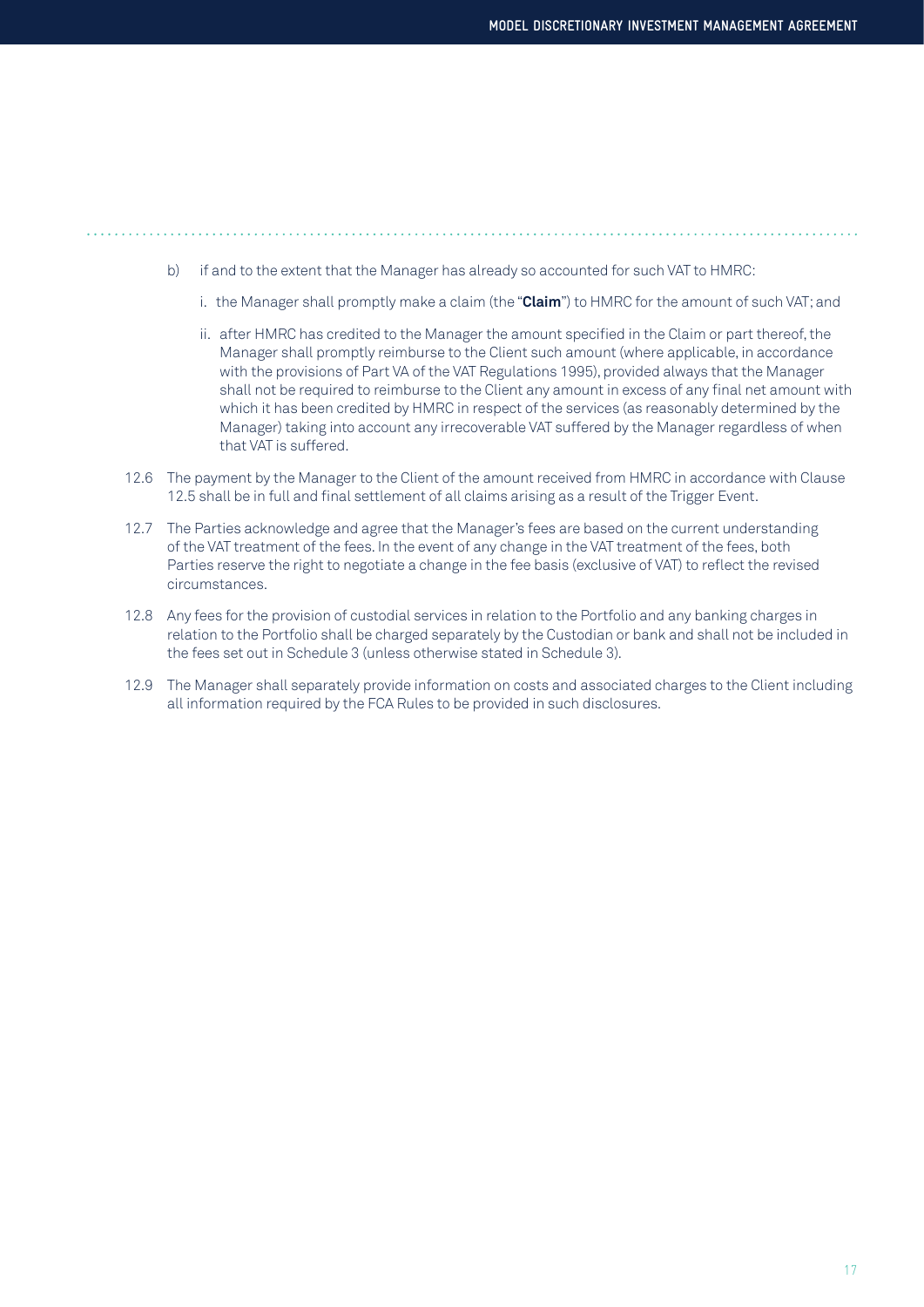b) if and to the extent that the Manager has already so accounted for such VAT to HMRC:

   i. the Manager shall promptly make a claim (the "**Claim**") to HMRC for the amount of such VAT; and

   ii. after HMRC has credited to the Manager the amount specified in the Claim or part thereof, the Manager shall promptly reimburse to the Client such amount (where applicable, in accordance with the provisions of Part VA of the VAT Regulations 1995), provided always that the Manager shall not be required to reimburse to the Client any amount in excess of any final net amount with which it has been credited by HMRC in respect of the services (as reasonably determined by the Manager) taking into account any irrecoverable VAT suffered by the Manager regardless of when that VAT is suffered.

12.6 The payment by the Manager to the Client of the amount received from HMRC in accordance with Clause 12.5 shall be in full and final settlement of all claims arising as a result of the Trigger Event.

12.7 The Parties acknowledge and agree that the Manager's fees are based on the current understanding of the VAT treatment of the fees. In the event of any change in the VAT treatment of the fees, both Parties reserve the right to negotiate a change in the fee basis (exclusive of VAT) to reflect the revised circumstances.

12.8 Any fees for the provision of custodial services in relation to the Portfolio and any banking charges in relation to the Portfolio shall be charged separately by the Custodian or bank and shall not be included in the fees set out in Schedule 3 (unless otherwise stated in Schedule 3).

12.9 The Manager shall separately provide information on costs and associated charges to the Client including all information required by the FCA Rules to be provided in such disclosures.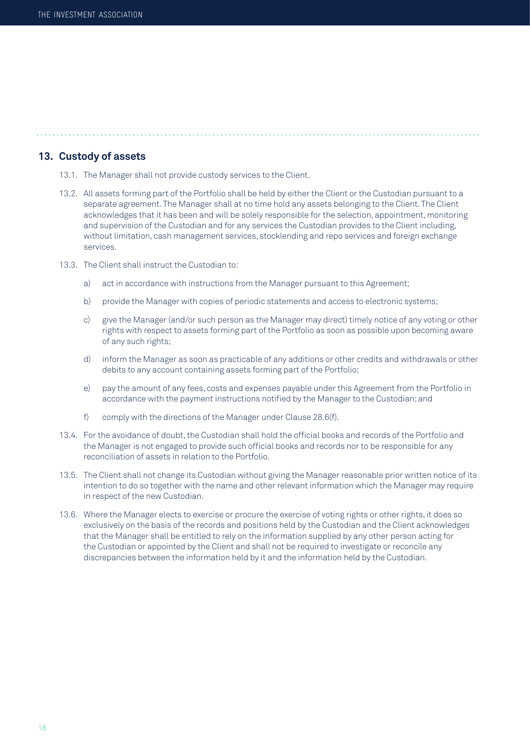## 13. Custody of assets

13.1. The Manager shall not provide custody services to the Client.

13.2. All assets forming part of the Portfolio shall be held by either the Client or the Custodian pursuant to a separate agreement. The Manager shall at no time hold any assets belonging to the Client. The Client acknowledges that it has been and will be solely responsible for the selection, appointment, monitoring and supervision of the Custodian and for any services the Custodian provides to the Client including, without limitation, cash management services, stocklending and repo services and foreign exchange services.

13.3. The Client shall instruct the Custodian to:

- a) act in accordance with instructions from the Manager pursuant to this Agreement;
- b) provide the Manager with copies of periodic statements and access to electronic systems;
- c) give the Manager (and/or such person as the Manager may direct) timely notice of any voting or other rights with respect to assets forming part of the Portfolio as soon as possible upon becoming aware of any such rights;
- d) inform the Manager as soon as practicable of any additions or other credits and withdrawals or other debits to any account containing assets forming part of the Portfolio;
- e) pay the amount of any fees, costs and expenses payable under this Agreement from the Portfolio in accordance with the payment instructions notified by the Manager to the Custodian; and
- f) comply with the directions of the Manager under Clause 28.6(f).

13.4. For the avoidance of doubt, the Custodian shall hold the official books and records of the Portfolio and the Manager is not engaged to provide such official books and records nor to be responsible for any reconciliation of assets in relation to the Portfolio.

13.5. The Client shall not change its Custodian without giving the Manager reasonable prior written notice of its intention to do so together with the name and other relevant information which the Manager may require in respect of the new Custodian.

13.6. Where the Manager elects to exercise or procure the exercise of voting rights or other rights, it does so exclusively on the basis of the records and positions held by the Custodian and the Client acknowledges that the Manager shall be entitled to rely on the information supplied by any other person acting for the Custodian or appointed by the Client and shall not be required to investigate or reconcile any discrepancies between the information held by it and the information held by the Custodian.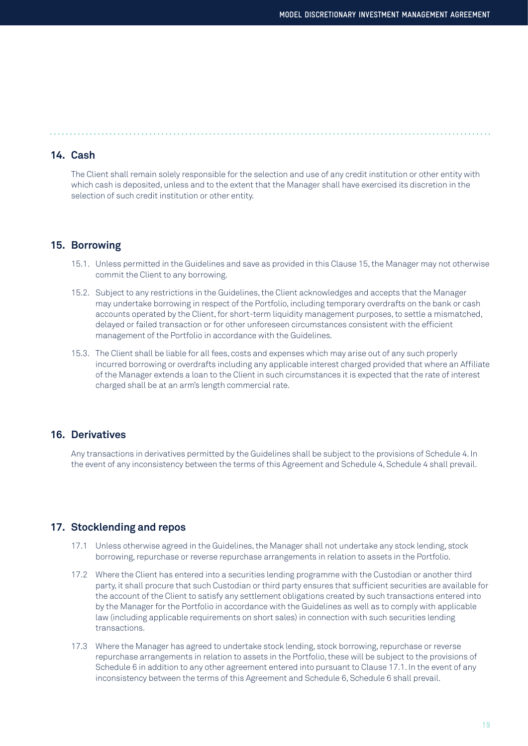## 14. Cash

The Client shall remain solely responsible for the selection and use of any credit institution or other entity with which cash is deposited, unless and to the extent that the Manager shall have exercised its discretion in the selection of such credit institution or other entity.

## 15. Borrowing

15.1. Unless permitted in the Guidelines and save as provided in this Clause 15, the Manager may not otherwise commit the Client to any borrowing.

15.2. Subject to any restrictions in the Guidelines, the Client acknowledges and accepts that the Manager may undertake borrowing in respect of the Portfolio, including temporary overdrafts on the bank or cash accounts operated by the Client, for short-term liquidity management purposes, to settle a mismatched, delayed or failed transaction or for other unforeseen circumstances consistent with the efficient management of the Portfolio in accordance with the Guidelines.

15.3. The Client shall be liable for all fees, costs and expenses which may arise out of any such properly incurred borrowing or overdrafts including any applicable interest charged provided that where an Affiliate of the Manager extends a loan to the Client in such circumstances it is expected that the rate of interest charged shall be at an arm's length commercial rate.

## 16. Derivatives

Any transactions in derivatives permitted by the Guidelines shall be subject to the provisions of Schedule 4. In the event of any inconsistency between the terms of this Agreement and Schedule 4, Schedule 4 shall prevail.

## 17. Stocklending and repos

17.1 Unless otherwise agreed in the Guidelines, the Manager shall not undertake any stock lending, stock borrowing, repurchase or reverse repurchase arrangements in relation to assets in the Portfolio.

17.2 Where the Client has entered into a securities lending programme with the Custodian or another third party, it shall procure that such Custodian or third party ensures that sufficient securities are available for the account of the Client to satisfy any settlement obligations created by such transactions entered into by the Manager for the Portfolio in accordance with the Guidelines as well as to comply with applicable law (including applicable requirements on short sales) in connection with such securities lending transactions.

17.3 Where the Manager has agreed to undertake stock lending, stock borrowing, repurchase or reverse repurchase arrangements in relation to assets in the Portfolio, these will be subject to the provisions of Schedule 6 in addition to any other agreement entered into pursuant to Clause 17.1. In the event of any inconsistency between the terms of this Agreement and Schedule 6, Schedule 6 shall prevail.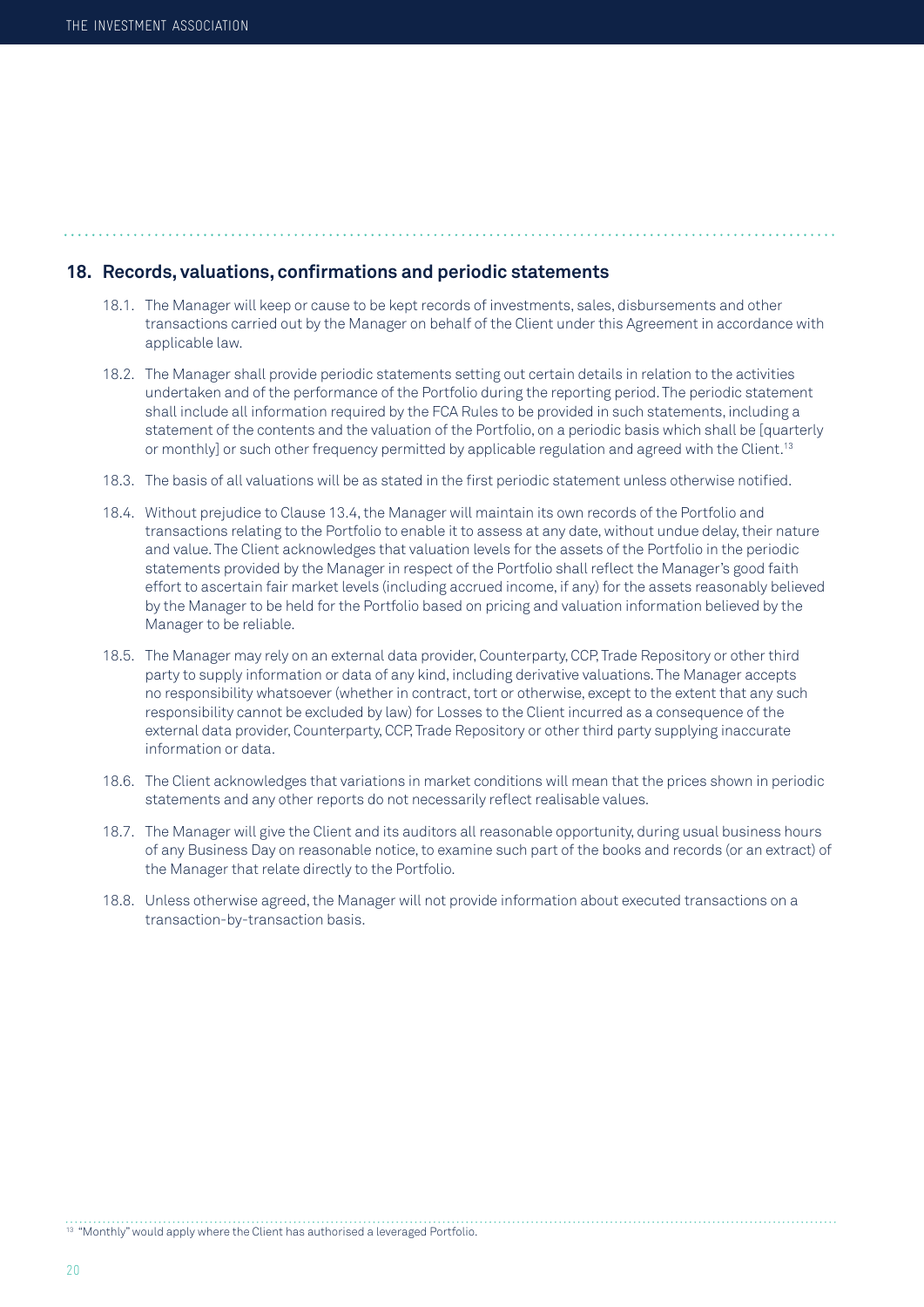## 18. Records, valuations, confirmations and periodic statements

18.1. The Manager will keep or cause to be kept records of investments, sales, disbursements and other transactions carried out by the Manager on behalf of the Client under this Agreement in accordance with applicable law.

18.2. The Manager shall provide periodic statements setting out certain details in relation to the activities undertaken and of the performance of the Portfolio during the reporting period. The periodic statement shall include all information required by the FCA Rules to be provided in such statements, including a statement of the contents and the valuation of the Portfolio, on a periodic basis which shall be [quarterly or monthly] or such other frequency permitted by applicable regulation and agreed with the Client.[13]

18.3. The basis of all valuations will be as stated in the first periodic statement unless otherwise notified.

18.4. Without prejudice to Clause 13.4, the Manager will maintain its own records of the Portfolio and transactions relating to the Portfolio to enable it to assess at any date, without undue delay, their nature and value. The Client acknowledges that valuation levels for the assets of the Portfolio in the periodic statements provided by the Manager in respect of the Portfolio shall reflect the Manager's good faith effort to ascertain fair market levels (including accrued income, if any) for the assets reasonably believed by the Manager to be held for the Portfolio based on pricing and valuation information believed by the Manager to be reliable.

18.5. The Manager may rely on an external data provider, Counterparty, CCP, Trade Repository or other third party to supply information or data of any kind, including derivative valuations. The Manager accepts no responsibility whatsoever (whether in contract, tort or otherwise, except to the extent that any such responsibility cannot be excluded by law) for Losses to the Client incurred as a consequence of the external data provider, Counterparty, CCP, Trade Repository or other third party supplying inaccurate information or data.

18.6. The Client acknowledges that variations in market conditions will mean that the prices shown in periodic statements and any other reports do not necessarily reflect realisable values.

18.7. The Manager will give the Client and its auditors all reasonable opportunity, during usual business hours of any Business Day on reasonable notice, to examine such part of the books and records (or an extract) of the Manager that relate directly to the Portfolio.

18.8. Unless otherwise agreed, the Manager will not provide information about executed transactions on a transaction-by-transaction basis.

---

[13] "Monthly" would apply where the Client has authorised a leveraged Portfolio.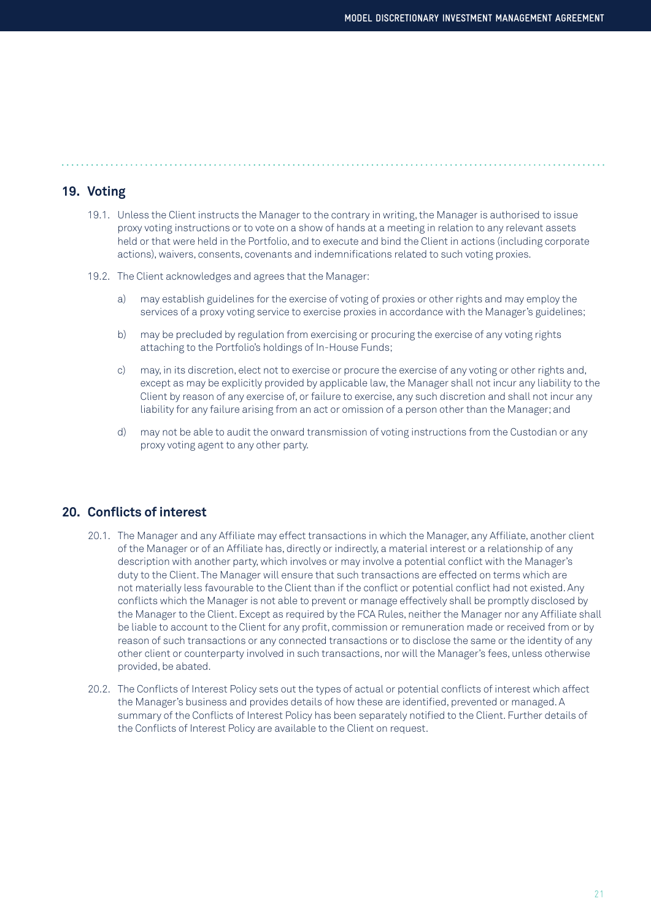## 19. Voting

19.1. Unless the Client instructs the Manager to the contrary in writing, the Manager is authorised to issue proxy voting instructions or to vote on a show of hands at a meeting in relation to any relevant assets held or that were held in the Portfolio, and to execute and bind the Client in actions (including corporate actions), waivers, consents, covenants and indemnifications related to such voting proxies.

19.2. The Client acknowledges and agrees that the Manager:

a) may establish guidelines for the exercise of voting of proxies or other rights and may employ the services of a proxy voting service to exercise proxies in accordance with the Manager's guidelines;

b) may be precluded by regulation from exercising or procuring the exercise of any voting rights attaching to the Portfolio's holdings of In-House Funds;

c) may, in its discretion, elect not to exercise or procure the exercise of any voting or other rights and, except as may be explicitly provided by applicable law, the Manager shall not incur any liability to the Client by reason of any exercise of, or failure to exercise, any such discretion and shall not incur any liability for any failure arising from an act or omission of a person other than the Manager; and

d) may not be able to audit the onward transmission of voting instructions from the Custodian or any proxy voting agent to any other party.

## 20. Conflicts of interest

20.1. The Manager and any Affiliate may effect transactions in which the Manager, any Affiliate, another client of the Manager or of an Affiliate has, directly or indirectly, a material interest or a relationship of any description with another party, which involves or may involve a potential conflict with the Manager's duty to the Client. The Manager will ensure that such transactions are effected on terms which are not materially less favourable to the Client than if the conflict or potential conflict had not existed. Any conflicts which the Manager is not able to prevent or manage effectively shall be promptly disclosed by the Manager to the Client. Except as required by the FCA Rules, neither the Manager nor any Affiliate shall be liable to account to the Client for any profit, commission or remuneration made or received from or by reason of such transactions or any connected transactions or to disclose the same or the identity of any other client or counterparty involved in such transactions, nor will the Manager's fees, unless otherwise provided, be abated.

20.2. The Conflicts of Interest Policy sets out the types of actual or potential conflicts of interest which affect the Manager's business and provides details of how these are identified, prevented or managed. A summary of the Conflicts of Interest Policy has been separately notified to the Client. Further details of the Conflicts of Interest Policy are available to the Client on request.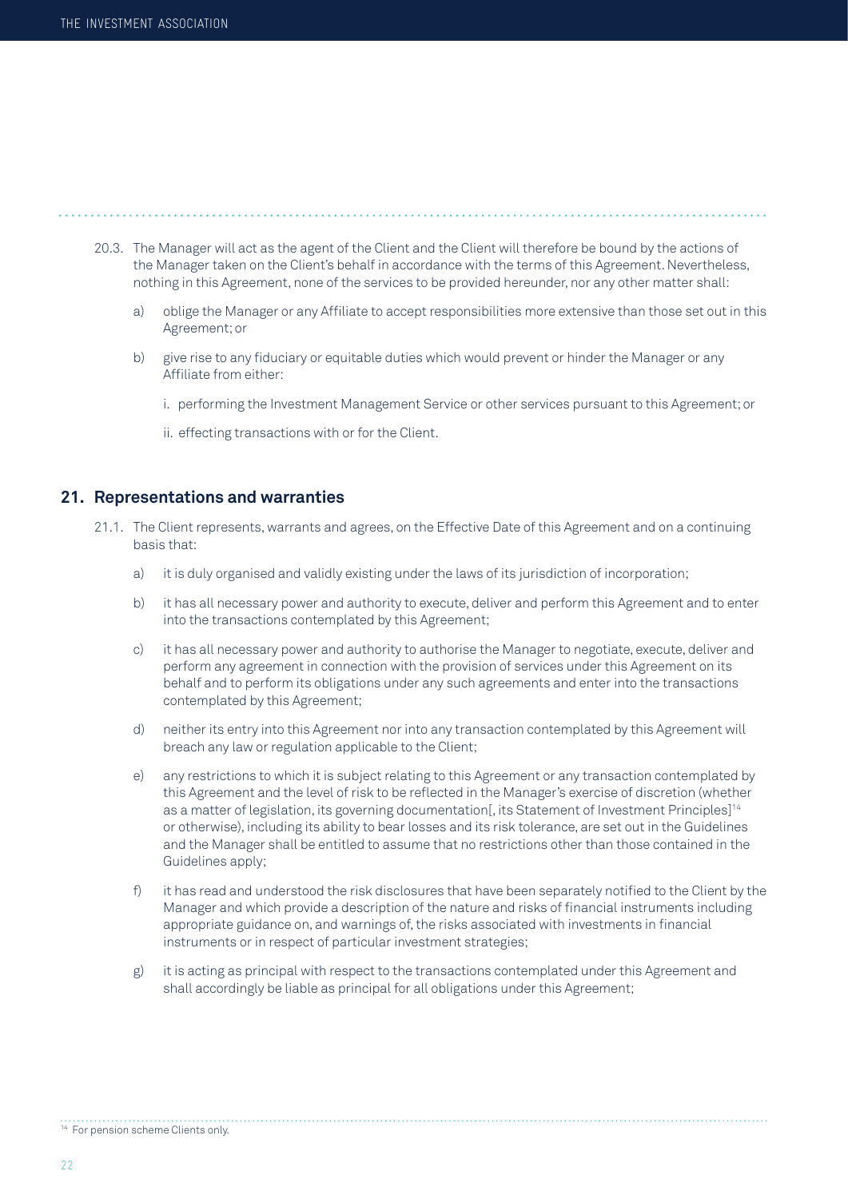20.3. The Manager will act as the agent of the Client and the Client will therefore be bound by the actions of the Manager taken on the Client's behalf in accordance with the terms of this Agreement. Nevertheless, nothing in this Agreement, none of the services to be provided hereunder, nor any other matter shall:

a) oblige the Manager or any Affiliate to accept responsibilities more extensive than those set out in this Agreement; or

b) give rise to any fiduciary or equitable duties which would prevent or hinder the Manager or any Affiliate from either:

   i. performing the Investment Management Service or other services pursuant to this Agreement; or

   ii. effecting transactions with or for the Client.

## 21. Representations and warranties

21.1. The Client represents, warrants and agrees, on the Effective Date of this Agreement and on a continuing basis that:

a) it is duly organised and validly existing under the laws of its jurisdiction of incorporation;

b) it has all necessary power and authority to execute, deliver and perform this Agreement and to enter into the transactions contemplated by this Agreement;

c) it has all necessary power and authority to authorise the Manager to negotiate, execute, deliver and perform any agreement in connection with the provision of services under this Agreement on its behalf and to perform its obligations under any such agreements and enter into the transactions contemplated by this Agreement;

d) neither its entry into this Agreement nor into any transaction contemplated by this Agreement will breach any law or regulation applicable to the Client;

e) any restrictions to which it is subject relating to this Agreement or any transaction contemplated by this Agreement and the level of risk to be reflected in the Manager's exercise of discretion (whether as a matter of legislation, its governing documentation[, its Statement of Investment Principles][14] or otherwise), including its ability to bear losses and its risk tolerance, are set out in the Guidelines and the Manager shall be entitled to assume that no restrictions other than those contained in the Guidelines apply;

f) it has read and understood the risk disclosures that have been separately notified to the Client by the Manager and which provide a description of the nature and risks of financial instruments including appropriate guidance on, and warnings of, the risks associated with investments in financial instruments or in respect of particular investment strategies;

g) it is acting as principal with respect to the transactions contemplated under this Agreement and shall accordingly be liable as principal for all obligations under this Agreement;

[14] For pension scheme Clients only.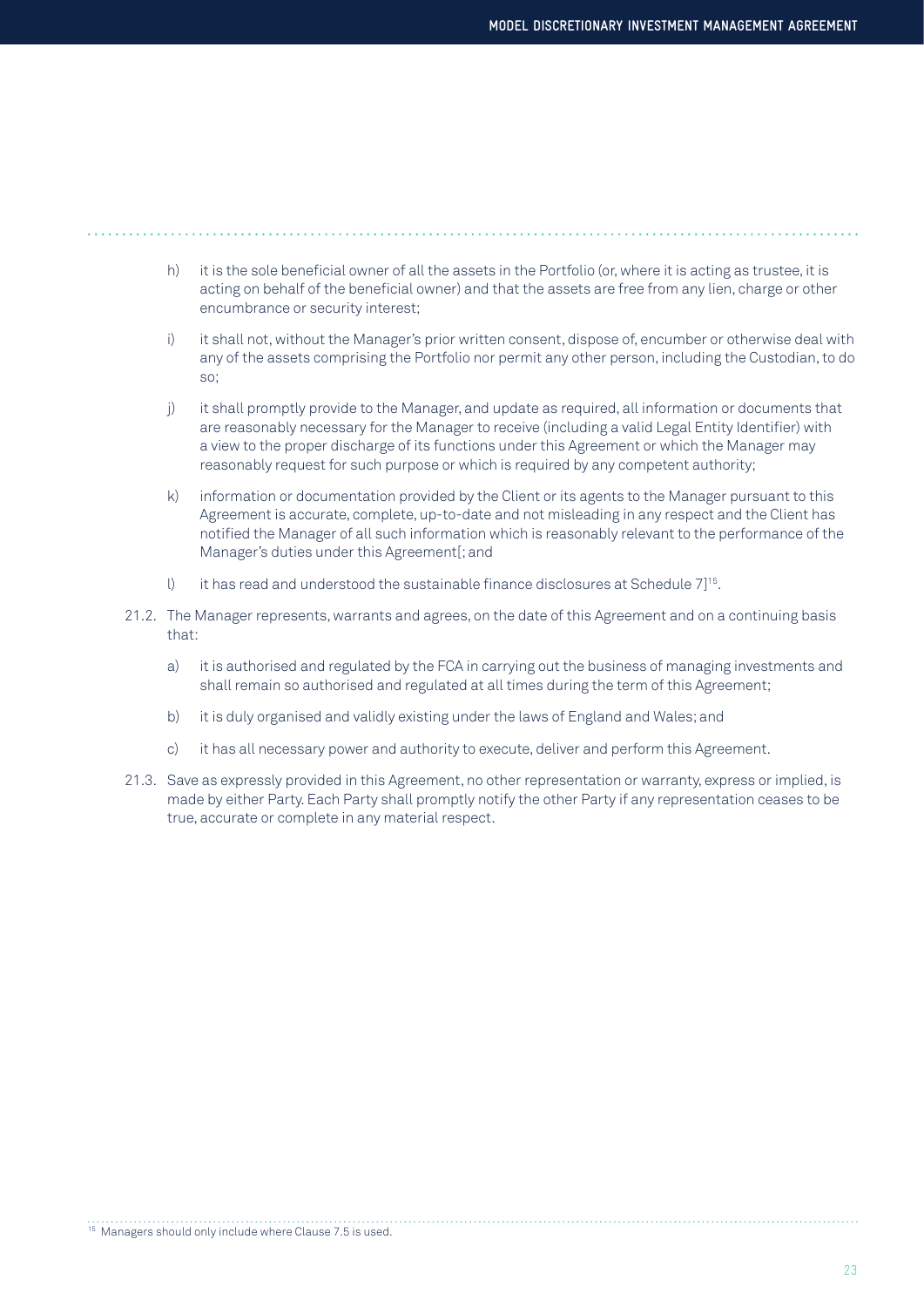h) it is the sole beneficial owner of all the assets in the Portfolio (or, where it is acting as trustee, it is acting on behalf of the beneficial owner) and that the assets are free from any lien, charge or other encumbrance or security interest;

i) it shall not, without the Manager's prior written consent, dispose of, encumber or otherwise deal with any of the assets comprising the Portfolio nor permit any other person, including the Custodian, to do so;

j) it shall promptly provide to the Manager, and update as required, all information or documents that are reasonably necessary for the Manager to receive (including a valid Legal Entity Identifier) with a view to the proper discharge of its functions under this Agreement or which the Manager may reasonably request for such purpose or which is required by any competent authority;

k) information or documentation provided by the Client or its agents to the Manager pursuant to this Agreement is accurate, complete, up-to-date and not misleading in any respect and the Client has notified the Manager of all such information which is reasonably relevant to the performance of the Manager's duties under this Agreement[; and

l) it has read and understood the sustainable finance disclosures at Schedule 7][15].

21.2. The Manager represents, warrants and agrees, on the date of this Agreement and on a continuing basis that:

a) it is authorised and regulated by the FCA in carrying out the business of managing investments and shall remain so authorised and regulated at all times during the term of this Agreement;

b) it is duly organised and validly existing under the laws of England and Wales; and

c) it has all necessary power and authority to execute, deliver and perform this Agreement.

21.3. Save as expressly provided in this Agreement, no other representation or warranty, express or implied, is made by either Party. Each Party shall promptly notify the other Party if any representation ceases to be true, accurate or complete in any material respect.

[15] Managers should only include where Clause 7.5 is used.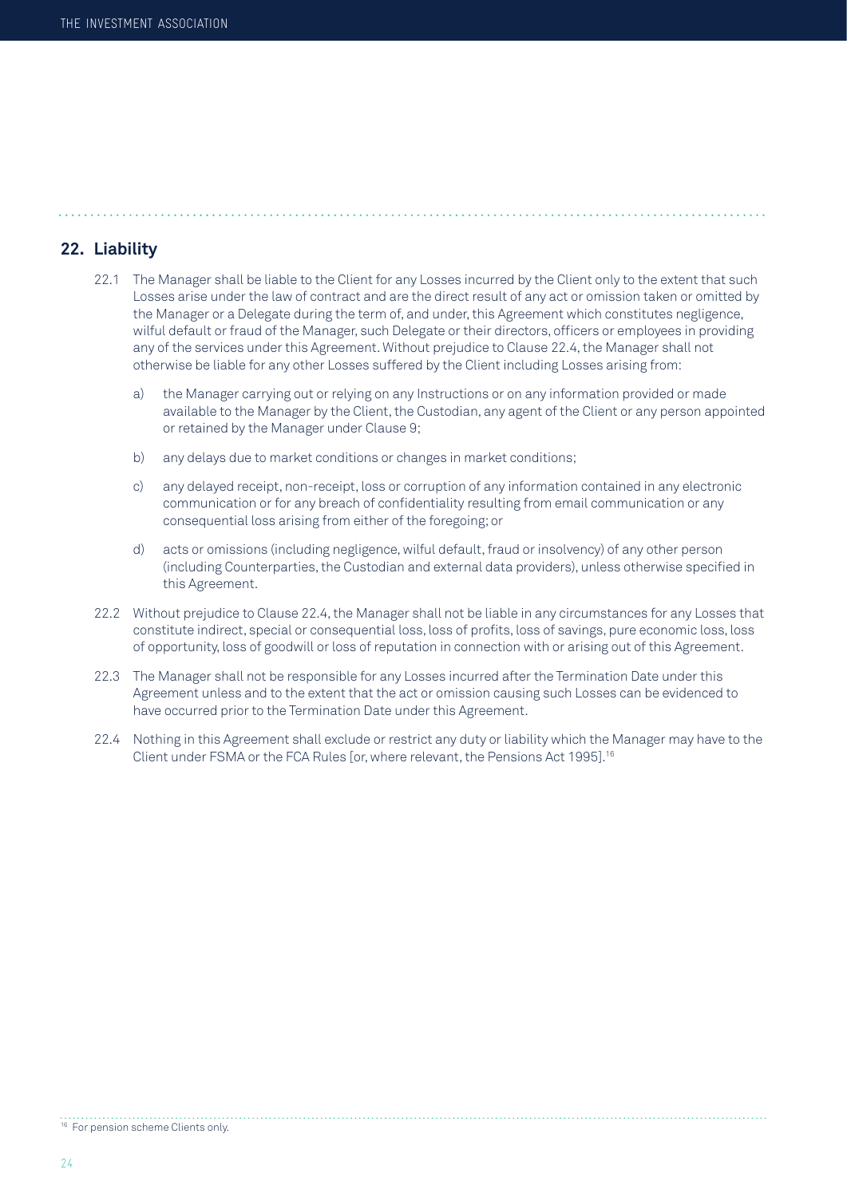## 22. Liability

22.1 The Manager shall be liable to the Client for any Losses incurred by the Client only to the extent that such Losses arise under the law of contract and are the direct result of any act or omission taken or omitted by the Manager or a Delegate during the term of, and under, this Agreement which constitutes negligence, wilful default or fraud of the Manager, such Delegate or their directors, officers or employees in providing any of the services under this Agreement. Without prejudice to Clause 22.4, the Manager shall not otherwise be liable for any other Losses suffered by the Client including Losses arising from:

a) the Manager carrying out or relying on any Instructions or on any information provided or made available to the Manager by the Client, the Custodian, any agent of the Client or any person appointed or retained by the Manager under Clause 9;

b) any delays due to market conditions or changes in market conditions;

c) any delayed receipt, non-receipt, loss or corruption of any information contained in any electronic communication or for any breach of confidentiality resulting from email communication or any consequential loss arising from either of the foregoing; or

d) acts or omissions (including negligence, wilful default, fraud or insolvency) of any other person (including Counterparties, the Custodian and external data providers), unless otherwise specified in this Agreement.

22.2 Without prejudice to Clause 22.4, the Manager shall not be liable in any circumstances for any Losses that constitute indirect, special or consequential loss, loss of profits, loss of savings, pure economic loss, loss of opportunity, loss of goodwill or loss of reputation in connection with or arising out of this Agreement.

22.3 The Manager shall not be responsible for any Losses incurred after the Termination Date under this Agreement unless and to the extent that the act or omission causing such Losses can be evidenced to have occurred prior to the Termination Date under this Agreement.

22.4 Nothing in this Agreement shall exclude or restrict any duty or liability which the Manager may have to the Client under FSMA or the FCA Rules [or, where relevant, the Pensions Act 1995].[16]

[16] For pension scheme Clients only.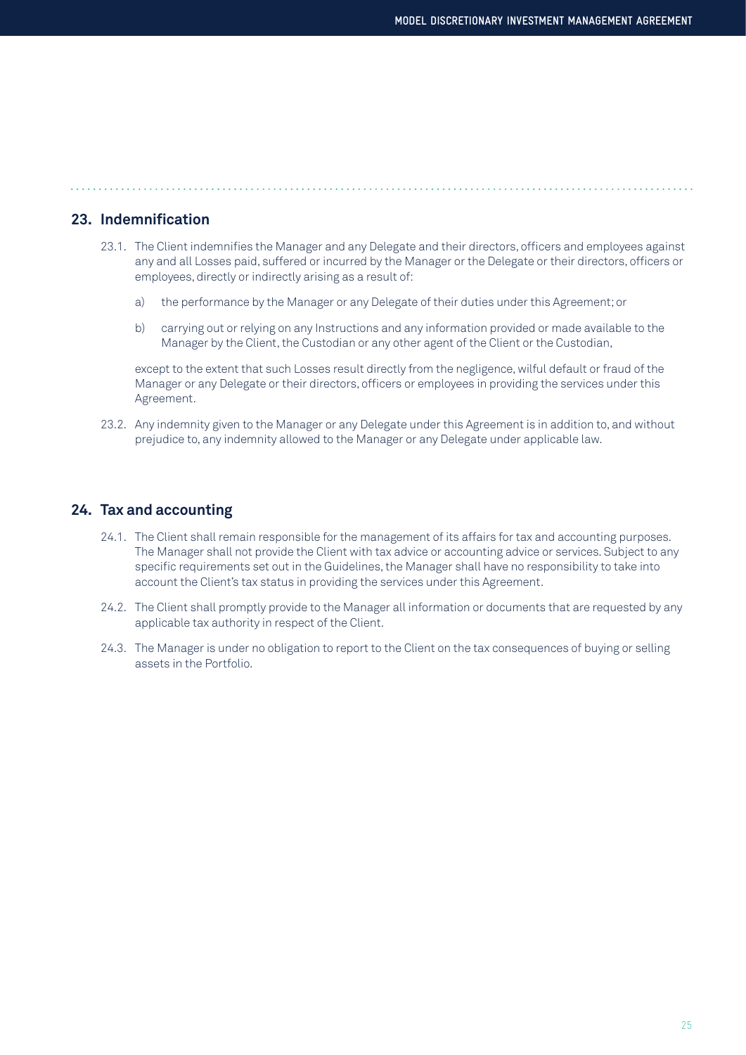## 23. Indemnification

23.1. The Client indemnifies the Manager and any Delegate and their directors, officers and employees against any and all Losses paid, suffered or incurred by the Manager or the Delegate or their directors, officers or employees, directly or indirectly arising as a result of:

a) the performance by the Manager or any Delegate of their duties under this Agreement; or

b) carrying out or relying on any Instructions and any information provided or made available to the Manager by the Client, the Custodian or any other agent of the Client or the Custodian,

except to the extent that such Losses result directly from the negligence, wilful default or fraud of the Manager or any Delegate or their directors, officers or employees in providing the services under this Agreement.

23.2. Any indemnity given to the Manager or any Delegate under this Agreement is in addition to, and without prejudice to, any indemnity allowed to the Manager or any Delegate under applicable law.

## 24. Tax and accounting

24.1. The Client shall remain responsible for the management of its affairs for tax and accounting purposes. The Manager shall not provide the Client with tax advice or accounting advice or services. Subject to any specific requirements set out in the Guidelines, the Manager shall have no responsibility to take into account the Client's tax status in providing the services under this Agreement.

24.2. The Client shall promptly provide to the Manager all information or documents that are requested by any applicable tax authority in respect of the Client.

24.3. The Manager is under no obligation to report to the Client on the tax consequences of buying or selling assets in the Portfolio.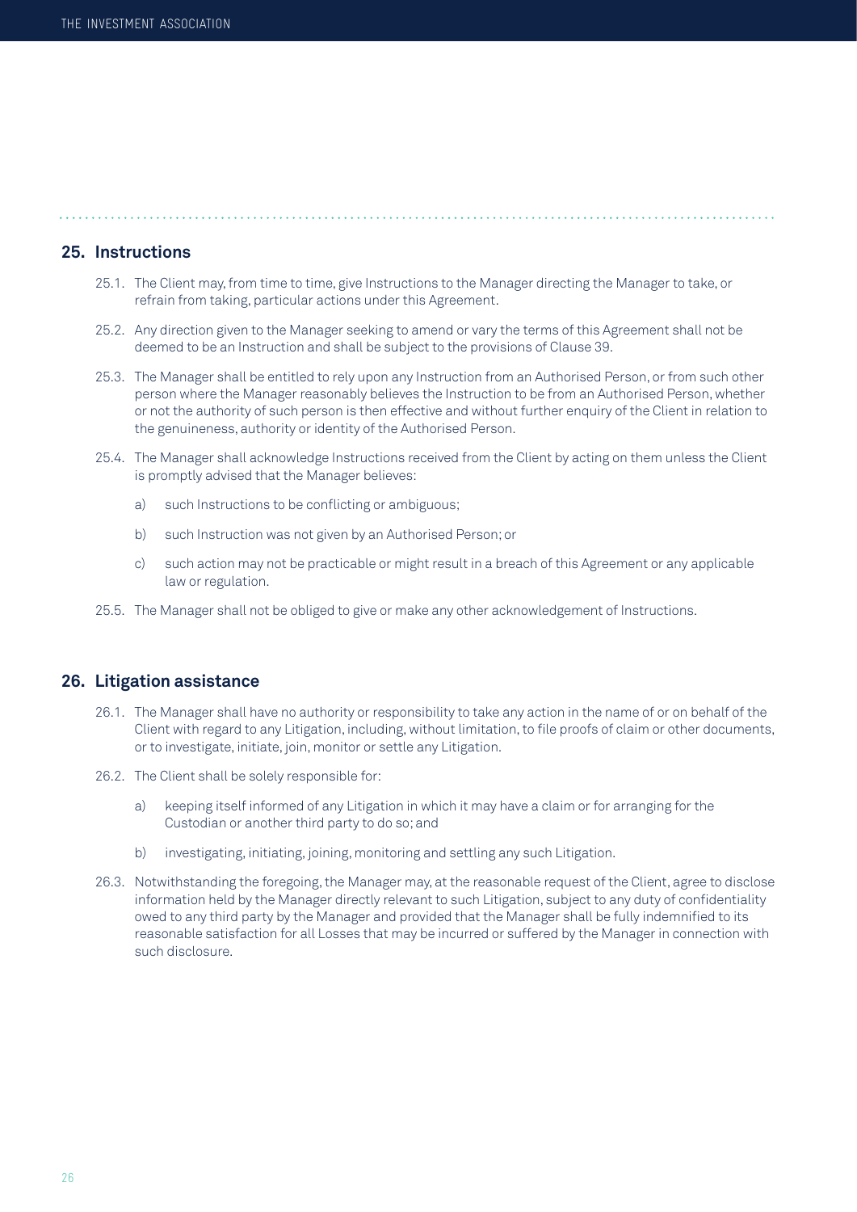## 25. Instructions

25.1. The Client may, from time to time, give Instructions to the Manager directing the Manager to take, or refrain from taking, particular actions under this Agreement.

25.2. Any direction given to the Manager seeking to amend or vary the terms of this Agreement shall not be deemed to be an Instruction and shall be subject to the provisions of Clause 39.

25.3. The Manager shall be entitled to rely upon any Instruction from an Authorised Person, or from such other person where the Manager reasonably believes the Instruction to be from an Authorised Person, whether or not the authority of such person is then effective and without further enquiry of the Client in relation to the genuineness, authority or identity of the Authorised Person.

25.4. The Manager shall acknowledge Instructions received from the Client by acting on them unless the Client is promptly advised that the Manager believes:

a) such Instructions to be conflicting or ambiguous;

b) such Instruction was not given by an Authorised Person; or

c) such action may not be practicable or might result in a breach of this Agreement or any applicable law or regulation.

25.5. The Manager shall not be obliged to give or make any other acknowledgement of Instructions.

## 26. Litigation assistance

26.1. The Manager shall have no authority or responsibility to take any action in the name of or on behalf of the Client with regard to any Litigation, including, without limitation, to file proofs of claim or other documents, or to investigate, initiate, join, monitor or settle any Litigation.

26.2. The Client shall be solely responsible for:

a) keeping itself informed of any Litigation in which it may have a claim or for arranging for the Custodian or another third party to do so; and

b) investigating, initiating, joining, monitoring and settling any such Litigation.

26.3. Notwithstanding the foregoing, the Manager may, at the reasonable request of the Client, agree to disclose information held by the Manager directly relevant to such Litigation, subject to any duty of confidentiality owed to any third party by the Manager and provided that the Manager shall be fully indemnified to its reasonable satisfaction for all Losses that may be incurred or suffered by the Manager in connection with such disclosure.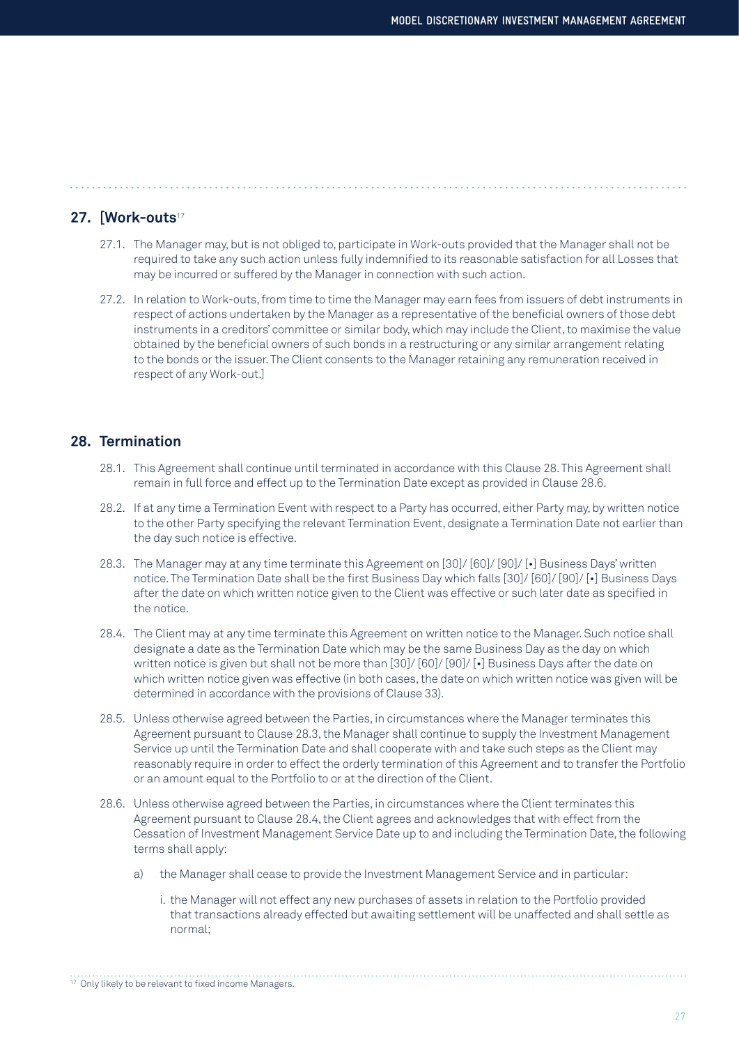## 27. [Work-outs[17]

27.1. The Manager may, but is not obliged to, participate in Work-outs provided that the Manager shall not be required to take any such action unless fully indemnified to its reasonable satisfaction for all Losses that may be incurred or suffered by the Manager in connection with such action.

27.2. In relation to Work-outs, from time to time the Manager may earn fees from issuers of debt instruments in respect of actions undertaken by the Manager as a representative of the beneficial owners of those debt instruments in a creditors' committee or similar body, which may include the Client, to maximise the value obtained by the beneficial owners of such bonds in a restructuring or any similar arrangement relating to the bonds or the issuer. The Client consents to the Manager retaining any remuneration received in respect of any Work-out.]

## 28. Termination

28.1. This Agreement shall continue until terminated in accordance with this Clause 28. This Agreement shall remain in full force and effect up to the Termination Date except as provided in Clause 28.6.

28.2. If at any time a Termination Event with respect to a Party has occurred, either Party may, by written notice to the other Party specifying the relevant Termination Event, designate a Termination Date not earlier than the day such notice is effective.

28.3. The Manager may at any time terminate this Agreement on [30]/ [60]/ [90]/ [•] Business Days' written notice. The Termination Date shall be the first Business Day which falls [30]/ [60]/ [90]/ [•] Business Days after the date on which written notice given to the Client was effective or such later date as specified in the notice.

28.4. The Client may at any time terminate this Agreement on written notice to the Manager. Such notice shall designate a date as the Termination Date which may be the same Business Day as the day on which written notice is given but shall not be more than [30]/ [60]/ [90]/ [•] Business Days after the date on which written notice given was effective (in both cases, the date on which written notice was given will be determined in accordance with the provisions of Clause 33).

28.5. Unless otherwise agreed between the Parties, in circumstances where the Manager terminates this Agreement pursuant to Clause 28.3, the Manager shall continue to supply the Investment Management Service up until the Termination Date and shall cooperate with and take such steps as the Client may reasonably require in order to effect the orderly termination of this Agreement and to transfer the Portfolio or an amount equal to the Portfolio to or at the direction of the Client.

28.6. Unless otherwise agreed between the Parties, in circumstances where the Client terminates this Agreement pursuant to Clause 28.4, the Client agrees and acknowledges that with effect from the Cessation of Investment Management Service Date up to and including the Termination Date, the following terms shall apply:

a) the Manager shall cease to provide the Investment Management Service and in particular:

i. the Manager will not effect any new purchases of assets in relation to the Portfolio provided that transactions already effected but awaiting settlement will be unaffected and shall settle as normal;

[17] Only likely to be relevant to fixed income Managers.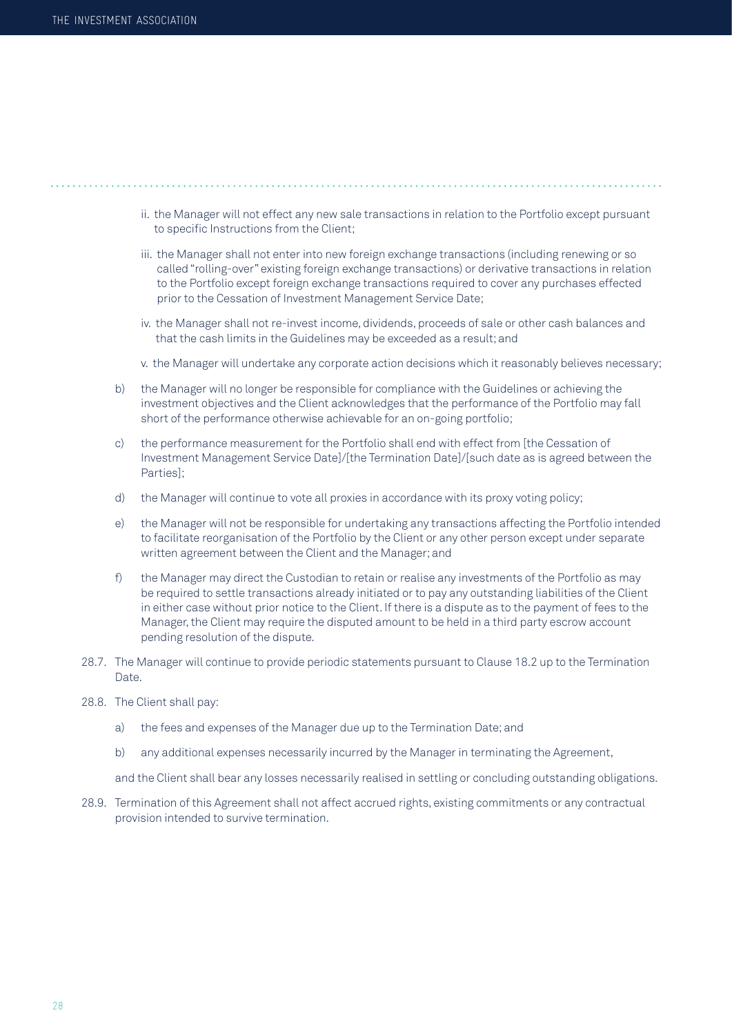ii. the Manager will not effect any new sale transactions in relation to the Portfolio except pursuant to specific Instructions from the Client;

iii. the Manager shall not enter into new foreign exchange transactions (including renewing or so called "rolling-over" existing foreign exchange transactions) or derivative transactions in relation to the Portfolio except foreign exchange transactions required to cover any purchases effected prior to the Cessation of Investment Management Service Date;

iv. the Manager shall not re-invest income, dividends, proceeds of sale or other cash balances and that the cash limits in the Guidelines may be exceeded as a result; and

v. the Manager will undertake any corporate action decisions which it reasonably believes necessary;

b) the Manager will no longer be responsible for compliance with the Guidelines or achieving the investment objectives and the Client acknowledges that the performance of the Portfolio may fall short of the performance otherwise achievable for an on-going portfolio;

c) the performance measurement for the Portfolio shall end with effect from [the Cessation of Investment Management Service Date]/[the Termination Date]/[such date as is agreed between the Parties];

d) the Manager will continue to vote all proxies in accordance with its proxy voting policy;

e) the Manager will not be responsible for undertaking any transactions affecting the Portfolio intended to facilitate reorganisation of the Portfolio by the Client or any other person except under separate written agreement between the Client and the Manager; and

f) the Manager may direct the Custodian to retain or realise any investments of the Portfolio as may be required to settle transactions already initiated or to pay any outstanding liabilities of the Client in either case without prior notice to the Client. If there is a dispute as to the payment of fees to the Manager, the Client may require the disputed amount to be held in a third party escrow account pending resolution of the dispute.

28.7. The Manager will continue to provide periodic statements pursuant to Clause 18.2 up to the Termination Date.

28.8. The Client shall pay:

a) the fees and expenses of the Manager due up to the Termination Date; and

b) any additional expenses necessarily incurred by the Manager in terminating the Agreement,

and the Client shall bear any losses necessarily realised in settling or concluding outstanding obligations.

28.9. Termination of this Agreement shall not affect accrued rights, existing commitments or any contractual provision intended to survive termination.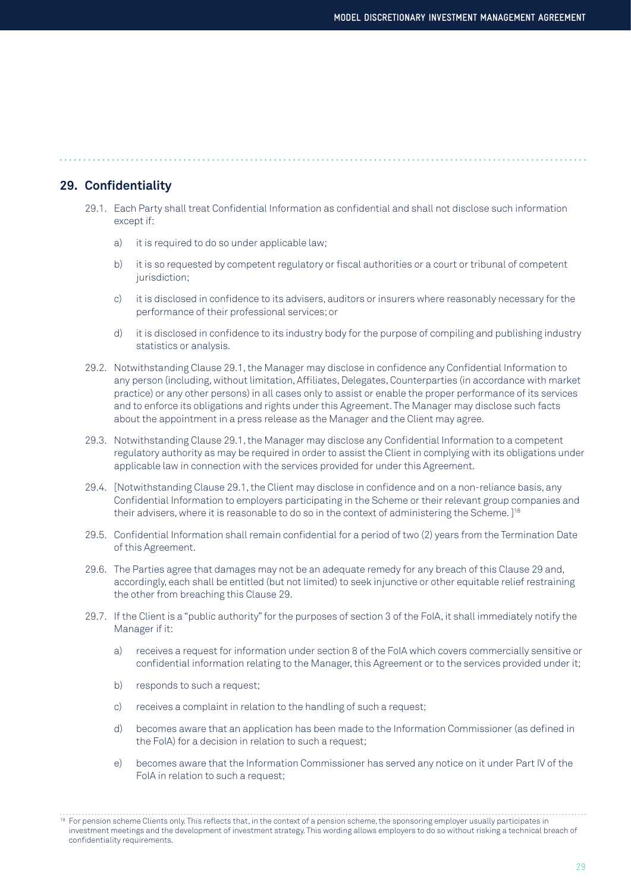## 29. Confidentiality

29.1. Each Party shall treat Confidential Information as confidential and shall not disclose such information except if:

a) it is required to do so under applicable law;

b) it is so requested by competent regulatory or fiscal authorities or a court or tribunal of competent jurisdiction;

c) it is disclosed in confidence to its advisers, auditors or insurers where reasonably necessary for the performance of their professional services; or

d) it is disclosed in confidence to its industry body for the purpose of compiling and publishing industry statistics or analysis.

29.2. Notwithstanding Clause 29.1, the Manager may disclose in confidence any Confidential Information to any person (including, without limitation, Affiliates, Delegates, Counterparties (in accordance with market practice) or any other persons) in all cases only to assist or enable the proper performance of its services and to enforce its obligations and rights under this Agreement. The Manager may disclose such facts about the appointment in a press release as the Manager and the Client may agree.

29.3. Notwithstanding Clause 29.1, the Manager may disclose any Confidential Information to a competent regulatory authority as may be required in order to assist the Client in complying with its obligations under applicable law in connection with the services provided for under this Agreement.

29.4. [Notwithstanding Clause 29.1, the Client may disclose in confidence and on a non-reliance basis, any Confidential Information to employers participating in the Scheme or their relevant group companies and their advisers, where it is reasonable to do so in the context of administering the Scheme. ][18]

29.5. Confidential Information shall remain confidential for a period of two (2) years from the Termination Date of this Agreement.

29.6. The Parties agree that damages may not be an adequate remedy for any breach of this Clause 29 and, accordingly, each shall be entitled (but not limited) to seek injunctive or other equitable relief restraining the other from breaching this Clause 29.

29.7. If the Client is a "public authority" for the purposes of section 3 of the FoIA, it shall immediately notify the Manager if it:

a) receives a request for information under section 8 of the FoIA which covers commercially sensitive or confidential information relating to the Manager, this Agreement or to the services provided under it;

b) responds to such a request;

c) receives a complaint in relation to the handling of such a request;

d) becomes aware that an application has been made to the Information Commissioner (as defined in the FoIA) for a decision in relation to such a request;

e) becomes aware that the Information Commissioner has served any notice on it under Part IV of the FoIA in relation to such a request;

---

[18] For pension scheme Clients only. This reflects that, in the context of a pension scheme, the sponsoring employer usually participates in investment meetings and the development of investment strategy. This wording allows employers to do so without risking a technical breach of confidentiality requirements.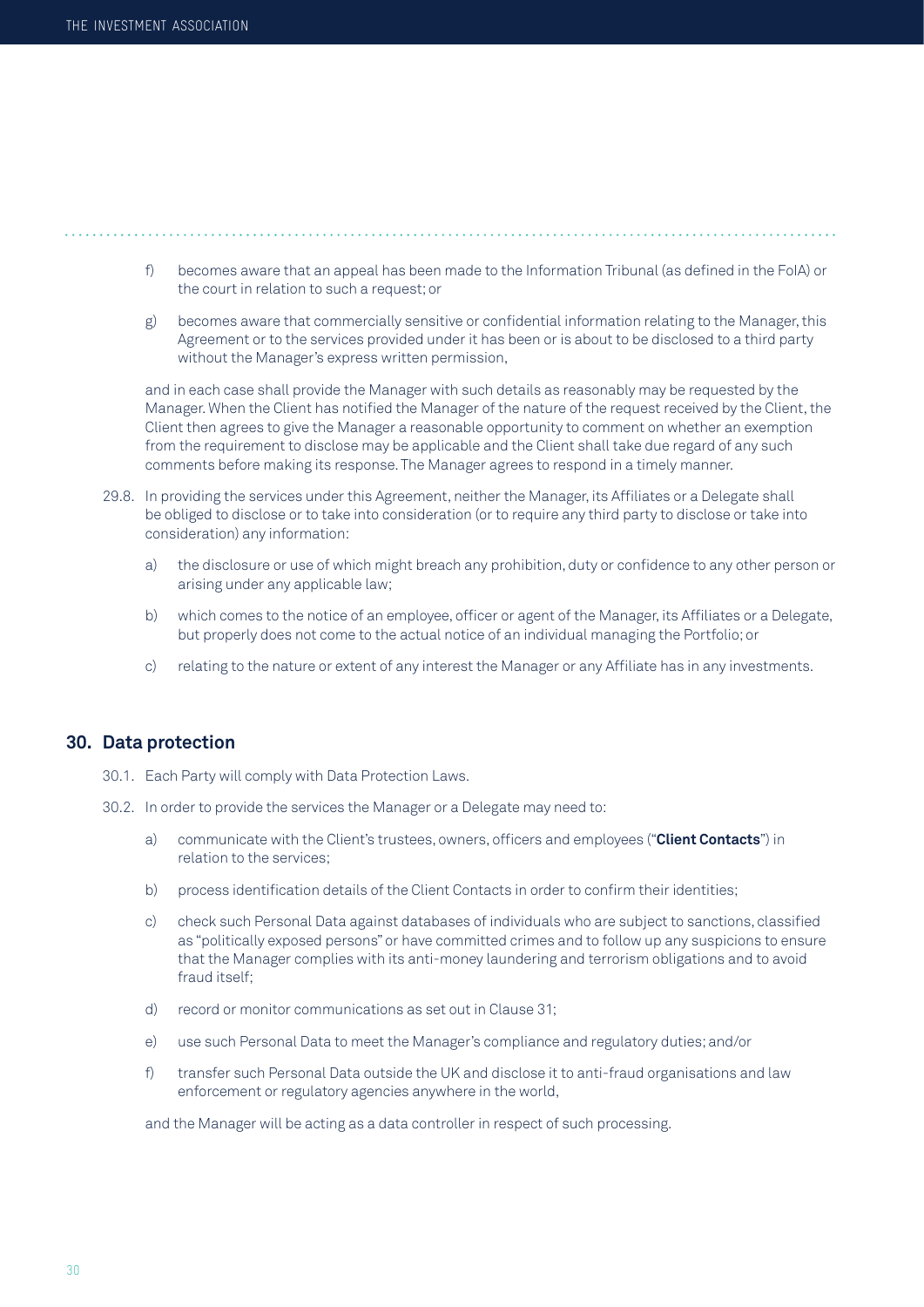f) becomes aware that an appeal has been made to the Information Tribunal (as defined in the FoIA) or the court in relation to such a request; or

g) becomes aware that commercially sensitive or confidential information relating to the Manager, this Agreement or to the services provided under it has been or is about to be disclosed to a third party without the Manager's express written permission,

and in each case shall provide the Manager with such details as reasonably may be requested by the Manager. When the Client has notified the Manager of the nature of the request received by the Client, the Client then agrees to give the Manager a reasonable opportunity to comment on whether an exemption from the requirement to disclose may be applicable and the Client shall take due regard of any such comments before making its response. The Manager agrees to respond in a timely manner.

29.8. In providing the services under this Agreement, neither the Manager, its Affiliates or a Delegate shall be obliged to disclose or to take into consideration (or to require any third party to disclose or take into consideration) any information:

a) the disclosure or use of which might breach any prohibition, duty or confidence to any other person or arising under any applicable law;

b) which comes to the notice of an employee, officer or agent of the Manager, its Affiliates or a Delegate, but properly does not come to the actual notice of an individual managing the Portfolio; or

c) relating to the nature or extent of any interest the Manager or any Affiliate has in any investments.

## 30. Data protection

30.1. Each Party will comply with Data Protection Laws.

30.2. In order to provide the services the Manager or a Delegate may need to:

a) communicate with the Client's trustees, owners, officers and employees ("**Client Contacts**") in relation to the services;

b) process identification details of the Client Contacts in order to confirm their identities;

c) check such Personal Data against databases of individuals who are subject to sanctions, classified as "politically exposed persons" or have committed crimes and to follow up any suspicions to ensure that the Manager complies with its anti-money laundering and terrorism obligations and to avoid fraud itself;

d) record or monitor communications as set out in Clause 31;

e) use such Personal Data to meet the Manager's compliance and regulatory duties; and/or

f) transfer such Personal Data outside the UK and disclose it to anti-fraud organisations and law enforcement or regulatory agencies anywhere in the world,

and the Manager will be acting as a data controller in respect of such processing.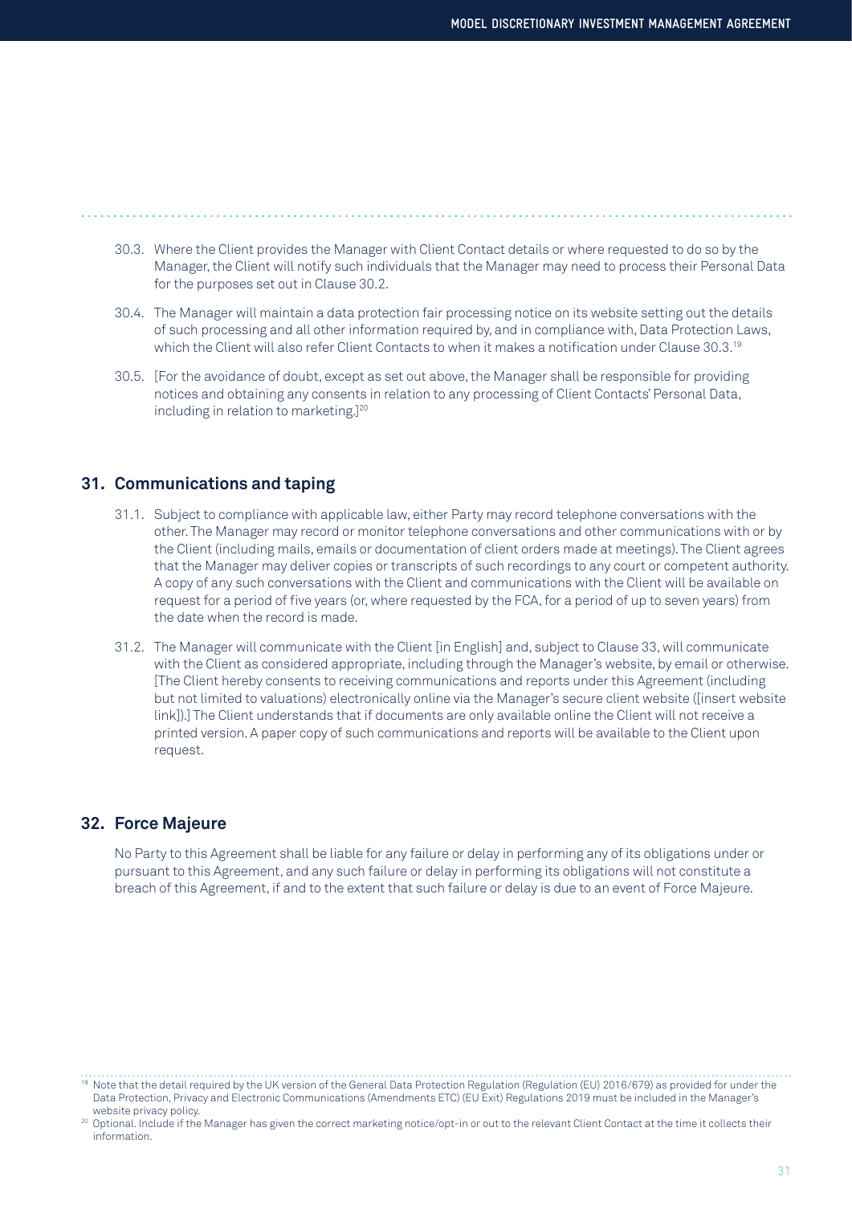30.3. Where the Client provides the Manager with Client Contact details or where requested to do so by the Manager, the Client will notify such individuals that the Manager may need to process their Personal Data for the purposes set out in Clause 30.2.

30.4. The Manager will maintain a data protection fair processing notice on its website setting out the details of such processing and all other information required by, and in compliance with, Data Protection Laws, which the Client will also refer Client Contacts to when it makes a notification under Clause 30.3.[19]

30.5. [For the avoidance of doubt, except as set out above, the Manager shall be responsible for providing notices and obtaining any consents in relation to any processing of Client Contacts' Personal Data, including in relation to marketing.][20]

## 31. Communications and taping

31.1. Subject to compliance with applicable law, either Party may record telephone conversations with the other. The Manager may record or monitor telephone conversations and other communications with or by the Client (including mails, emails or documentation of client orders made at meetings). The Client agrees that the Manager may deliver copies or transcripts of such recordings to any court or competent authority. A copy of any such conversations with the Client and communications with the Client will be available on request for a period of five years (or, where requested by the FCA, for a period of up to seven years) from the date when the record is made.

31.2. The Manager will communicate with the Client [in English] and, subject to Clause 33, will communicate with the Client as considered appropriate, including through the Manager's website, by email or otherwise. [The Client hereby consents to receiving communications and reports under this Agreement (including but not limited to valuations) electronically online via the Manager's secure client website ([insert website link]).] The Client understands that if documents are only available online the Client will not receive a printed version. A paper copy of such communications and reports will be available to the Client upon request.

## 32. Force Majeure

No Party to this Agreement shall be liable for any failure or delay in performing any of its obligations under or pursuant to this Agreement, and any such failure or delay in performing its obligations will not constitute a breach of this Agreement, if and to the extent that such failure or delay is due to an event of Force Majeure.

---

[19] Note that the detail required by the UK version of the General Data Protection Regulation (Regulation (EU) 2016/679) as provided for under the Data Protection, Privacy and Electronic Communications (Amendments ETC) (EU Exit) Regulations 2019 must be included in the Manager's website privacy policy.

[20] Optional. Include if the Manager has given the correct marketing notice/opt-in or out to the relevant Client Contact at the time it collects their information.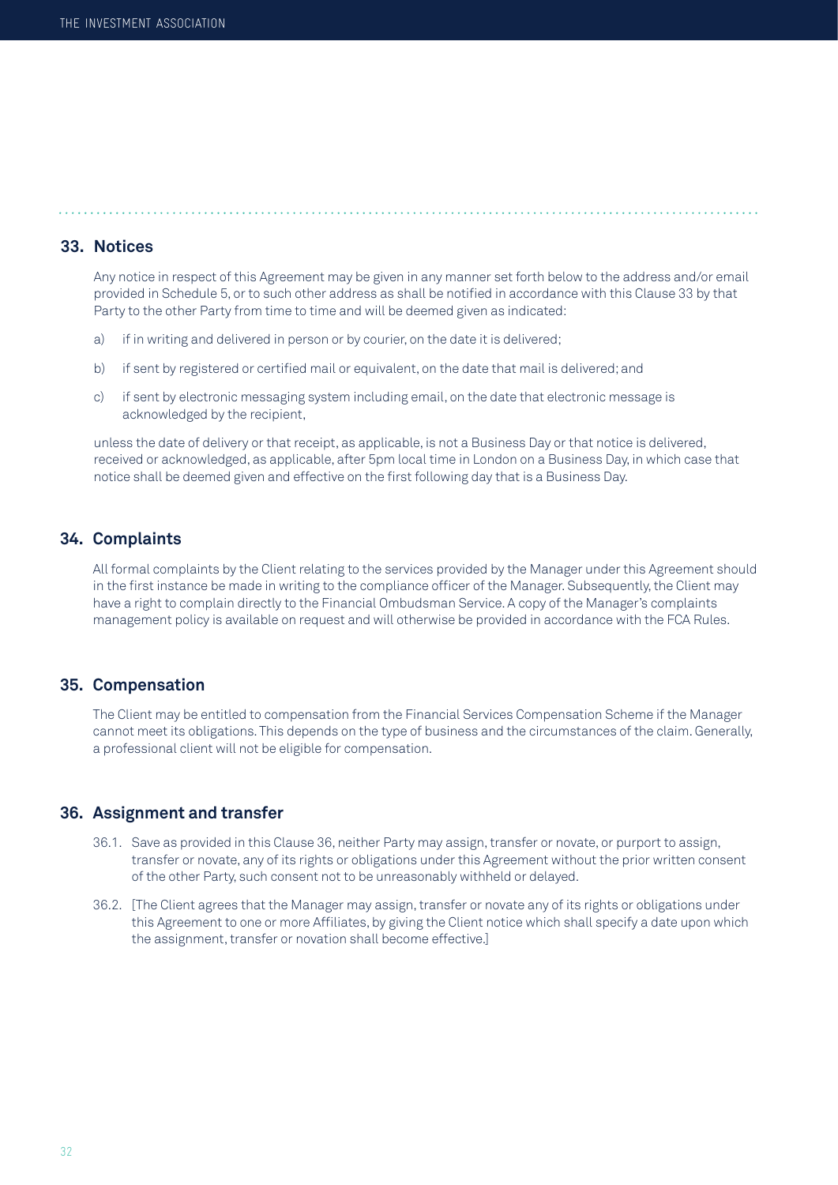## 33. Notices

Any notice in respect of this Agreement may be given in any manner set forth below to the address and/or email provided in Schedule 5, or to such other address as shall be notified in accordance with this Clause 33 by that Party to the other Party from time to time and will be deemed given as indicated:

a) if in writing and delivered in person or by courier, on the date it is delivered;

b) if sent by registered or certified mail or equivalent, on the date that mail is delivered; and

c) if sent by electronic messaging system including email, on the date that electronic message is acknowledged by the recipient,

unless the date of delivery or that receipt, as applicable, is not a Business Day or that notice is delivered, received or acknowledged, as applicable, after 5pm local time in London on a Business Day, in which case that notice shall be deemed given and effective on the first following day that is a Business Day.

## 34. Complaints

All formal complaints by the Client relating to the services provided by the Manager under this Agreement should in the first instance be made in writing to the compliance officer of the Manager. Subsequently, the Client may have a right to complain directly to the Financial Ombudsman Service. A copy of the Manager's complaints management policy is available on request and will otherwise be provided in accordance with the FCA Rules.

## 35. Compensation

The Client may be entitled to compensation from the Financial Services Compensation Scheme if the Manager cannot meet its obligations. This depends on the type of business and the circumstances of the claim. Generally, a professional client will not be eligible for compensation.

## 36. Assignment and transfer

36.1. Save as provided in this Clause 36, neither Party may assign, transfer or novate, or purport to assign, transfer or novate, any of its rights or obligations under this Agreement without the prior written consent of the other Party, such consent not to be unreasonably withheld or delayed.

36.2. [The Client agrees that the Manager may assign, transfer or novate any of its rights or obligations under this Agreement to one or more Affiliates, by giving the Client notice which shall specify a date upon which the assignment, transfer or novation shall become effective.]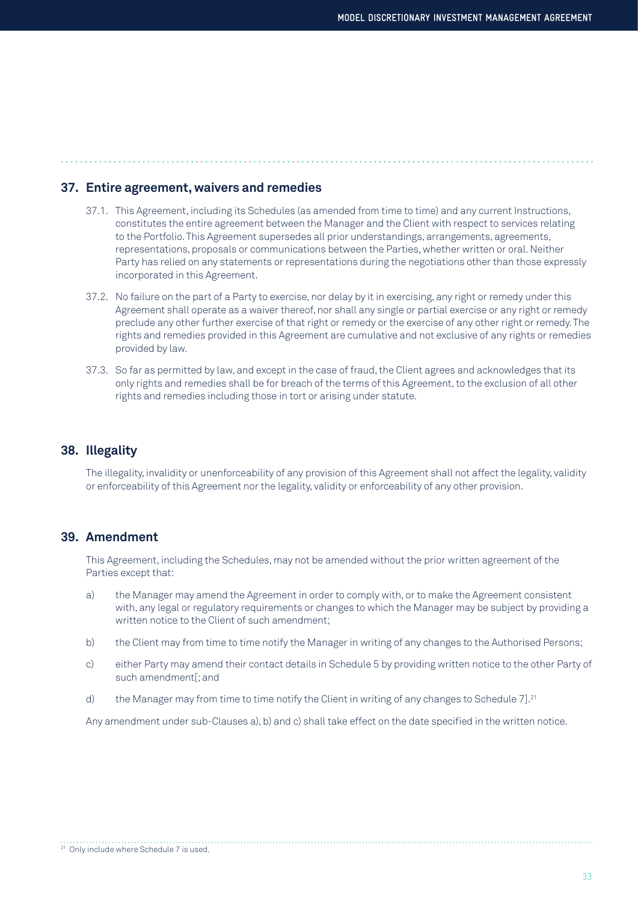## 37. Entire agreement, waivers and remedies

37.1. This Agreement, including its Schedules (as amended from time to time) and any current Instructions, constitutes the entire agreement between the Manager and the Client with respect to services relating to the Portfolio. This Agreement supersedes all prior understandings, arrangements, agreements, representations, proposals or communications between the Parties, whether written or oral. Neither Party has relied on any statements or representations during the negotiations other than those expressly incorporated in this Agreement.

37.2. No failure on the part of a Party to exercise, nor delay by it in exercising, any right or remedy under this Agreement shall operate as a waiver thereof, nor shall any single or partial exercise or any right or remedy preclude any other further exercise of that right or remedy or the exercise of any other right or remedy. The rights and remedies provided in this Agreement are cumulative and not exclusive of any rights or remedies provided by law.

37.3. So far as permitted by law, and except in the case of fraud, the Client agrees and acknowledges that its only rights and remedies shall be for breach of the terms of this Agreement, to the exclusion of all other rights and remedies including those in tort or arising under statute.

## 38. Illegality

The illegality, invalidity or unenforceability of any provision of this Agreement shall not affect the legality, validity or enforceability of this Agreement nor the legality, validity or enforceability of any other provision.

## 39. Amendment

This Agreement, including the Schedules, may not be amended without the prior written agreement of the Parties except that:

a) the Manager may amend the Agreement in order to comply with, or to make the Agreement consistent with, any legal or regulatory requirements or changes to which the Manager may be subject by providing a written notice to the Client of such amendment;

b) the Client may from time to time notify the Manager in writing of any changes to the Authorised Persons;

c) either Party may amend their contact details in Schedule 5 by providing written notice to the other Party of such amendment[; and

d) the Manager may from time to time notify the Client in writing of any changes to Schedule 7].[21]

Any amendment under sub-Clauses a), b) and c) shall take effect on the date specified in the written notice.

[21] Only include where Schedule 7 is used.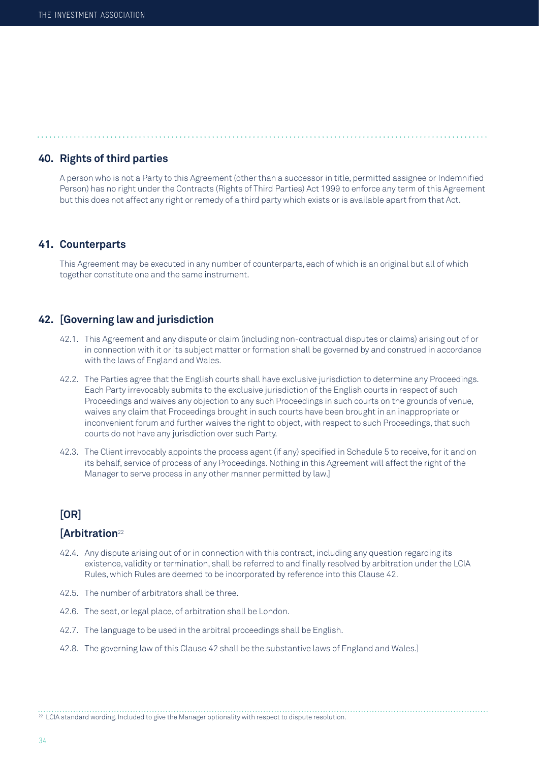## 40. Rights of third parties

A person who is not a Party to this Agreement (other than a successor in title, permitted assignee or Indemnified Person) has no right under the Contracts (Rights of Third Parties) Act 1999 to enforce any term of this Agreement but this does not affect any right or remedy of a third party which exists or is available apart from that Act.

## 41. Counterparts

This Agreement may be executed in any number of counterparts, each of which is an original but all of which together constitute one and the same instrument.

## 42. [Governing law and jurisdiction

42.1. This Agreement and any dispute or claim (including non-contractual disputes or claims) arising out of or in connection with it or its subject matter or formation shall be governed by and construed in accordance with the laws of England and Wales.

42.2. The Parties agree that the English courts shall have exclusive jurisdiction to determine any Proceedings. Each Party irrevocably submits to the exclusive jurisdiction of the English courts in respect of such Proceedings and waives any objection to any such Proceedings in such courts on the grounds of venue, waives any claim that Proceedings brought in such courts have been brought in an inappropriate or inconvenient forum and further waives the right to object, with respect to such Proceedings, that such courts do not have any jurisdiction over such Party.

42.3. The Client irrevocably appoints the process agent (if any) specified in Schedule 5 to receive, for it and on its behalf, service of process of any Proceedings. Nothing in this Agreement will affect the right of the Manager to serve process in any other manner permitted by law.]

### [OR]

### [Arbitration[22]

42.4. Any dispute arising out of or in connection with this contract, including any question regarding its existence, validity or termination, shall be referred to and finally resolved by arbitration under the LCIA Rules, which Rules are deemed to be incorporated by reference into this Clause 42.

42.5. The number of arbitrators shall be three.

42.6. The seat, or legal place, of arbitration shall be London.

42.7. The language to be used in the arbitral proceedings shall be English.

42.8. The governing law of this Clause 42 shall be the substantive laws of England and Wales.]

---

[22] LCIA standard wording. Included to give the Manager optionality with respect to dispute resolution.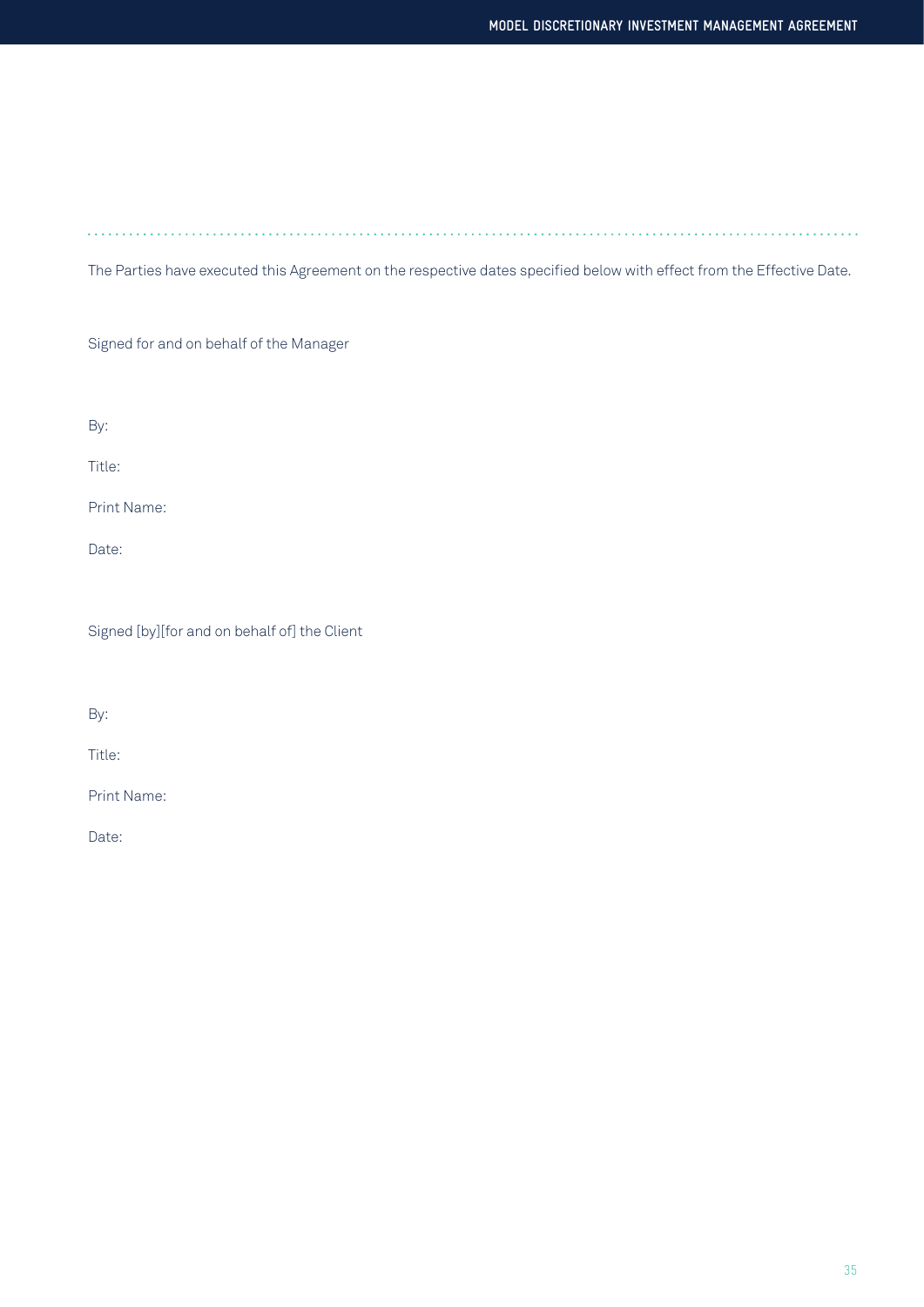The Parties have executed this Agreement on the respective dates specified below with effect from the Effective Date.

Signed for and on behalf of the Manager

By:

Title:

Print Name:

Date:

Signed [by][for and on behalf of] the Client

By:

Title:

Print Name:

Date: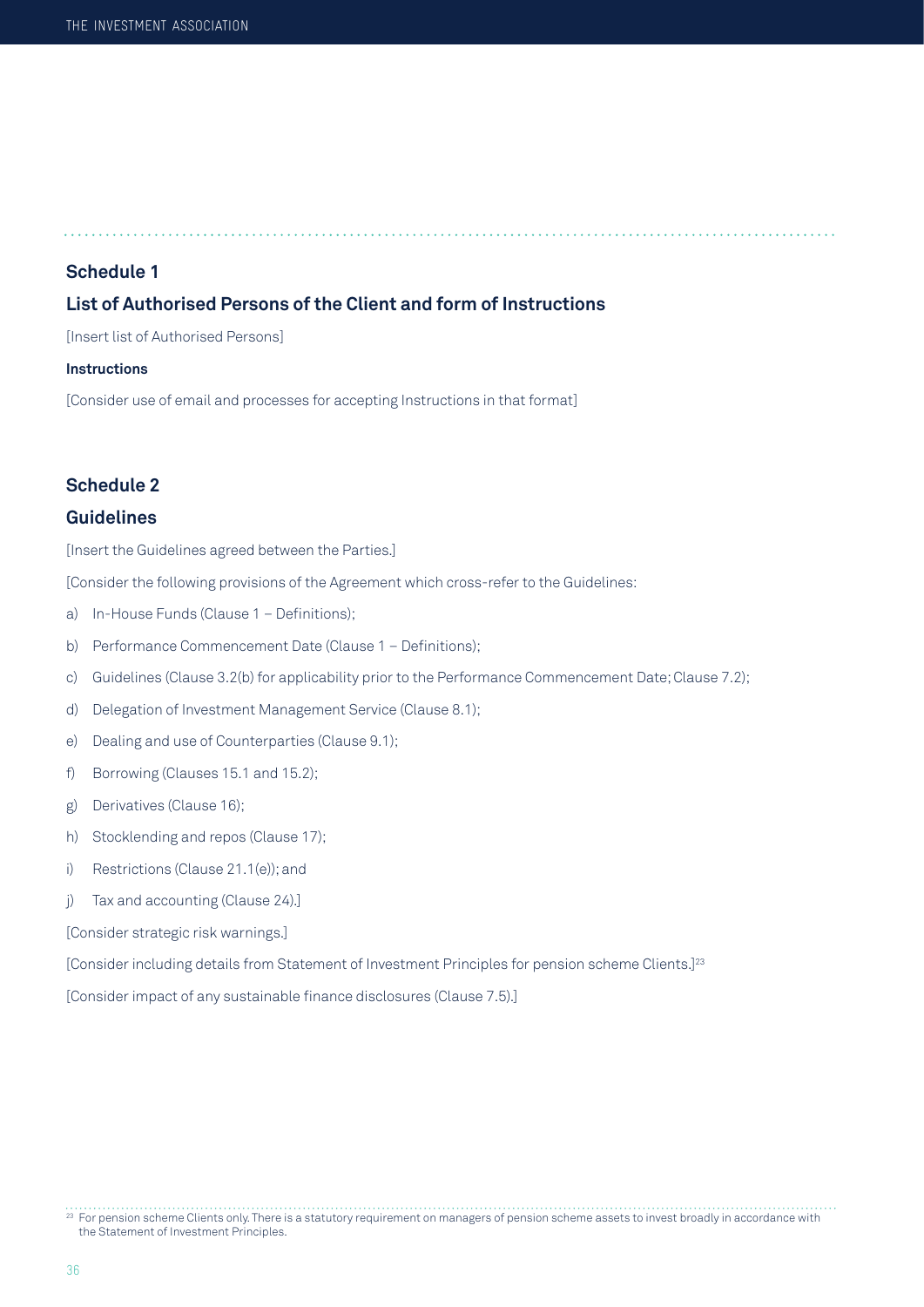## Schedule 1

## List of Authorised Persons of the Client and form of Instructions

[Insert list of Authorised Persons]

**Instructions**

[Consider use of email and processes for accepting Instructions in that format]

## Schedule 2

## Guidelines

[Insert the Guidelines agreed between the Parties.]

[Consider the following provisions of the Agreement which cross-refer to the Guidelines:

a) In-House Funds (Clause 1 – Definitions);

b) Performance Commencement Date (Clause 1 – Definitions);

c) Guidelines (Clause 3.2(b) for applicability prior to the Performance Commencement Date; Clause 7.2);

d) Delegation of Investment Management Service (Clause 8.1);

e) Dealing and use of Counterparties (Clause 9.1);

f) Borrowing (Clauses 15.1 and 15.2);

g) Derivatives (Clause 16);

h) Stocklending and repos (Clause 17);

i) Restrictions (Clause 21.1(e)); and

j) Tax and accounting (Clause 24).]

[Consider strategic risk warnings.]

[Consider including details from Statement of Investment Principles for pension scheme Clients.][23]

[Consider impact of any sustainable finance disclosures (Clause 7.5).]

[23] For pension scheme Clients only. There is a statutory requirement on managers of pension scheme assets to invest broadly in accordance with the Statement of Investment Principles.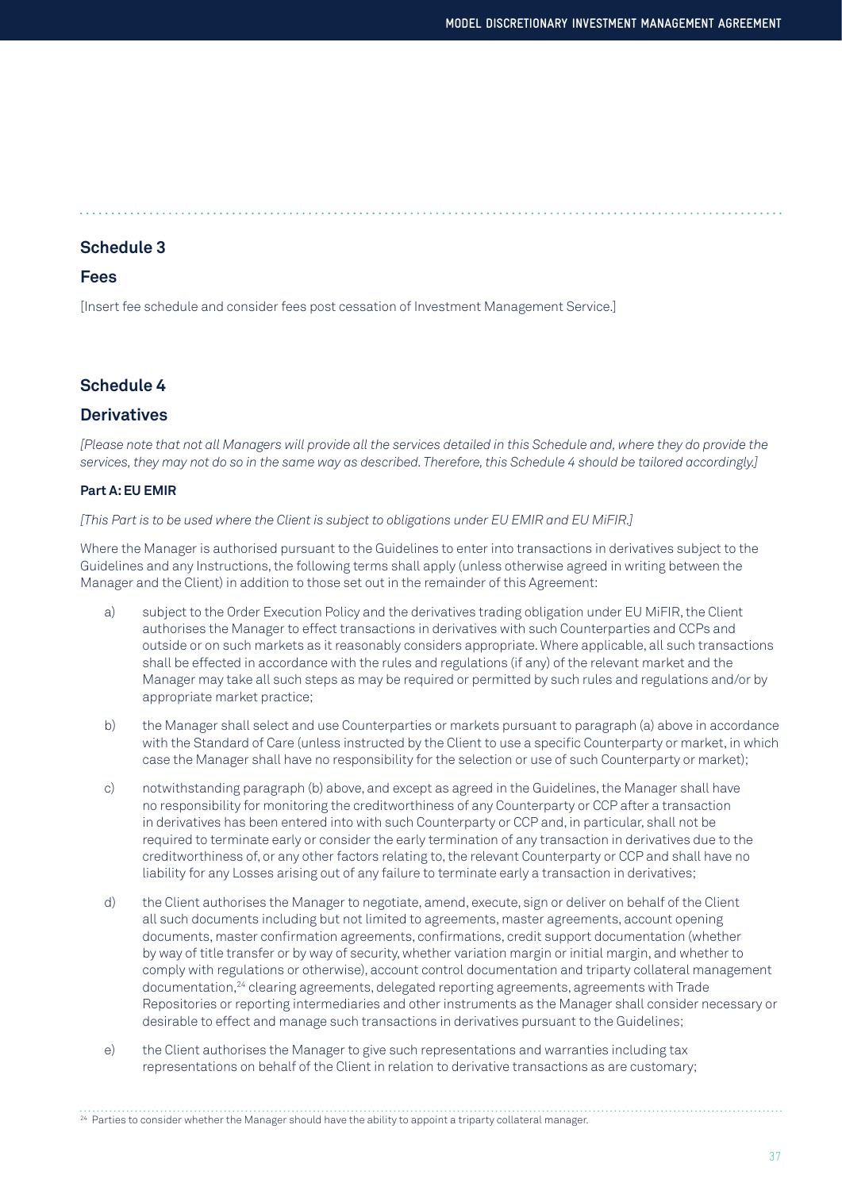## Schedule 3

### Fees

[Insert fee schedule and consider fees post cessation of Investment Management Service.]

## Schedule 4

### Derivatives

*[Please note that not all Managers will provide all the services detailed in this Schedule and, where they do provide the services, they may not do so in the same way as described. Therefore, this Schedule 4 should be tailored accordingly.]*

**Part A: EU EMIR**

*[This Part is to be used where the Client is subject to obligations under EU EMIR and EU MiFIR.]*

Where the Manager is authorised pursuant to the Guidelines to enter into transactions in derivatives subject to the Guidelines and any Instructions, the following terms shall apply (unless otherwise agreed in writing between the Manager and the Client) in addition to those set out in the remainder of this Agreement:

a) subject to the Order Execution Policy and the derivatives trading obligation under EU MiFIR, the Client authorises the Manager to effect transactions in derivatives with such Counterparties and CCPs and outside or on such markets as it reasonably considers appropriate. Where applicable, all such transactions shall be effected in accordance with the rules and regulations (if any) of the relevant market and the Manager may take all such steps as may be required or permitted by such rules and regulations and/or by appropriate market practice;

b) the Manager shall select and use Counterparties or markets pursuant to paragraph (a) above in accordance with the Standard of Care (unless instructed by the Client to use a specific Counterparty or market, in which case the Manager shall have no responsibility for the selection or use of such Counterparty or market);

c) notwithstanding paragraph (b) above, and except as agreed in the Guidelines, the Manager shall have no responsibility for monitoring the creditworthiness of any Counterparty or CCP after a transaction in derivatives has been entered into with such Counterparty or CCP and, in particular, shall not be required to terminate early or consider the early termination of any transaction in derivatives due to the creditworthiness of, or any other factors relating to, the relevant Counterparty or CCP and shall have no liability for any Losses arising out of any failure to terminate early a transaction in derivatives;

d) the Client authorises the Manager to negotiate, amend, execute, sign or deliver on behalf of the Client all such documents including but not limited to agreements, master agreements, account opening documents, master confirmation agreements, confirmations, credit support documentation (whether by way of title transfer or by way of security, whether variation margin or initial margin, and whether to comply with regulations or otherwise), account control documentation and triparty collateral management documentation,[24] clearing agreements, delegated reporting agreements, agreements with Trade Repositories or reporting intermediaries and other instruments as the Manager shall consider necessary or desirable to effect and manage such transactions in derivatives pursuant to the Guidelines;

e) the Client authorises the Manager to give such representations and warranties including tax representations on behalf of the Client in relation to derivative transactions as are customary;

[24] Parties to consider whether the Manager should have the ability to appoint a triparty collateral manager.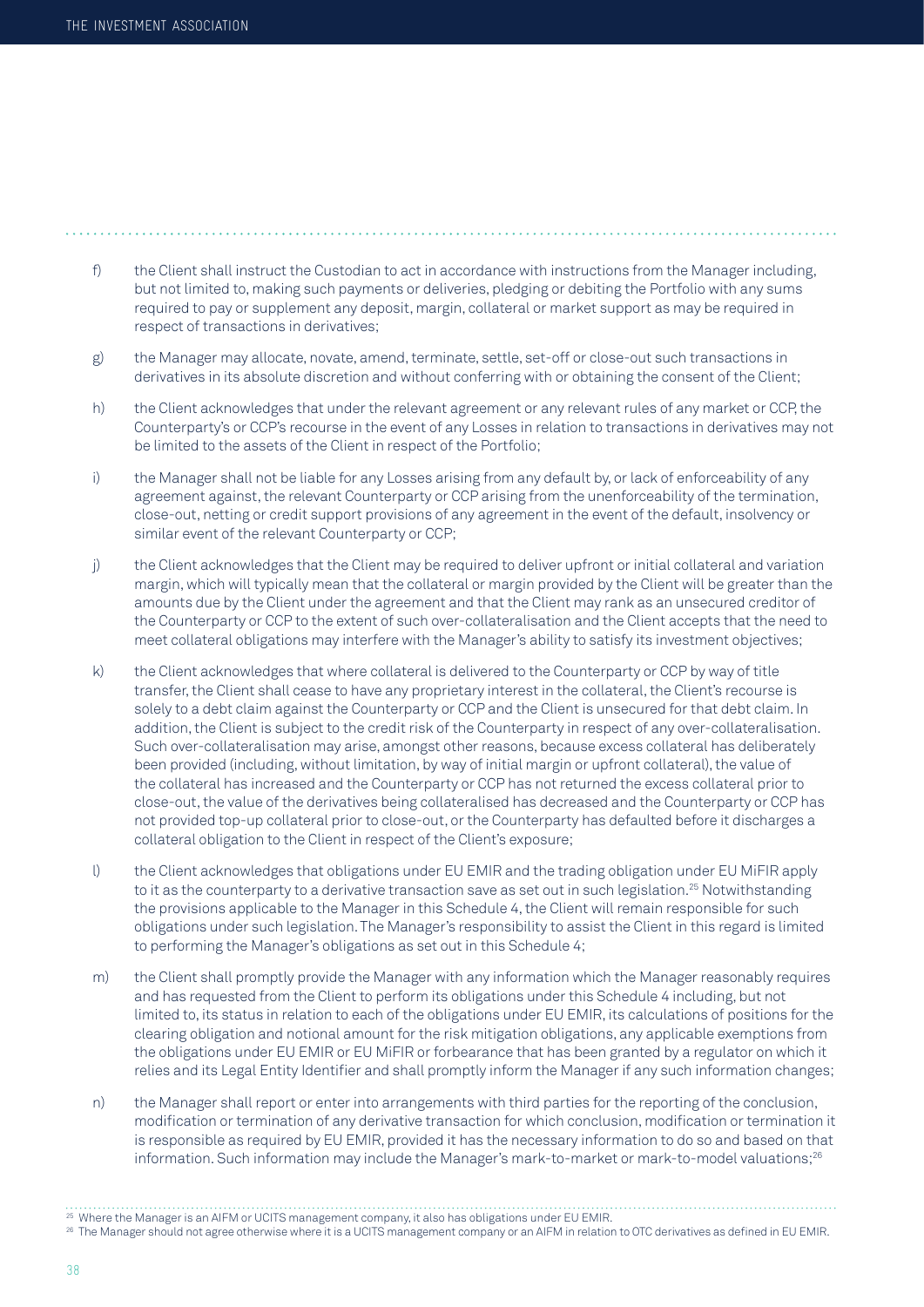f) the Client shall instruct the Custodian to act in accordance with instructions from the Manager including, but not limited to, making such payments or deliveries, pledging or debiting the Portfolio with any sums required to pay or supplement any deposit, margin, collateral or market support as may be required in respect of transactions in derivatives;

g) the Manager may allocate, novate, amend, terminate, settle, set-off or close-out such transactions in derivatives in its absolute discretion and without conferring with or obtaining the consent of the Client;

h) the Client acknowledges that under the relevant agreement or any relevant rules of any market or CCP, the Counterparty's or CCP's recourse in the event of any Losses in relation to transactions in derivatives may not be limited to the assets of the Client in respect of the Portfolio;

i) the Manager shall not be liable for any Losses arising from any default by, or lack of enforceability of any agreement against, the relevant Counterparty or CCP arising from the unenforceability of the termination, close-out, netting or credit support provisions of any agreement in the event of the default, insolvency or similar event of the relevant Counterparty or CCP;

j) the Client acknowledges that the Client may be required to deliver upfront or initial collateral and variation margin, which will typically mean that the collateral or margin provided by the Client will be greater than the amounts due by the Client under the agreement and that the Client may rank as an unsecured creditor of the Counterparty or CCP to the extent of such over-collateralisation and the Client accepts that the need to meet collateral obligations may interfere with the Manager's ability to satisfy its investment objectives;

k) the Client acknowledges that where collateral is delivered to the Counterparty or CCP by way of title transfer, the Client shall cease to have any proprietary interest in the collateral, the Client's recourse is solely to a debt claim against the Counterparty or CCP and the Client is unsecured for that debt claim. In addition, the Client is subject to the credit risk of the Counterparty in respect of any over-collateralisation. Such over-collateralisation may arise, amongst other reasons, because excess collateral has deliberately been provided (including, without limitation, by way of initial margin or upfront collateral), the value of the collateral has increased and the Counterparty or CCP has not returned the excess collateral prior to close-out, the value of the derivatives being collateralised has decreased and the Counterparty or CCP has not provided top-up collateral prior to close-out, or the Counterparty has defaulted before it discharges a collateral obligation to the Client in respect of the Client's exposure;

l) the Client acknowledges that obligations under EU EMIR and the trading obligation under EU MiFIR apply to it as the counterparty to a derivative transaction save as set out in such legislation.[25] Notwithstanding the provisions applicable to the Manager in this Schedule 4, the Client will remain responsible for such obligations under such legislation. The Manager's responsibility to assist the Client in this regard is limited to performing the Manager's obligations as set out in this Schedule 4;

m) the Client shall promptly provide the Manager with any information which the Manager reasonably requires and has requested from the Client to perform its obligations under this Schedule 4 including, but not limited to, its status in relation to each of the obligations under EU EMIR, its calculations of positions for the clearing obligation and notional amount for the risk mitigation obligations, any applicable exemptions from the obligations under EU EMIR or EU MiFIR or forbearance that has been granted by a regulator on which it relies and its Legal Entity Identifier and shall promptly inform the Manager if any such information changes;

n) the Manager shall report or enter into arrangements with third parties for the reporting of the conclusion, modification or termination of any derivative transaction for which conclusion, modification or termination it is responsible as required by EU EMIR, provided it has the necessary information to do so and based on that information. Such information may include the Manager's mark-to-market or mark-to-model valuations;[26]

[25] Where the Manager is an AIFM or UCITS management company, it also has obligations under EU EMIR.

[26] The Manager should not agree otherwise where it is a UCITS management company or an AIFM in relation to OTC derivatives as defined in EU EMIR.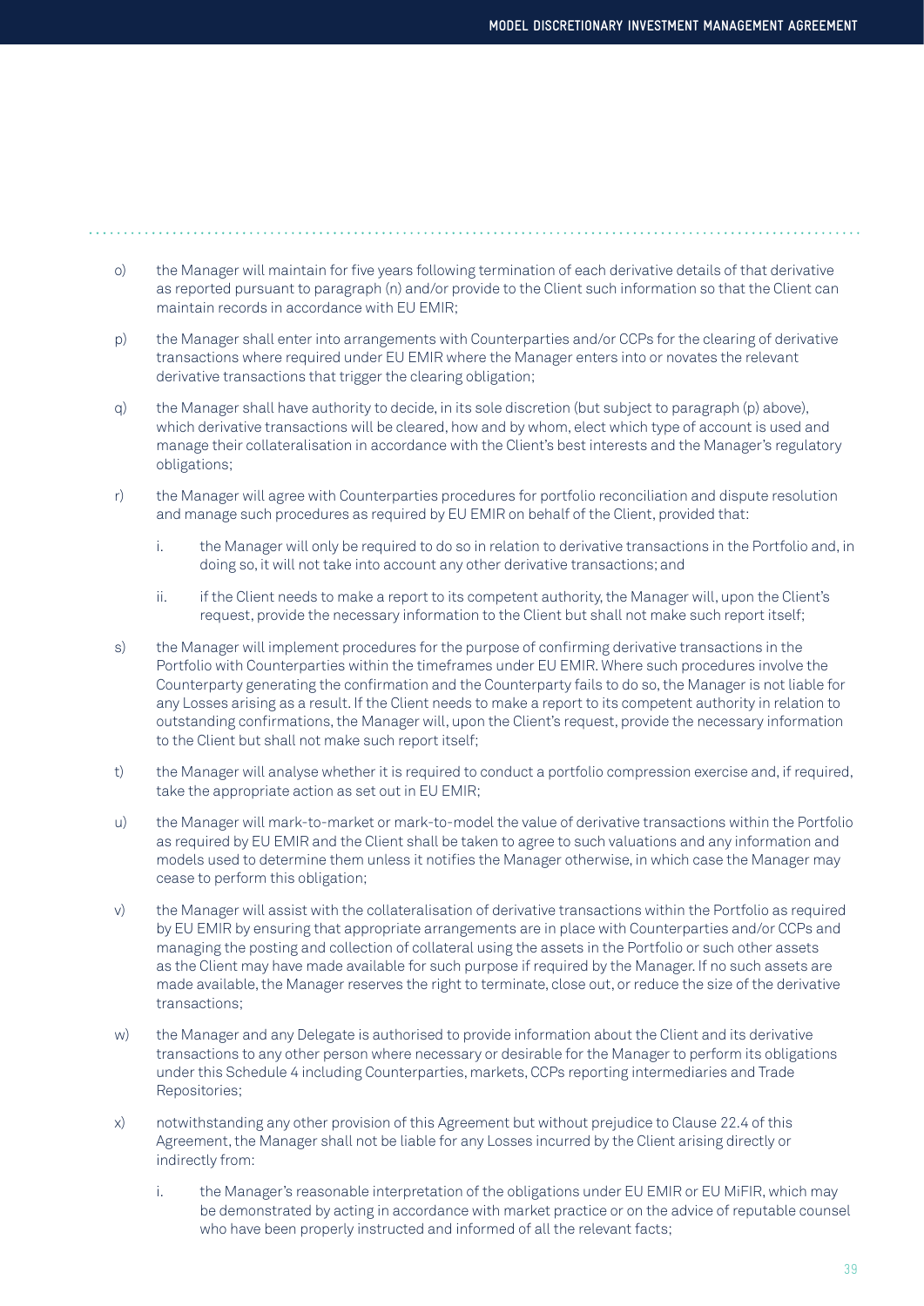o) the Manager will maintain for five years following termination of each derivative details of that derivative as reported pursuant to paragraph (n) and/or provide to the Client such information so that the Client can maintain records in accordance with EU EMIR;

p) the Manager shall enter into arrangements with Counterparties and/or CCPs for the clearing of derivative transactions where required under EU EMIR where the Manager enters into or novates the relevant derivative transactions that trigger the clearing obligation;

q) the Manager shall have authority to decide, in its sole discretion (but subject to paragraph (p) above), which derivative transactions will be cleared, how and by whom, elect which type of account is used and manage their collateralisation in accordance with the Client's best interests and the Manager's regulatory obligations;

r) the Manager will agree with Counterparties procedures for portfolio reconciliation and dispute resolution and manage such procedures as required by EU EMIR on behalf of the Client, provided that:

   i. the Manager will only be required to do so in relation to derivative transactions in the Portfolio and, in doing so, it will not take into account any other derivative transactions; and

   ii. if the Client needs to make a report to its competent authority, the Manager will, upon the Client's request, provide the necessary information to the Client but shall not make such report itself;

s) the Manager will implement procedures for the purpose of confirming derivative transactions in the Portfolio with Counterparties within the timeframes under EU EMIR. Where such procedures involve the Counterparty generating the confirmation and the Counterparty fails to do so, the Manager is not liable for any Losses arising as a result. If the Client needs to make a report to its competent authority in relation to outstanding confirmations, the Manager will, upon the Client's request, provide the necessary information to the Client but shall not make such report itself;

t) the Manager will analyse whether it is required to conduct a portfolio compression exercise and, if required, take the appropriate action as set out in EU EMIR;

u) the Manager will mark-to-market or mark-to-model the value of derivative transactions within the Portfolio as required by EU EMIR and the Client shall be taken to agree to such valuations and any information and models used to determine them unless it notifies the Manager otherwise, in which case the Manager may cease to perform this obligation;

v) the Manager will assist with the collateralisation of derivative transactions within the Portfolio as required by EU EMIR by ensuring that appropriate arrangements are in place with Counterparties and/or CCPs and managing the posting and collection of collateral using the assets in the Portfolio or such other assets as the Client may have made available for such purpose if required by the Manager. If no such assets are made available, the Manager reserves the right to terminate, close out, or reduce the size of the derivative transactions;

w) the Manager and any Delegate is authorised to provide information about the Client and its derivative transactions to any other person where necessary or desirable for the Manager to perform its obligations under this Schedule 4 including Counterparties, markets, CCPs reporting intermediaries and Trade Repositories;

x) notwithstanding any other provision of this Agreement but without prejudice to Clause 22.4 of this Agreement, the Manager shall not be liable for any Losses incurred by the Client arising directly or indirectly from:

   i. the Manager's reasonable interpretation of the obligations under EU EMIR or EU MiFIR, which may be demonstrated by acting in accordance with market practice or on the advice of reputable counsel who have been properly instructed and informed of all the relevant facts;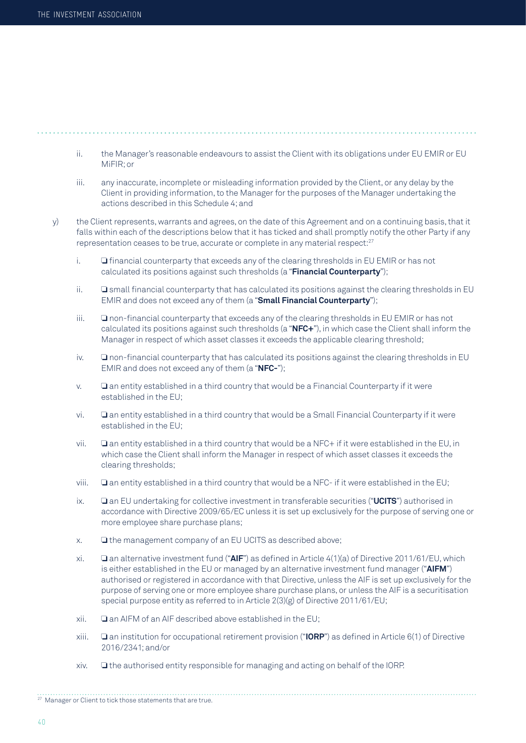ii. the Manager's reasonable endeavours to assist the Client with its obligations under EU EMIR or EU MiFIR; or

iii. any inaccurate, incomplete or misleading information provided by the Client, or any delay by the Client in providing information, to the Manager for the purposes of the Manager undertaking the actions described in this Schedule 4; and

y) the Client represents, warrants and agrees, on the date of this Agreement and on a continuing basis, that it falls within each of the descriptions below that it has ticked and shall promptly notify the other Party if any representation ceases to be true, accurate or complete in any material respect:[27]

i. ❏ financial counterparty that exceeds any of the clearing thresholds in EU EMIR or has not calculated its positions against such thresholds (a "**Financial Counterparty**");

ii. ❏ small financial counterparty that has calculated its positions against the clearing thresholds in EU EMIR and does not exceed any of them (a "**Small Financial Counterparty**");

iii. ❏ non-financial counterparty that exceeds any of the clearing thresholds in EU EMIR or has not calculated its positions against such thresholds (a "**NFC+**"), in which case the Client shall inform the Manager in respect of which asset classes it exceeds the applicable clearing threshold;

iv. ❏ non-financial counterparty that has calculated its positions against the clearing thresholds in EU EMIR and does not exceed any of them (a "**NFC-**");

v. ❏ an entity established in a third country that would be a Financial Counterparty if it were established in the EU;

vi. ❏ an entity established in a third country that would be a Small Financial Counterparty if it were established in the EU;

vii. ❏ an entity established in a third country that would be a NFC+ if it were established in the EU, in which case the Client shall inform the Manager in respect of which asset classes it exceeds the clearing thresholds;

viii. ❏ an entity established in a third country that would be a NFC- if it were established in the EU;

ix. ❏ an EU undertaking for collective investment in transferable securities ("**UCITS**") authorised in accordance with Directive 2009/65/EC unless it is set up exclusively for the purpose of serving one or more employee share purchase plans;

x. ❏ the management company of an EU UCITS as described above;

xi. ❏ an alternative investment fund ("**AIF**") as defined in Article 4(1)(a) of Directive 2011/61/EU, which is either established in the EU or managed by an alternative investment fund manager ("**AIFM**") authorised or registered in accordance with that Directive, unless the AIF is set up exclusively for the purpose of serving one or more employee share purchase plans, or unless the AIF is a securitisation special purpose entity as referred to in Article 2(3)(g) of Directive 2011/61/EU;

xii. ❏ an AIFM of an AIF described above established in the EU;

xiii. ❏ an institution for occupational retirement provision ("**IORP**") as defined in Article 6(1) of Directive 2016/2341; and/or

xiv. ❏ the authorised entity responsible for managing and acting on behalf of the IORP.

[27] Manager or Client to tick those statements that are true.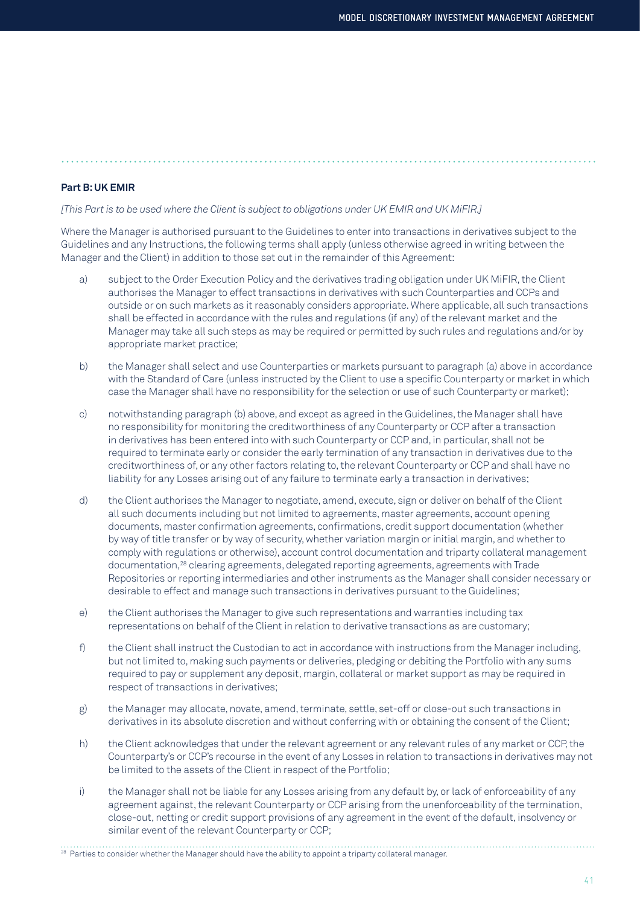**Part B: UK EMIR**

*[This Part is to be used where the Client is subject to obligations under UK EMIR and UK MiFIR.]*

Where the Manager is authorised pursuant to the Guidelines to enter into transactions in derivatives subject to the Guidelines and any Instructions, the following terms shall apply (unless otherwise agreed in writing between the Manager and the Client) in addition to those set out in the remainder of this Agreement:

a) subject to the Order Execution Policy and the derivatives trading obligation under UK MiFIR, the Client authorises the Manager to effect transactions in derivatives with such Counterparties and CCPs and outside or on such markets as it reasonably considers appropriate. Where applicable, all such transactions shall be effected in accordance with the rules and regulations (if any) of the relevant market and the Manager may take all such steps as may be required or permitted by such rules and regulations and/or by appropriate market practice;

b) the Manager shall select and use Counterparties or markets pursuant to paragraph (a) above in accordance with the Standard of Care (unless instructed by the Client to use a specific Counterparty or market in which case the Manager shall have no responsibility for the selection or use of such Counterparty or market);

c) notwithstanding paragraph (b) above, and except as agreed in the Guidelines, the Manager shall have no responsibility for monitoring the creditworthiness of any Counterparty or CCP after a transaction in derivatives has been entered into with such Counterparty or CCP and, in particular, shall not be required to terminate early or consider the early termination of any transaction in derivatives due to the creditworthiness of, or any other factors relating to, the relevant Counterparty or CCP and shall have no liability for any Losses arising out of any failure to terminate early a transaction in derivatives;

d) the Client authorises the Manager to negotiate, amend, execute, sign or deliver on behalf of the Client all such documents including but not limited to agreements, master agreements, account opening documents, master confirmation agreements, confirmations, credit support documentation (whether by way of title transfer or by way of security, whether variation margin or initial margin, and whether to comply with regulations or otherwise), account control documentation and triparty collateral management documentation,[28] clearing agreements, delegated reporting agreements, agreements with Trade Repositories or reporting intermediaries and other instruments as the Manager shall consider necessary or desirable to effect and manage such transactions in derivatives pursuant to the Guidelines;

e) the Client authorises the Manager to give such representations and warranties including tax representations on behalf of the Client in relation to derivative transactions as are customary;

f) the Client shall instruct the Custodian to act in accordance with instructions from the Manager including, but not limited to, making such payments or deliveries, pledging or debiting the Portfolio with any sums required to pay or supplement any deposit, margin, collateral or market support as may be required in respect of transactions in derivatives;

g) the Manager may allocate, novate, amend, terminate, settle, set-off or close-out such transactions in derivatives in its absolute discretion and without conferring with or obtaining the consent of the Client;

h) the Client acknowledges that under the relevant agreement or any relevant rules of any market or CCP, the Counterparty's or CCP's recourse in the event of any Losses in relation to transactions in derivatives may not be limited to the assets of the Client in respect of the Portfolio;

i) the Manager shall not be liable for any Losses arising from any default by, or lack of enforceability of any agreement against, the relevant Counterparty or CCP arising from the unenforceability of the termination, close-out, netting or credit support provisions of any agreement in the event of the default, insolvency or similar event of the relevant Counterparty or CCP;

[28] Parties to consider whether the Manager should have the ability to appoint a triparty collateral manager.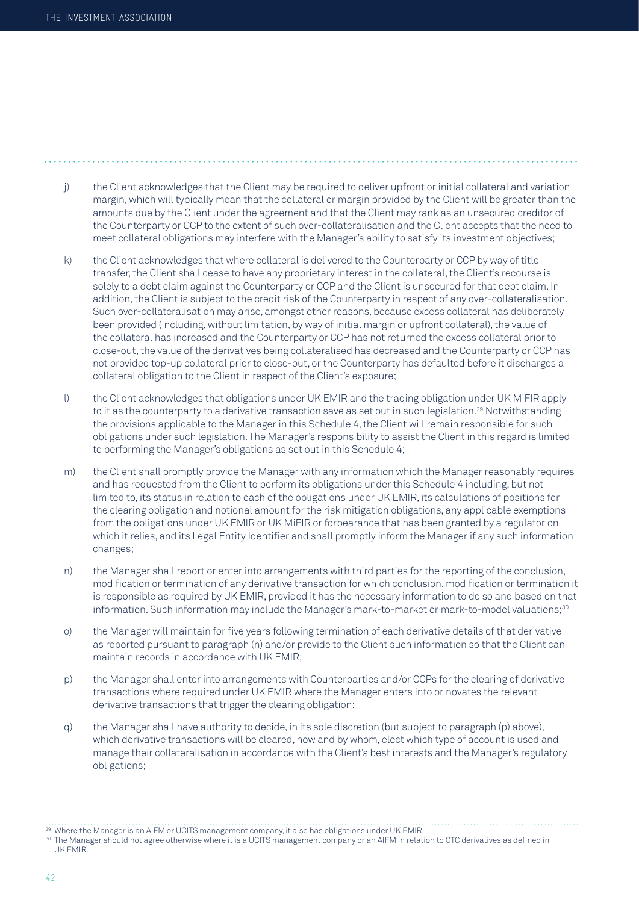j) the Client acknowledges that the Client may be required to deliver upfront or initial collateral and variation margin, which will typically mean that the collateral or margin provided by the Client will be greater than the amounts due by the Client under the agreement and that the Client may rank as an unsecured creditor of the Counterparty or CCP to the extent of such over-collateralisation and the Client accepts that the need to meet collateral obligations may interfere with the Manager's ability to satisfy its investment objectives;

k) the Client acknowledges that where collateral is delivered to the Counterparty or CCP by way of title transfer, the Client shall cease to have any proprietary interest in the collateral, the Client's recourse is solely to a debt claim against the Counterparty or CCP and the Client is unsecured for that debt claim. In addition, the Client is subject to the credit risk of the Counterparty in respect of any over-collateralisation. Such over-collateralisation may arise, amongst other reasons, because excess collateral has deliberately been provided (including, without limitation, by way of initial margin or upfront collateral), the value of the collateral has increased and the Counterparty or CCP has not returned the excess collateral prior to close-out, the value of the derivatives being collateralised has decreased and the Counterparty or CCP has not provided top-up collateral prior to close-out, or the Counterparty has defaulted before it discharges a collateral obligation to the Client in respect of the Client's exposure;

l) the Client acknowledges that obligations under UK EMIR and the trading obligation under UK MiFIR apply to it as the counterparty to a derivative transaction save as set out in such legislation.[29] Notwithstanding the provisions applicable to the Manager in this Schedule 4, the Client will remain responsible for such obligations under such legislation. The Manager's responsibility to assist the Client in this regard is limited to performing the Manager's obligations as set out in this Schedule 4;

m) the Client shall promptly provide the Manager with any information which the Manager reasonably requires and has requested from the Client to perform its obligations under this Schedule 4 including, but not limited to, its status in relation to each of the obligations under UK EMIR, its calculations of positions for the clearing obligation and notional amount for the risk mitigation obligations, any applicable exemptions from the obligations under UK EMIR or UK MiFIR or forbearance that has been granted by a regulator on which it relies, and its Legal Entity Identifier and shall promptly inform the Manager if any such information changes;

n) the Manager shall report or enter into arrangements with third parties for the reporting of the conclusion, modification or termination of any derivative transaction for which conclusion, modification or termination it is responsible as required by UK EMIR, provided it has the necessary information to do so and based on that information. Such information may include the Manager's mark-to-market or mark-to-model valuations;[30]

o) the Manager will maintain for five years following termination of each derivative details of that derivative as reported pursuant to paragraph (n) and/or provide to the Client such information so that the Client can maintain records in accordance with UK EMIR;

p) the Manager shall enter into arrangements with Counterparties and/or CCPs for the clearing of derivative transactions where required under UK EMIR where the Manager enters into or novates the relevant derivative transactions that trigger the clearing obligation;

q) the Manager shall have authority to decide, in its sole discretion (but subject to paragraph (p) above), which derivative transactions will be cleared, how and by whom, elect which type of account is used and manage their collateralisation in accordance with the Client's best interests and the Manager's regulatory obligations;

[29] Where the Manager is an AIFM or UCITS management company, it also has obligations under UK EMIR.

[30] The Manager should not agree otherwise where it is a UCITS management company or an AIFM in relation to OTC derivatives as defined in UK EMIR.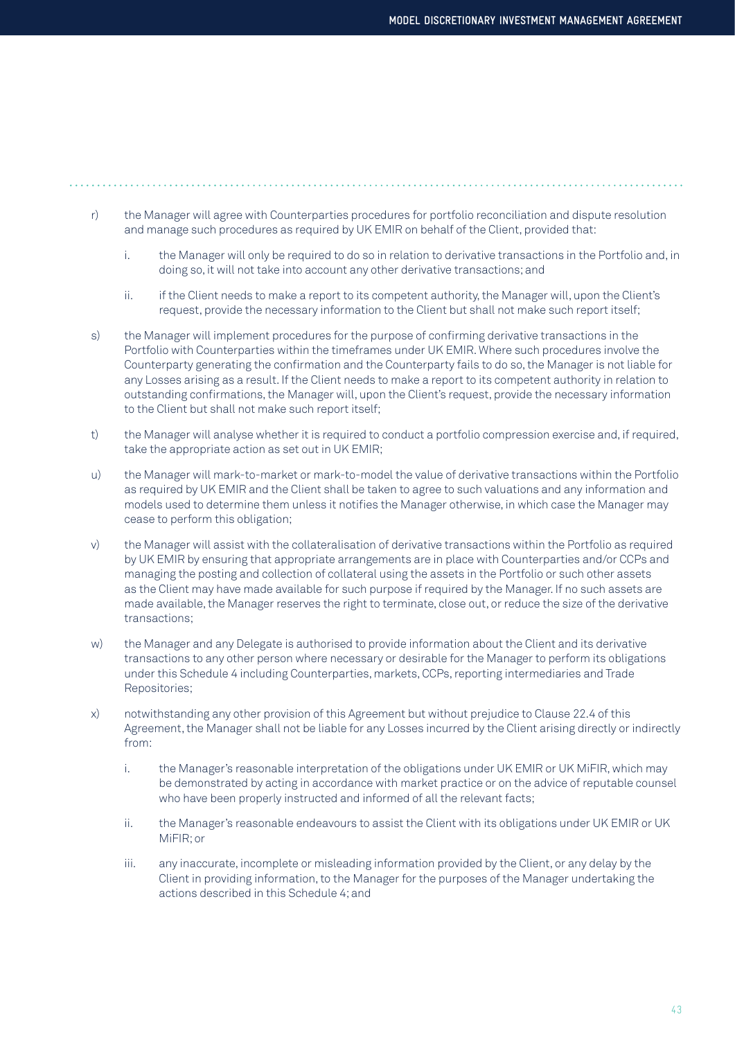r) the Manager will agree with Counterparties procedures for portfolio reconciliation and dispute resolution and manage such procedures as required by UK EMIR on behalf of the Client, provided that:

   i. the Manager will only be required to do so in relation to derivative transactions in the Portfolio and, in doing so, it will not take into account any other derivative transactions; and

   ii. if the Client needs to make a report to its competent authority, the Manager will, upon the Client's request, provide the necessary information to the Client but shall not make such report itself;

s) the Manager will implement procedures for the purpose of confirming derivative transactions in the Portfolio with Counterparties within the timeframes under UK EMIR. Where such procedures involve the Counterparty generating the confirmation and the Counterparty fails to do so, the Manager is not liable for any Losses arising as a result. If the Client needs to make a report to its competent authority in relation to outstanding confirmations, the Manager will, upon the Client's request, provide the necessary information to the Client but shall not make such report itself;

t) the Manager will analyse whether it is required to conduct a portfolio compression exercise and, if required, take the appropriate action as set out in UK EMIR;

u) the Manager will mark-to-market or mark-to-model the value of derivative transactions within the Portfolio as required by UK EMIR and the Client shall be taken to agree to such valuations and any information and models used to determine them unless it notifies the Manager otherwise, in which case the Manager may cease to perform this obligation;

v) the Manager will assist with the collateralisation of derivative transactions within the Portfolio as required by UK EMIR by ensuring that appropriate arrangements are in place with Counterparties and/or CCPs and managing the posting and collection of collateral using the assets in the Portfolio or such other assets as the Client may have made available for such purpose if required by the Manager. If no such assets are made available, the Manager reserves the right to terminate, close out, or reduce the size of the derivative transactions;

w) the Manager and any Delegate is authorised to provide information about the Client and its derivative transactions to any other person where necessary or desirable for the Manager to perform its obligations under this Schedule 4 including Counterparties, markets, CCPs, reporting intermediaries and Trade Repositories;

x) notwithstanding any other provision of this Agreement but without prejudice to Clause 22.4 of this Agreement, the Manager shall not be liable for any Losses incurred by the Client arising directly or indirectly from:

   i. the Manager's reasonable interpretation of the obligations under UK EMIR or UK MiFIR, which may be demonstrated by acting in accordance with market practice or on the advice of reputable counsel who have been properly instructed and informed of all the relevant facts;

   ii. the Manager's reasonable endeavours to assist the Client with its obligations under UK EMIR or UK MiFIR; or

   iii. any inaccurate, incomplete or misleading information provided by the Client, or any delay by the Client in providing information, to the Manager for the purposes of the Manager undertaking the actions described in this Schedule 4; and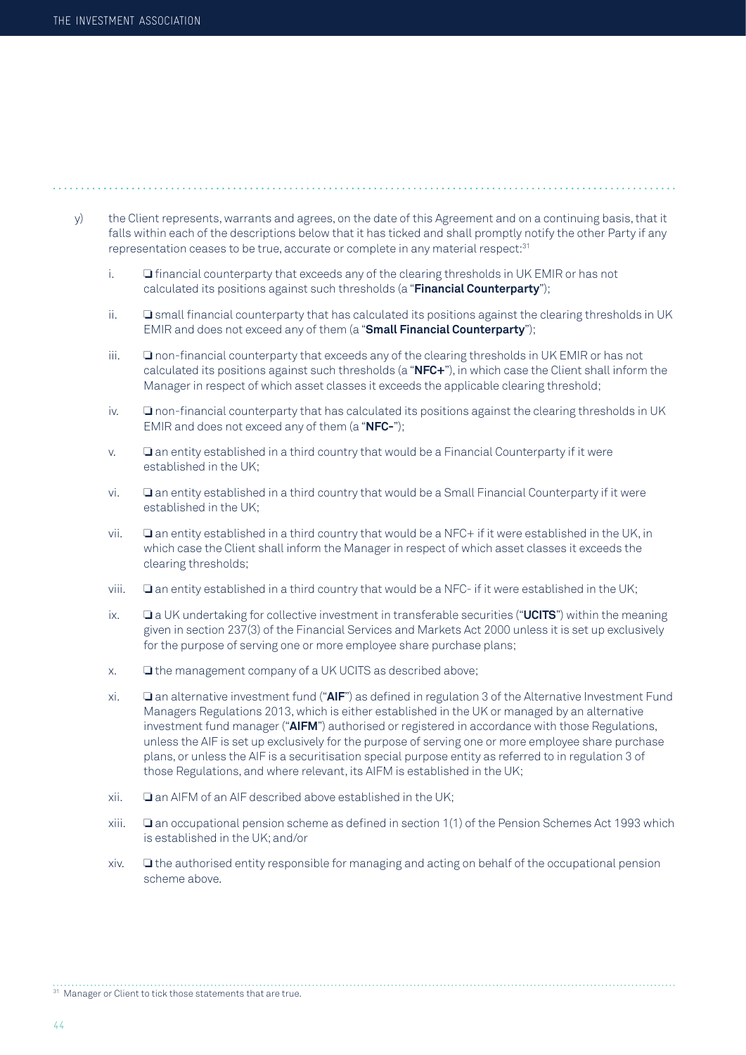y) the Client represents, warrants and agrees, on the date of this Agreement and on a continuing basis, that it falls within each of the descriptions below that it has ticked and shall promptly notify the other Party if any representation ceases to be true, accurate or complete in any material respect:[31]

   i. ❏ financial counterparty that exceeds any of the clearing thresholds in UK EMIR or has not calculated its positions against such thresholds (a "**Financial Counterparty**");

   ii. ❏ small financial counterparty that has calculated its positions against the clearing thresholds in UK EMIR and does not exceed any of them (a "**Small Financial Counterparty**");

   iii. ❏ non-financial counterparty that exceeds any of the clearing thresholds in UK EMIR or has not calculated its positions against such thresholds (a "**NFC+**"), in which case the Client shall inform the Manager in respect of which asset classes it exceeds the applicable clearing threshold;

   iv. ❏ non-financial counterparty that has calculated its positions against the clearing thresholds in UK EMIR and does not exceed any of them (a "**NFC-**");

   v. ❏ an entity established in a third country that would be a Financial Counterparty if it were established in the UK;

   vi. ❏ an entity established in a third country that would be a Small Financial Counterparty if it were established in the UK;

   vii. ❏ an entity established in a third country that would be a NFC+ if it were established in the UK, in which case the Client shall inform the Manager in respect of which asset classes it exceeds the clearing thresholds;

   viii. ❏ an entity established in a third country that would be a NFC- if it were established in the UK;

   ix. ❏ a UK undertaking for collective investment in transferable securities ("**UCITS**") within the meaning given in section 237(3) of the Financial Services and Markets Act 2000 unless it is set up exclusively for the purpose of serving one or more employee share purchase plans;

   x. ❏ the management company of a UK UCITS as described above;

   xi. ❏ an alternative investment fund ("**AIF**") as defined in regulation 3 of the Alternative Investment Fund Managers Regulations 2013, which is either established in the UK or managed by an alternative investment fund manager ("**AIFM**") authorised or registered in accordance with those Regulations, unless the AIF is set up exclusively for the purpose of serving one or more employee share purchase plans, or unless the AIF is a securitisation special purpose entity as referred to in regulation 3 of those Regulations, and where relevant, its AIFM is established in the UK;

   xii. ❏ an AIFM of an AIF described above established in the UK;

   xiii. ❏ an occupational pension scheme as defined in section 1(1) of the Pension Schemes Act 1993 which is established in the UK; and/or

   xiv. ❏ the authorised entity responsible for managing and acting on behalf of the occupational pension scheme above.

[31] Manager or Client to tick those statements that are true.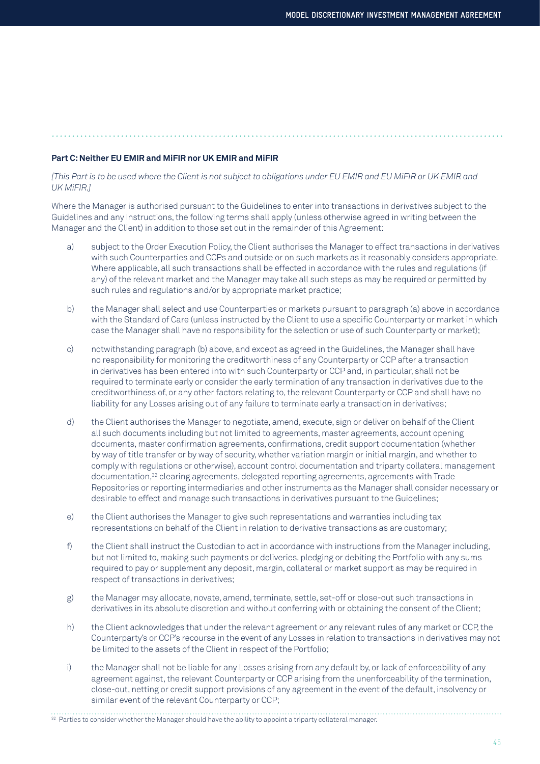**Part C: Neither EU EMIR and MiFIR nor UK EMIR and MiFIR**

*[This Part is to be used where the Client is not subject to obligations under EU EMIR and EU MiFIR or UK EMIR and UK MiFIR.]*

Where the Manager is authorised pursuant to the Guidelines to enter into transactions in derivatives subject to the Guidelines and any Instructions, the following terms shall apply (unless otherwise agreed in writing between the Manager and the Client) in addition to those set out in the remainder of this Agreement:

a) subject to the Order Execution Policy, the Client authorises the Manager to effect transactions in derivatives with such Counterparties and CCPs and outside or on such markets as it reasonably considers appropriate. Where applicable, all such transactions shall be effected in accordance with the rules and regulations (if any) of the relevant market and the Manager may take all such steps as may be required or permitted by such rules and regulations and/or by appropriate market practice;

b) the Manager shall select and use Counterparties or markets pursuant to paragraph (a) above in accordance with the Standard of Care (unless instructed by the Client to use a specific Counterparty or market in which case the Manager shall have no responsibility for the selection or use of such Counterparty or market);

c) notwithstanding paragraph (b) above, and except as agreed in the Guidelines, the Manager shall have no responsibility for monitoring the creditworthiness of any Counterparty or CCP after a transaction in derivatives has been entered into with such Counterparty or CCP and, in particular, shall not be required to terminate early or consider the early termination of any transaction in derivatives due to the creditworthiness of, or any other factors relating to, the relevant Counterparty or CCP and shall have no liability for any Losses arising out of any failure to terminate early a transaction in derivatives;

d) the Client authorises the Manager to negotiate, amend, execute, sign or deliver on behalf of the Client all such documents including but not limited to agreements, master agreements, account opening documents, master confirmation agreements, confirmations, credit support documentation (whether by way of title transfer or by way of security, whether variation margin or initial margin, and whether to comply with regulations or otherwise), account control documentation and triparty collateral management documentation,[32] clearing agreements, delegated reporting agreements, agreements with Trade Repositories or reporting intermediaries and other instruments as the Manager shall consider necessary or desirable to effect and manage such transactions in derivatives pursuant to the Guidelines;

e) the Client authorises the Manager to give such representations and warranties including tax representations on behalf of the Client in relation to derivative transactions as are customary;

f) the Client shall instruct the Custodian to act in accordance with instructions from the Manager including, but not limited to, making such payments or deliveries, pledging or debiting the Portfolio with any sums required to pay or supplement any deposit, margin, collateral or market support as may be required in respect of transactions in derivatives;

g) the Manager may allocate, novate, amend, terminate, settle, set-off or close-out such transactions in derivatives in its absolute discretion and without conferring with or obtaining the consent of the Client;

h) the Client acknowledges that under the relevant agreement or any relevant rules of any market or CCP, the Counterparty's or CCP's recourse in the event of any Losses in relation to transactions in derivatives may not be limited to the assets of the Client in respect of the Portfolio;

i) the Manager shall not be liable for any Losses arising from any default by, or lack of enforceability of any agreement against, the relevant Counterparty or CCP arising from the unenforceability of the termination, close-out, netting or credit support provisions of any agreement in the event of the default, insolvency or similar event of the relevant Counterparty or CCP;

[32] Parties to consider whether the Manager should have the ability to appoint a triparty collateral manager.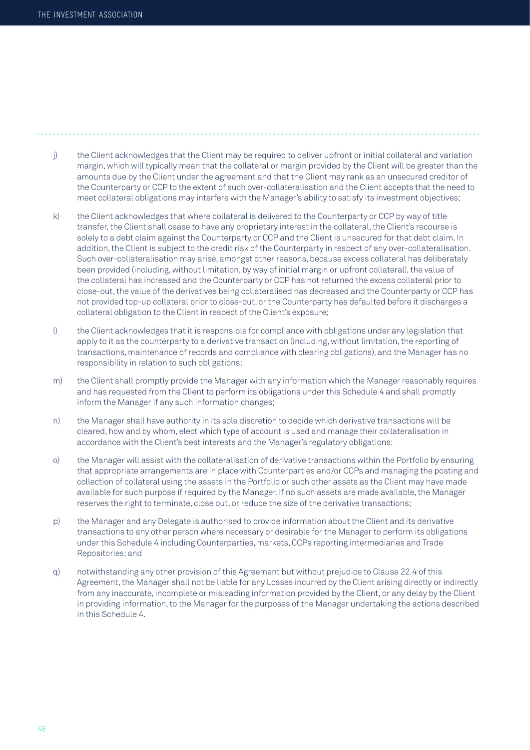j) the Client acknowledges that the Client may be required to deliver upfront or initial collateral and variation margin, which will typically mean that the collateral or margin provided by the Client will be greater than the amounts due by the Client under the agreement and that the Client may rank as an unsecured creditor of the Counterparty or CCP to the extent of such over-collateralisation and the Client accepts that the need to meet collateral obligations may interfere with the Manager's ability to satisfy its investment objectives;

k) the Client acknowledges that where collateral is delivered to the Counterparty or CCP by way of title transfer, the Client shall cease to have any proprietary interest in the collateral, the Client's recourse is solely to a debt claim against the Counterparty or CCP and the Client is unsecured for that debt claim. In addition, the Client is subject to the credit risk of the Counterparty in respect of any over-collateralisation. Such over-collateralisation may arise, amongst other reasons, because excess collateral has deliberately been provided (including, without limitation, by way of initial margin or upfront collateral), the value of the collateral has increased and the Counterparty or CCP has not returned the excess collateral prior to close-out, the value of the derivatives being collateralised has decreased and the Counterparty or CCP has not provided top-up collateral prior to close-out, or the Counterparty has defaulted before it discharges a collateral obligation to the Client in respect of the Client's exposure;

l) the Client acknowledges that it is responsible for compliance with obligations under any legislation that apply to it as the counterparty to a derivative transaction (including, without limitation, the reporting of transactions, maintenance of records and compliance with clearing obligations), and the Manager has no responsibility in relation to such obligations;

m) the Client shall promptly provide the Manager with any information which the Manager reasonably requires and has requested from the Client to perform its obligations under this Schedule 4 and shall promptly inform the Manager if any such information changes;

n) the Manager shall have authority in its sole discretion to decide which derivative transactions will be cleared, how and by whom, elect which type of account is used and manage their collateralisation in accordance with the Client's best interests and the Manager's regulatory obligations;

o) the Manager will assist with the collateralisation of derivative transactions within the Portfolio by ensuring that appropriate arrangements are in place with Counterparties and/or CCPs and managing the posting and collection of collateral using the assets in the Portfolio or such other assets as the Client may have made available for such purpose if required by the Manager. If no such assets are made available, the Manager reserves the right to terminate, close out, or reduce the size of the derivative transactions;

p) the Manager and any Delegate is authorised to provide information about the Client and its derivative transactions to any other person where necessary or desirable for the Manager to perform its obligations under this Schedule 4 including Counterparties, markets, CCPs reporting intermediaries and Trade Repositories; and

q) notwithstanding any other provision of this Agreement but without prejudice to Clause 22.4 of this Agreement, the Manager shall not be liable for any Losses incurred by the Client arising directly or indirectly from any inaccurate, incomplete or misleading information provided by the Client, or any delay by the Client in providing information, to the Manager for the purposes of the Manager undertaking the actions described in this Schedule 4.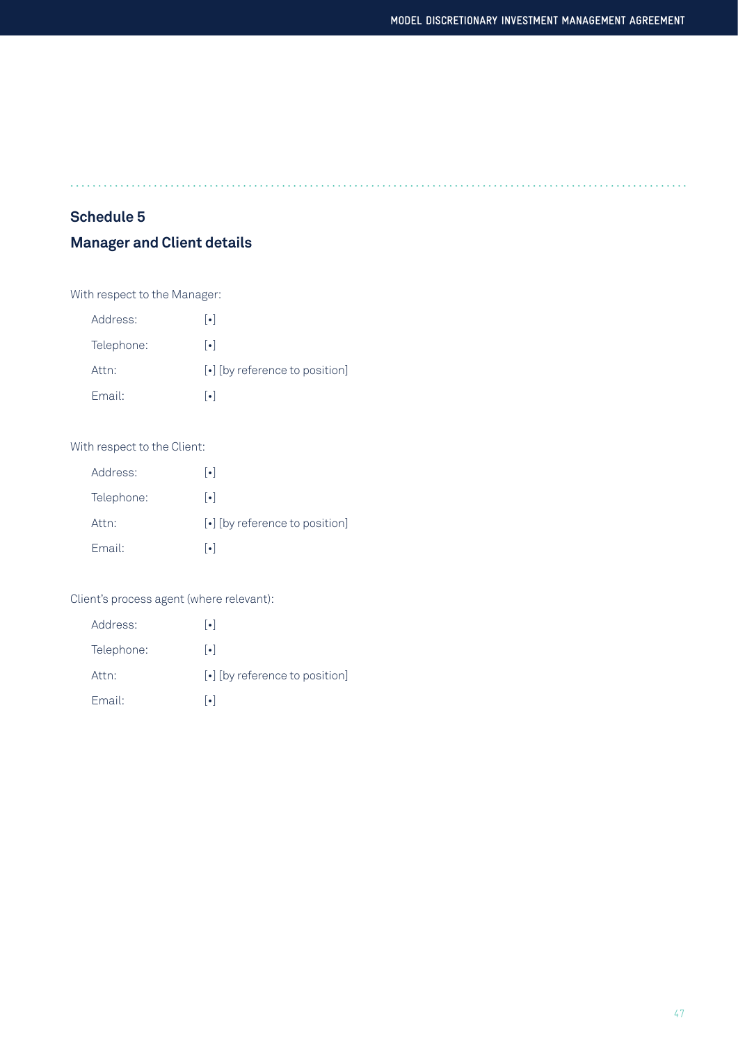## Schedule 5

## Manager and Client details

With respect to the Manager:

| | |
|---|---|
| Address: | [•] |
| Telephone: | [•] |
| Attn: | [•] [by reference to position] |
| Email: | [•] |

With respect to the Client:

| | |
|---|---|
| Address: | [•] |
| Telephone: | [•] |
| Attn: | [•] [by reference to position] |
| Email: | [•] |

Client's process agent (where relevant):

| | |
|---|---|
| Address: | [•] |
| Telephone: | [•] |
| Attn: | [•] [by reference to position] |
| Email: | [•] |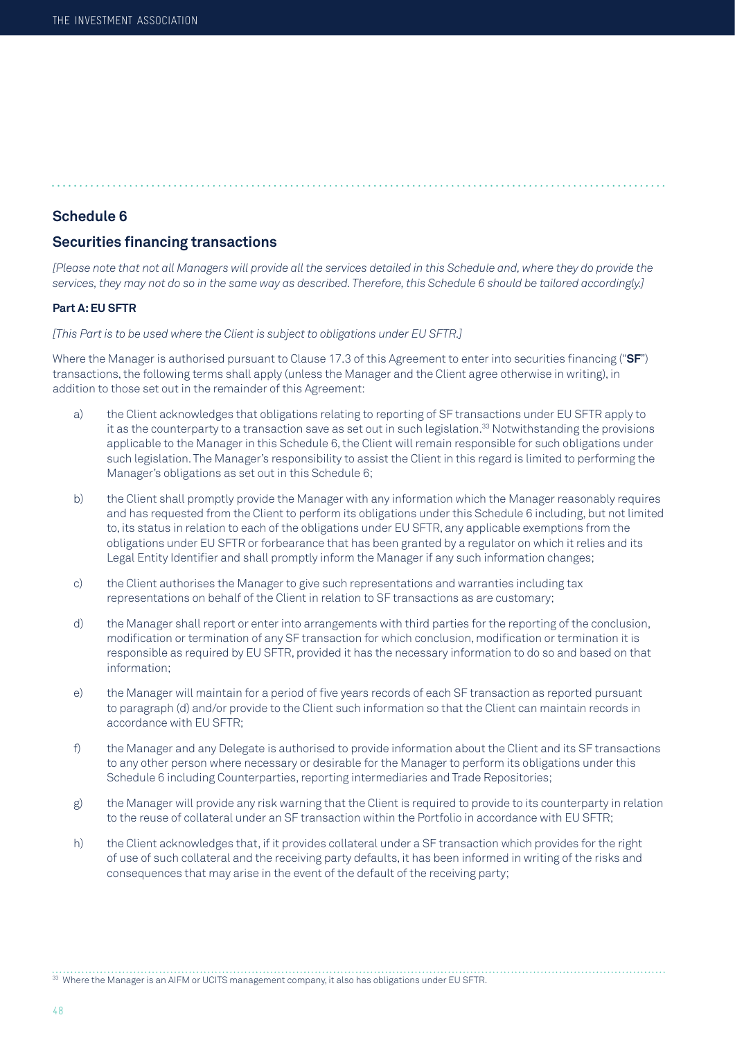## Schedule 6

## Securities financing transactions

*[Please note that not all Managers will provide all the services detailed in this Schedule and, where they do provide the services, they may not do so in the same way as described. Therefore, this Schedule 6 should be tailored accordingly.]*

**Part A: EU SFTR**

*[This Part is to be used where the Client is subject to obligations under EU SFTR.]*

Where the Manager is authorised pursuant to Clause 17.3 of this Agreement to enter into securities financing ("**SF**") transactions, the following terms shall apply (unless the Manager and the Client agree otherwise in writing), in addition to those set out in the remainder of this Agreement:

a) the Client acknowledges that obligations relating to reporting of SF transactions under EU SFTR apply to it as the counterparty to a transaction save as set out in such legislation.[33] Notwithstanding the provisions applicable to the Manager in this Schedule 6, the Client will remain responsible for such obligations under such legislation. The Manager's responsibility to assist the Client in this regard is limited to performing the Manager's obligations as set out in this Schedule 6;

b) the Client shall promptly provide the Manager with any information which the Manager reasonably requires and has requested from the Client to perform its obligations under this Schedule 6 including, but not limited to, its status in relation to each of the obligations under EU SFTR, any applicable exemptions from the obligations under EU SFTR or forbearance that has been granted by a regulator on which it relies and its Legal Entity Identifier and shall promptly inform the Manager if any such information changes;

c) the Client authorises the Manager to give such representations and warranties including tax representations on behalf of the Client in relation to SF transactions as are customary;

d) the Manager shall report or enter into arrangements with third parties for the reporting of the conclusion, modification or termination of any SF transaction for which conclusion, modification or termination it is responsible as required by EU SFTR, provided it has the necessary information to do so and based on that information;

e) the Manager will maintain for a period of five years records of each SF transaction as reported pursuant to paragraph (d) and/or provide to the Client such information so that the Client can maintain records in accordance with EU SFTR;

f) the Manager and any Delegate is authorised to provide information about the Client and its SF transactions to any other person where necessary or desirable for the Manager to perform its obligations under this Schedule 6 including Counterparties, reporting intermediaries and Trade Repositories;

g) the Manager will provide any risk warning that the Client is required to provide to its counterparty in relation to the reuse of collateral under an SF transaction within the Portfolio in accordance with EU SFTR;

h) the Client acknowledges that, if it provides collateral under a SF transaction which provides for the right of use of such collateral and the receiving party defaults, it has been informed in writing of the risks and consequences that may arise in the event of the default of the receiving party;

---

[33] Where the Manager is an AIFM or UCITS management company, it also has obligations under EU SFTR.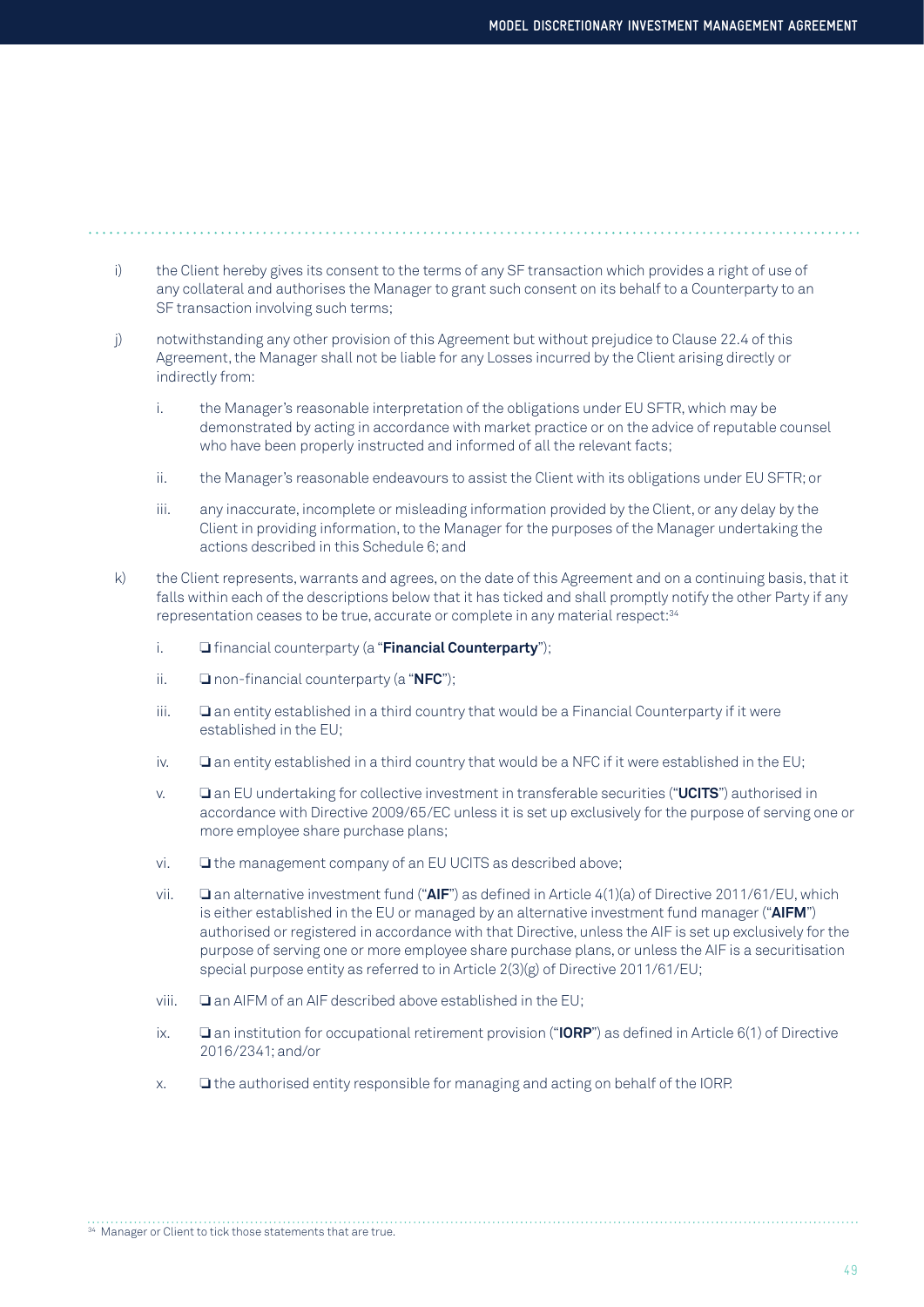i) the Client hereby gives its consent to the terms of any SF transaction which provides a right of use of any collateral and authorises the Manager to grant such consent on its behalf to a Counterparty to an SF transaction involving such terms;

j) notwithstanding any other provision of this Agreement but without prejudice to Clause 22.4 of this Agreement, the Manager shall not be liable for any Losses incurred by the Client arising directly or indirectly from:

   i. the Manager's reasonable interpretation of the obligations under EU SFTR, which may be demonstrated by acting in accordance with market practice or on the advice of reputable counsel who have been properly instructed and informed of all the relevant facts;

   ii. the Manager's reasonable endeavours to assist the Client with its obligations under EU SFTR; or

   iii. any inaccurate, incomplete or misleading information provided by the Client, or any delay by the Client in providing information, to the Manager for the purposes of the Manager undertaking the actions described in this Schedule 6; and

k) the Client represents, warrants and agrees, on the date of this Agreement and on a continuing basis, that it falls within each of the descriptions below that it has ticked and shall promptly notify the other Party if any representation ceases to be true, accurate or complete in any material respect:[34]

   i. ❏ financial counterparty (a "**Financial Counterparty**");

   ii. ❏ non-financial counterparty (a "**NFC**");

   iii. ❏ an entity established in a third country that would be a Financial Counterparty if it were established in the EU;

   iv. ❏ an entity established in a third country that would be a NFC if it were established in the EU;

   v. ❏ an EU undertaking for collective investment in transferable securities ("**UCITS**") authorised in accordance with Directive 2009/65/EC unless it is set up exclusively for the purpose of serving one or more employee share purchase plans;

   vi. ❏ the management company of an EU UCITS as described above;

   vii. ❏ an alternative investment fund ("**AIF**") as defined in Article 4(1)(a) of Directive 2011/61/EU, which is either established in the EU or managed by an alternative investment fund manager ("**AIFM**") authorised or registered in accordance with that Directive, unless the AIF is set up exclusively for the purpose of serving one or more employee share purchase plans, or unless the AIF is a securitisation special purpose entity as referred to in Article 2(3)(g) of Directive 2011/61/EU;

   viii. ❏ an AIFM of an AIF described above established in the EU;

   ix. ❏ an institution for occupational retirement provision ("**IORP**") as defined in Article 6(1) of Directive 2016/2341; and/or

   x. ❏ the authorised entity responsible for managing and acting on behalf of the IORP.

[34] Manager or Client to tick those statements that are true.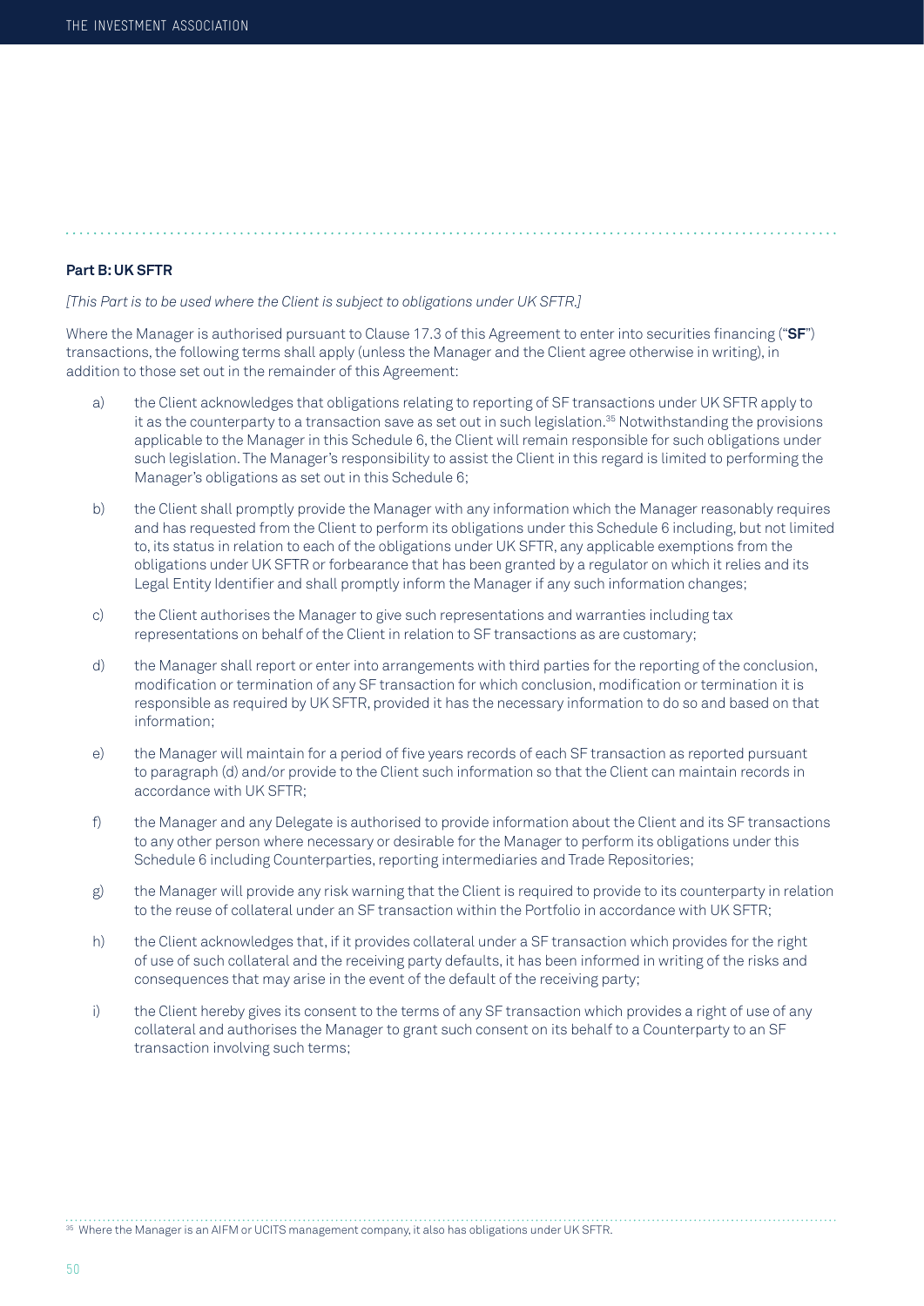**Part B: UK SFTR**

*[This Part is to be used where the Client is subject to obligations under UK SFTR.]*

Where the Manager is authorised pursuant to Clause 17.3 of this Agreement to enter into securities financing ("**SF**") transactions, the following terms shall apply (unless the Manager and the Client agree otherwise in writing), in addition to those set out in the remainder of this Agreement:

a) the Client acknowledges that obligations relating to reporting of SF transactions under UK SFTR apply to it as the counterparty to a transaction save as set out in such legislation.[35] Notwithstanding the provisions applicable to the Manager in this Schedule 6, the Client will remain responsible for such obligations under such legislation. The Manager's responsibility to assist the Client in this regard is limited to performing the Manager's obligations as set out in this Schedule 6;

b) the Client shall promptly provide the Manager with any information which the Manager reasonably requires and has requested from the Client to perform its obligations under this Schedule 6 including, but not limited to, its status in relation to each of the obligations under UK SFTR, any applicable exemptions from the obligations under UK SFTR or forbearance that has been granted by a regulator on which it relies and its Legal Entity Identifier and shall promptly inform the Manager if any such information changes;

c) the Client authorises the Manager to give such representations and warranties including tax representations on behalf of the Client in relation to SF transactions as are customary;

d) the Manager shall report or enter into arrangements with third parties for the reporting of the conclusion, modification or termination of any SF transaction for which conclusion, modification or termination it is responsible as required by UK SFTR, provided it has the necessary information to do so and based on that information;

e) the Manager will maintain for a period of five years records of each SF transaction as reported pursuant to paragraph (d) and/or provide to the Client such information so that the Client can maintain records in accordance with UK SFTR;

f) the Manager and any Delegate is authorised to provide information about the Client and its SF transactions to any other person where necessary or desirable for the Manager to perform its obligations under this Schedule 6 including Counterparties, reporting intermediaries and Trade Repositories;

g) the Manager will provide any risk warning that the Client is required to provide to its counterparty in relation to the reuse of collateral under an SF transaction within the Portfolio in accordance with UK SFTR;

h) the Client acknowledges that, if it provides collateral under a SF transaction which provides for the right of use of such collateral and the receiving party defaults, it has been informed in writing of the risks and consequences that may arise in the event of the default of the receiving party;

i) the Client hereby gives its consent to the terms of any SF transaction which provides a right of use of any collateral and authorises the Manager to grant such consent on its behalf to a Counterparty to an SF transaction involving such terms;

---

[35] Where the Manager is an AIFM or UCITS management company, it also has obligations under UK SFTR.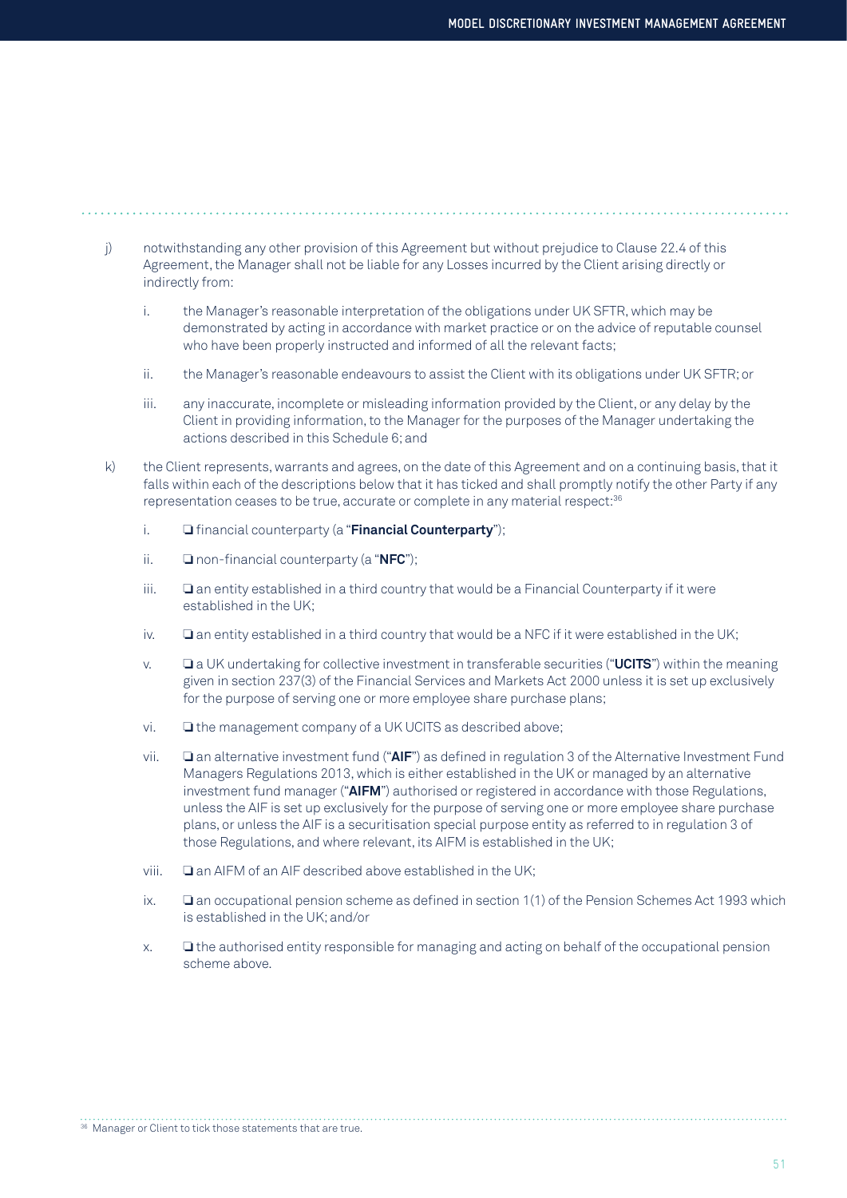j) notwithstanding any other provision of this Agreement but without prejudice to Clause 22.4 of this Agreement, the Manager shall not be liable for any Losses incurred by the Client arising directly or indirectly from:

   i. the Manager's reasonable interpretation of the obligations under UK SFTR, which may be demonstrated by acting in accordance with market practice or on the advice of reputable counsel who have been properly instructed and informed of all the relevant facts;

   ii. the Manager's reasonable endeavours to assist the Client with its obligations under UK SFTR; or

   iii. any inaccurate, incomplete or misleading information provided by the Client, or any delay by the Client in providing information, to the Manager for the purposes of the Manager undertaking the actions described in this Schedule 6; and

k) the Client represents, warrants and agrees, on the date of this Agreement and on a continuing basis, that it falls within each of the descriptions below that it has ticked and shall promptly notify the other Party if any representation ceases to be true, accurate or complete in any material respect:[36]

   i. ❏ financial counterparty (a "**Financial Counterparty**");

   ii. ❏ non-financial counterparty (a "**NFC**");

   iii. ❏ an entity established in a third country that would be a Financial Counterparty if it were established in the UK;

   iv. ❏ an entity established in a third country that would be a NFC if it were established in the UK;

   v. ❏ a UK undertaking for collective investment in transferable securities ("**UCITS**") within the meaning given in section 237(3) of the Financial Services and Markets Act 2000 unless it is set up exclusively for the purpose of serving one or more employee share purchase plans;

   vi. ❏ the management company of a UK UCITS as described above;

   vii. ❏ an alternative investment fund ("**AIF**") as defined in regulation 3 of the Alternative Investment Fund Managers Regulations 2013, which is either established in the UK or managed by an alternative investment fund manager ("**AIFM**") authorised or registered in accordance with those Regulations, unless the AIF is set up exclusively for the purpose of serving one or more employee share purchase plans, or unless the AIF is a securitisation special purpose entity as referred to in regulation 3 of those Regulations, and where relevant, its AIFM is established in the UK;

   viii. ❏ an AIFM of an AIF described above established in the UK;

   ix. ❏ an occupational pension scheme as defined in section 1(1) of the Pension Schemes Act 1993 which is established in the UK; and/or

   x. ❏ the authorised entity responsible for managing and acting on behalf of the occupational pension scheme above.

[36] Manager or Client to tick those statements that are true.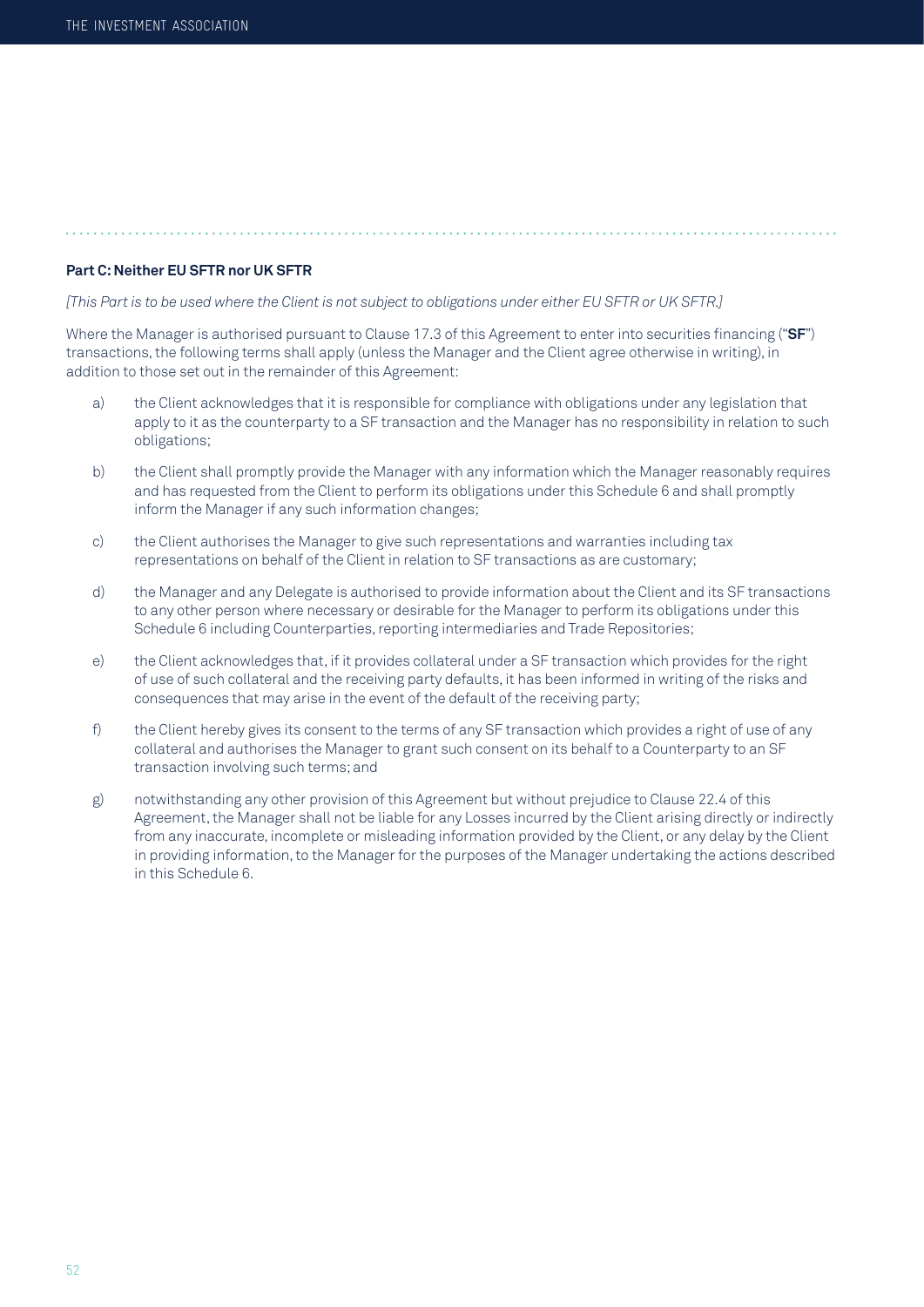**Part C: Neither EU SFTR nor UK SFTR**

*[This Part is to be used where the Client is not subject to obligations under either EU SFTR or UK SFTR.]*

Where the Manager is authorised pursuant to Clause 17.3 of this Agreement to enter into securities financing ("**SF**") transactions, the following terms shall apply (unless the Manager and the Client agree otherwise in writing), in addition to those set out in the remainder of this Agreement:

a) the Client acknowledges that it is responsible for compliance with obligations under any legislation that apply to it as the counterparty to a SF transaction and the Manager has no responsibility in relation to such obligations;

b) the Client shall promptly provide the Manager with any information which the Manager reasonably requires and has requested from the Client to perform its obligations under this Schedule 6 and shall promptly inform the Manager if any such information changes;

c) the Client authorises the Manager to give such representations and warranties including tax representations on behalf of the Client in relation to SF transactions as are customary;

d) the Manager and any Delegate is authorised to provide information about the Client and its SF transactions to any other person where necessary or desirable for the Manager to perform its obligations under this Schedule 6 including Counterparties, reporting intermediaries and Trade Repositories;

e) the Client acknowledges that, if it provides collateral under a SF transaction which provides for the right of use of such collateral and the receiving party defaults, it has been informed in writing of the risks and consequences that may arise in the event of the default of the receiving party;

f) the Client hereby gives its consent to the terms of any SF transaction which provides a right of use of any collateral and authorises the Manager to grant such consent on its behalf to a Counterparty to an SF transaction involving such terms; and

g) notwithstanding any other provision of this Agreement but without prejudice to Clause 22.4 of this Agreement, the Manager shall not be liable for any Losses incurred by the Client arising directly or indirectly from any inaccurate, incomplete or misleading information provided by the Client, or any delay by the Client in providing information, to the Manager for the purposes of the Manager undertaking the actions described in this Schedule 6.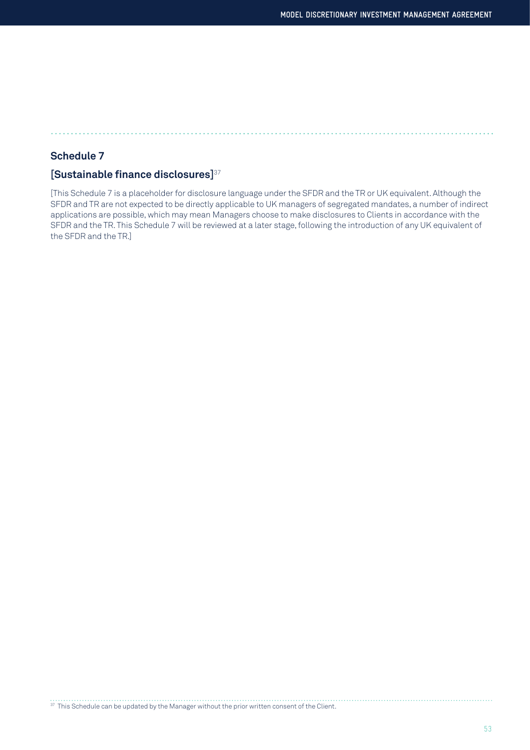## Schedule 7

## [Sustainable finance disclosures][37]

[This Schedule 7 is a placeholder for disclosure language under the SFDR and the TR or UK equivalent. Although the SFDR and TR are not expected to be directly applicable to UK managers of segregated mandates, a number of indirect applications are possible, which may mean Managers choose to make disclosures to Clients in accordance with the SFDR and the TR. This Schedule 7 will be reviewed at a later stage, following the introduction of any UK equivalent of the SFDR and the TR.]

[37] This Schedule can be updated by the Manager without the prior written consent of the Client.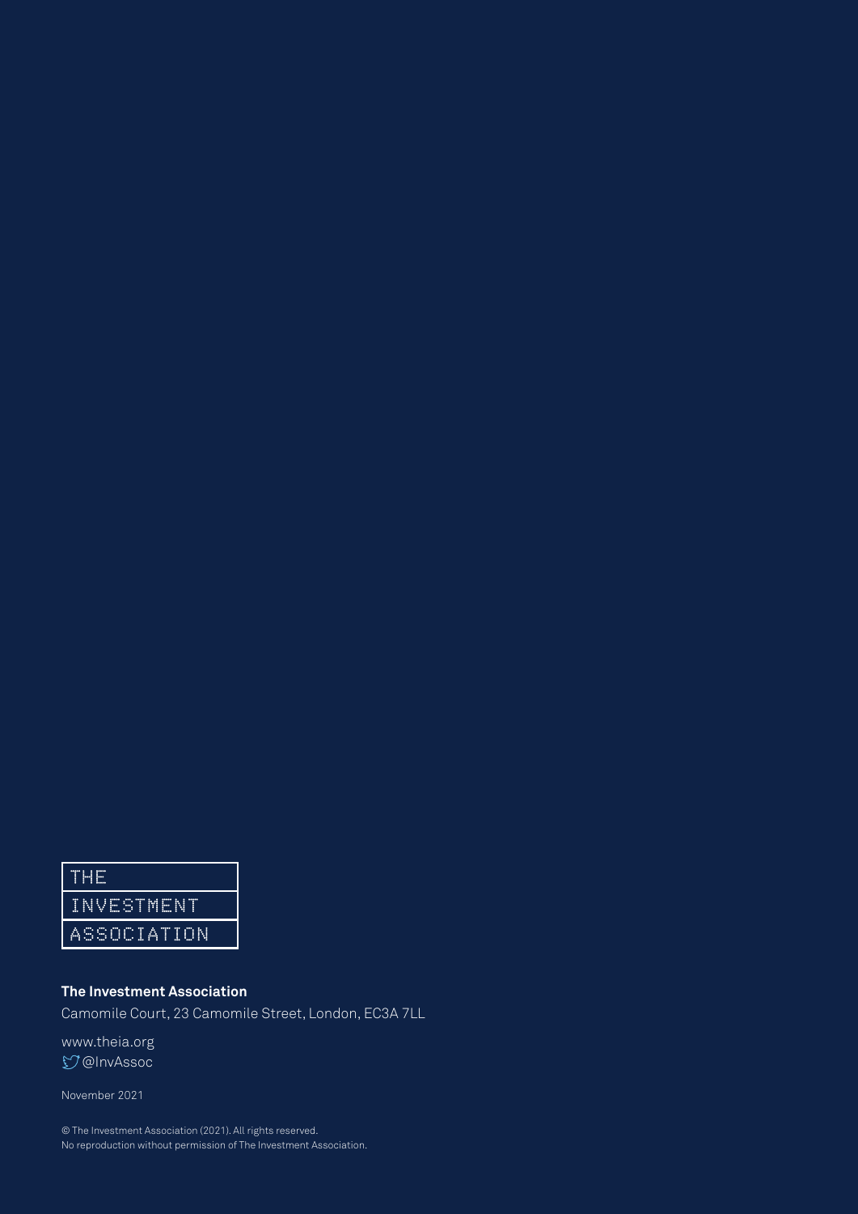THE
INVESTMENT
ASSOCIATION

**The Investment Association**

Camomile Court, 23 Camomile Street, London, EC3A 7LL

www.theia.org
@InvAssoc

November 2021

© The Investment Association (2021). All rights reserved.
No reproduction without permission of The Investment Association.